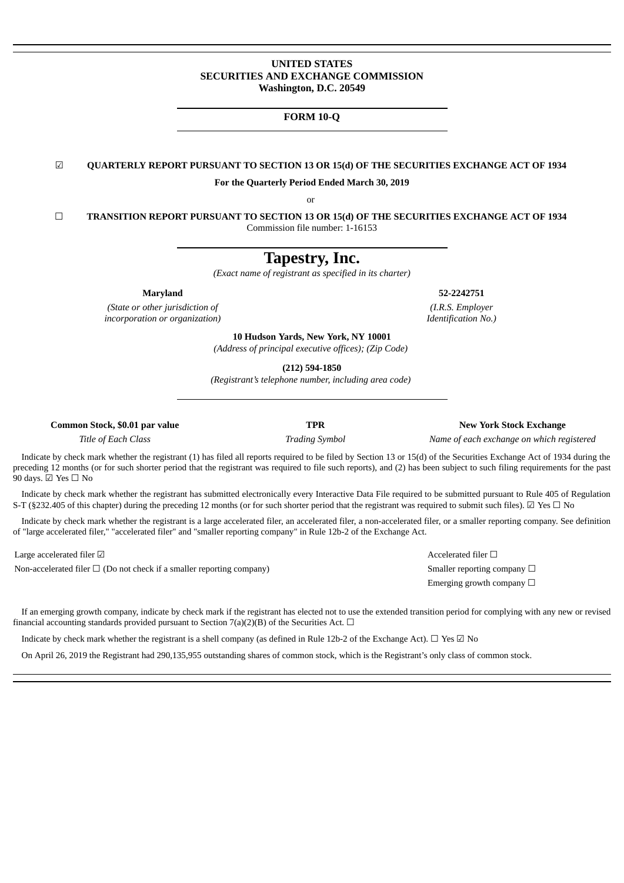**UNITED STATES**
**SECURITIES AND EXCHANGE COMMISSION**
**Washington, D.C. 20549**

**FORM 10-Q**

☑ **QUARTERLY REPORT PURSUANT TO SECTION 13 OR 15(d) OF THE SECURITIES EXCHANGE ACT OF 1934**

**For the Quarterly Period Ended March 30, 2019**

or

☐ **TRANSITION REPORT PURSUANT TO SECTION 13 OR 15(d) OF THE SECURITIES EXCHANGE ACT OF 1934**

Commission file number: 1-16153

# Tapestry, Inc.

*(Exact name of registrant as specified in its charter)*

| **Maryland** | **52-2242751** |
|---|---|
| *(State or other jurisdiction of incorporation or organization)* | *(I.R.S. Employer Identification No.)* |

**10 Hudson Yards, New York, NY 10001**
*(Address of principal executive offices); (Zip Code)*

**(212) 594-1850**
*(Registrant's telephone number, including area code)*

| **Common Stock, $0.01 par value** | **TPR** | **New York Stock Exchange** |
|---|---|---|
| *Title of Each Class* | *Trading Symbol* | *Name of each exchange on which registered* |

Indicate by check mark whether the registrant (1) has filed all reports required to be filed by Section 13 or 15(d) of the Securities Exchange Act of 1934 during the preceding 12 months (or for such shorter period that the registrant was required to file such reports), and (2) has been subject to such filing requirements for the past 90 days. ☑ Yes ☐ No

Indicate by check mark whether the registrant has submitted electronically every Interactive Data File required to be submitted pursuant to Rule 405 of Regulation S-T (§232.405 of this chapter) during the preceding 12 months (or for such shorter period that the registrant was required to submit such files). ☑ Yes ☐ No

Indicate by check mark whether the registrant is a large accelerated filer, an accelerated filer, a non-accelerated filer, or a smaller reporting company. See definition of "large accelerated filer," "accelerated filer" and "smaller reporting company" in Rule 12b-2 of the Exchange Act.

| | |
|---|---|
| Large accelerated filer ☑ | Accelerated filer ☐ |
| Non-accelerated filer ☐ (Do not check if a smaller reporting company) | Smaller reporting company ☐ |
| | Emerging growth company ☐ |

If an emerging growth company, indicate by check mark if the registrant has elected not to use the extended transition period for complying with any new or revised financial accounting standards provided pursuant to Section 7(a)(2)(B) of the Securities Act. ☐

Indicate by check mark whether the registrant is a shell company (as defined in Rule 12b-2 of the Exchange Act). ☐ Yes ☑ No

On April 26, 2019 the Registrant had 290,135,955 outstanding shares of common stock, which is the Registrant's only class of common stock.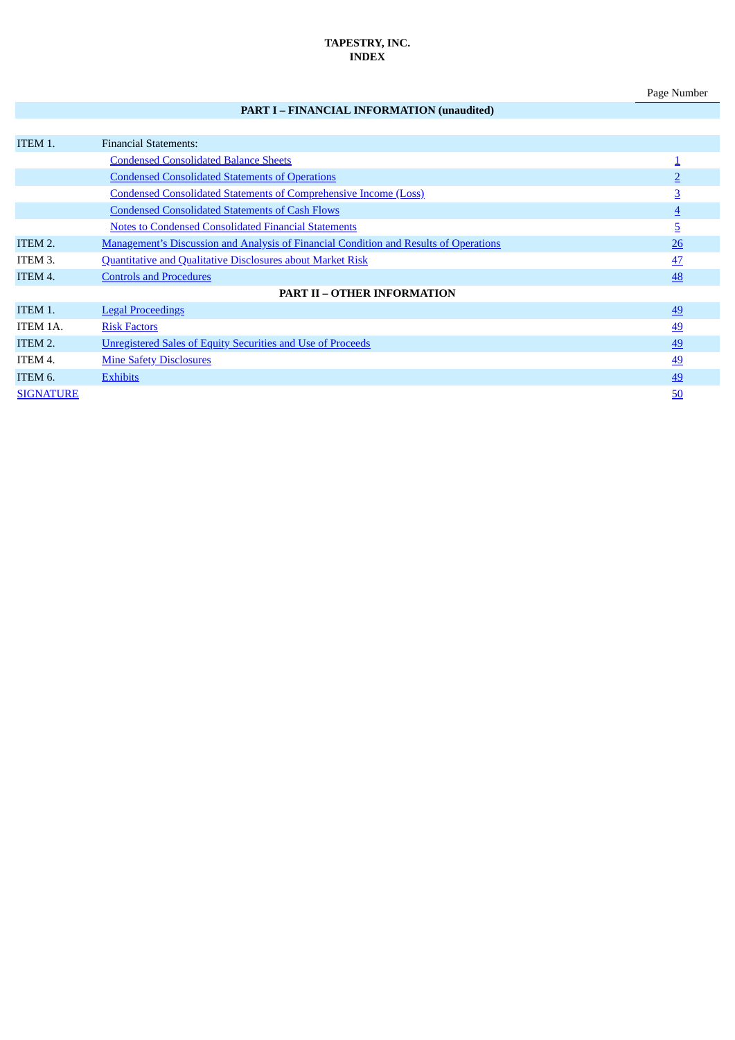**TAPESTRY, INC.**
**INDEX**

| | | Page Number |
|---|---|---|
| | **PART I – FINANCIAL INFORMATION (unaudited)** | |
| ITEM 1. | Financial Statements: | |
| | Condensed Consolidated Balance Sheets | 1 |
| | Condensed Consolidated Statements of Operations | 2 |
| | Condensed Consolidated Statements of Comprehensive Income (Loss) | 3 |
| | Condensed Consolidated Statements of Cash Flows | 4 |
| | Notes to Condensed Consolidated Financial Statements | 5 |
| ITEM 2. | Management's Discussion and Analysis of Financial Condition and Results of Operations | 26 |
| ITEM 3. | Quantitative and Qualitative Disclosures about Market Risk | 47 |
| ITEM 4. | Controls and Procedures | 48 |
| | **PART II – OTHER INFORMATION** | |
| ITEM 1. | Legal Proceedings | 49 |
| ITEM 1A. | Risk Factors | 49 |
| ITEM 2. | Unregistered Sales of Equity Securities and Use of Proceeds | 49 |
| ITEM 4. | Mine Safety Disclosures | 49 |
| ITEM 6. | Exhibits | 49 |
| SIGNATURE | | 50 |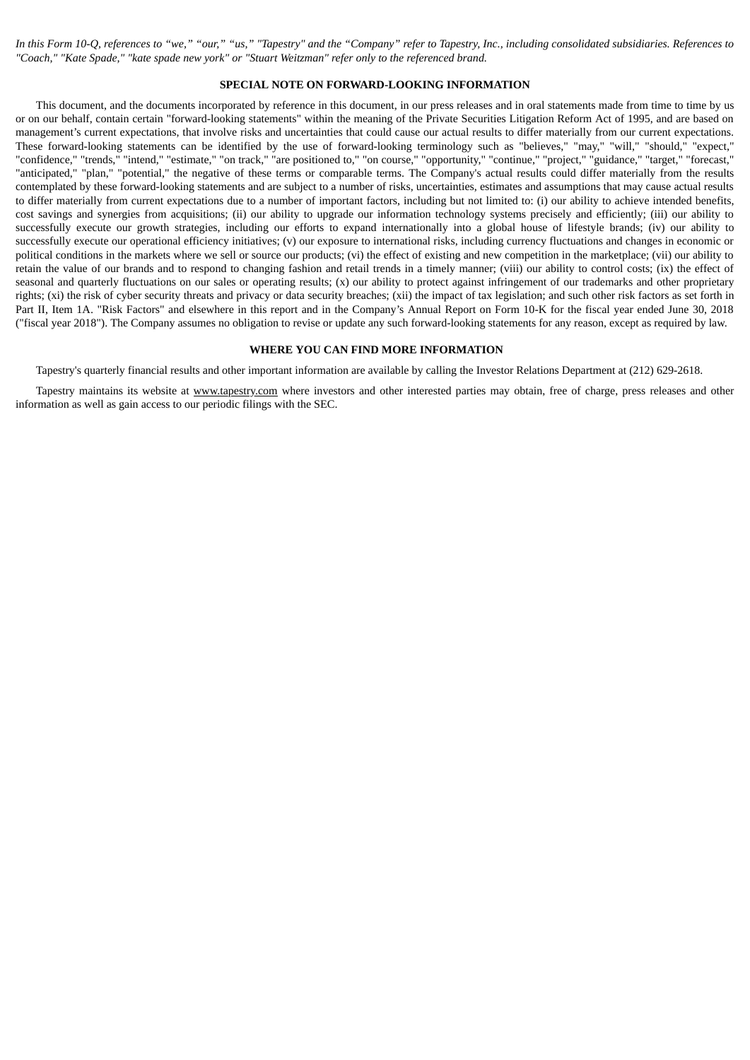*In this Form 10-Q, references to “we,” “our,” “us,” "Tapestry" and the “Company” refer to Tapestry, Inc., including consolidated subsidiaries. References to "Coach," "Kate Spade," "kate spade new york" or "Stuart Weitzman" refer only to the referenced brand.*

**SPECIAL NOTE ON FORWARD-LOOKING INFORMATION**

This document, and the documents incorporated by reference in this document, in our press releases and in oral statements made from time to time by us or on our behalf, contain certain "forward-looking statements" within the meaning of the Private Securities Litigation Reform Act of 1995, and are based on management’s current expectations, that involve risks and uncertainties that could cause our actual results to differ materially from our current expectations. These forward-looking statements can be identified by the use of forward-looking terminology such as "believes," "may," "will," "should," "expect," "confidence," "trends," "intend," "estimate," "on track," "are positioned to," "on course," "opportunity," "continue," "project," "guidance," "target," "forecast," "anticipated," "plan," "potential," the negative of these terms or comparable terms. The Company's actual results could differ materially from the results contemplated by these forward-looking statements and are subject to a number of risks, uncertainties, estimates and assumptions that may cause actual results to differ materially from current expectations due to a number of important factors, including but not limited to: (i) our ability to achieve intended benefits, cost savings and synergies from acquisitions; (ii) our ability to upgrade our information technology systems precisely and efficiently; (iii) our ability to successfully execute our growth strategies, including our efforts to expand internationally into a global house of lifestyle brands; (iv) our ability to successfully execute our operational efficiency initiatives; (v) our exposure to international risks, including currency fluctuations and changes in economic or political conditions in the markets where we sell or source our products; (vi) the effect of existing and new competition in the marketplace; (vii) our ability to retain the value of our brands and to respond to changing fashion and retail trends in a timely manner; (viii) our ability to control costs; (ix) the effect of seasonal and quarterly fluctuations on our sales or operating results; (x) our ability to protect against infringement of our trademarks and other proprietary rights; (xi) the risk of cyber security threats and privacy or data security breaches; (xii) the impact of tax legislation; and such other risk factors as set forth in Part II, Item 1A. "Risk Factors" and elsewhere in this report and in the Company’s Annual Report on Form 10-K for the fiscal year ended June 30, 2018 ("fiscal year 2018"). The Company assumes no obligation to revise or update any such forward-looking statements for any reason, except as required by law.

**WHERE YOU CAN FIND MORE INFORMATION**

Tapestry's quarterly financial results and other important information are available by calling the Investor Relations Department at (212) 629-2618.

Tapestry maintains its website at www.tapestry.com where investors and other interested parties may obtain, free of charge, press releases and other information as well as gain access to our periodic filings with the SEC.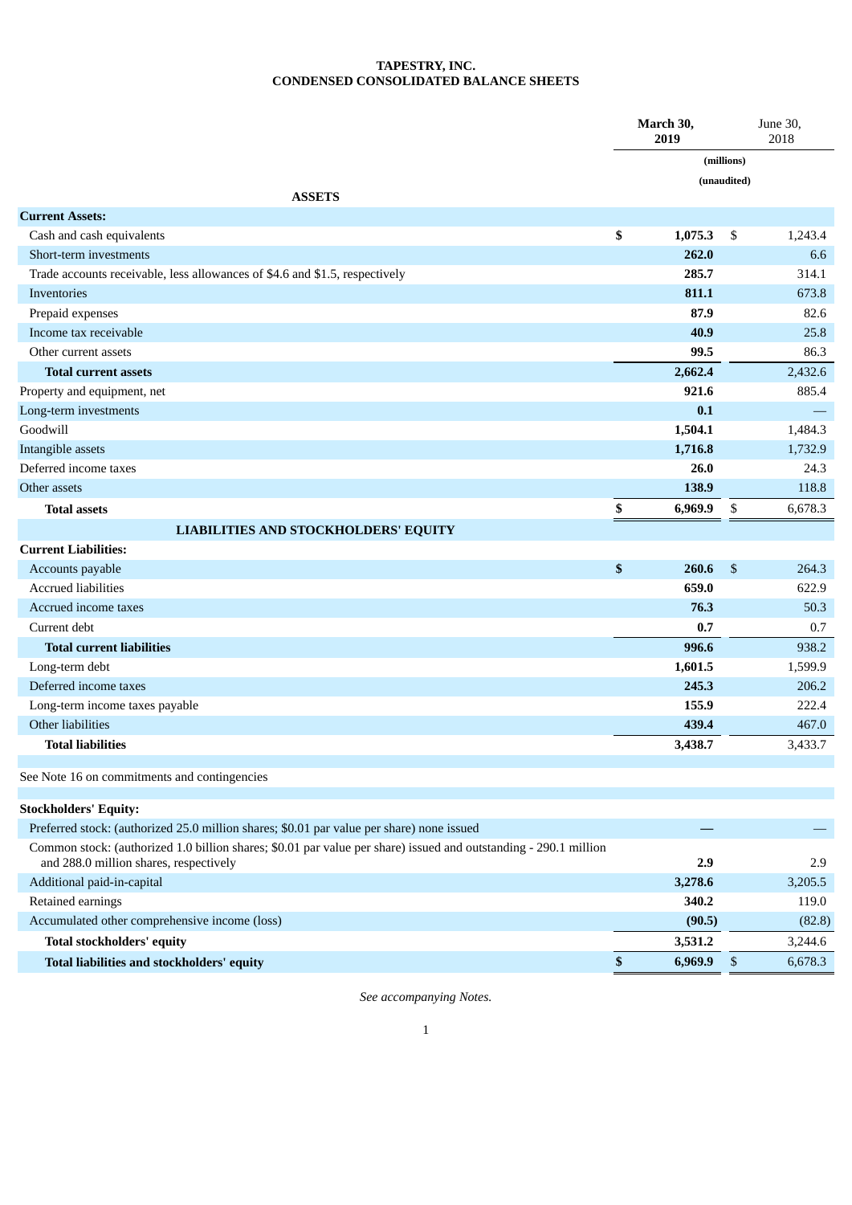# TAPESTRY, INC.
## CONDENSED CONSOLIDATED BALANCE SHEETS

| | March 30, 2019 | June 30, 2018 |
|---|---|---|
| | (millions) | |
| | (unaudited) | |
| **ASSETS** | | |
| **Current Assets:** | | |
| Cash and cash equivalents | **$ 1,075.3** | $ 1,243.4 |
| Short-term investments | **262.0** | 6.6 |
| Trade accounts receivable, less allowances of $4.6 and $1.5, respectively | **285.7** | 314.1 |
| Inventories | **811.1** | 673.8 |
| Prepaid expenses | **87.9** | 82.6 |
| Income tax receivable | **40.9** | 25.8 |
| Other current assets | **99.5** | 86.3 |
| **Total current assets** | **2,662.4** | 2,432.6 |
| Property and equipment, net | **921.6** | 885.4 |
| Long-term investments | **0.1** | — |
| Goodwill | **1,504.1** | 1,484.3 |
| Intangible assets | **1,716.8** | 1,732.9 |
| Deferred income taxes | **26.0** | 24.3 |
| Other assets | **138.9** | 118.8 |
| **Total assets** | **$ 6,969.9** | $ 6,678.3 |
| **LIABILITIES AND STOCKHOLDERS' EQUITY** | | |
| **Current Liabilities:** | | |
| Accounts payable | **$ 260.6** | $ 264.3 |
| Accrued liabilities | **659.0** | 622.9 |
| Accrued income taxes | **76.3** | 50.3 |
| Current debt | **0.7** | 0.7 |
| **Total current liabilities** | **996.6** | 938.2 |
| Long-term debt | **1,601.5** | 1,599.9 |
| Deferred income taxes | **245.3** | 206.2 |
| Long-term income taxes payable | **155.9** | 222.4 |
| Other liabilities | **439.4** | 467.0 |
| **Total liabilities** | **3,438.7** | 3,433.7 |
| | | |
| See Note 16 on commitments and contingencies | | |
| | | |
| **Stockholders' Equity:** | | |
| Preferred stock: (authorized 25.0 million shares; $0.01 par value per share) none issued | **—** | — |
| Common stock: (authorized 1.0 billion shares; $0.01 par value per share) issued and outstanding - 290.1 million and 288.0 million shares, respectively | **2.9** | 2.9 |
| Additional paid-in-capital | **3,278.6** | 3,205.5 |
| Retained earnings | **340.2** | 119.0 |
| Accumulated other comprehensive income (loss) | **(90.5)** | (82.8) |
| **Total stockholders' equity** | **3,531.2** | 3,244.6 |
| **Total liabilities and stockholders' equity** | **$ 6,969.9** | $ 6,678.3 |

*See accompanying Notes.*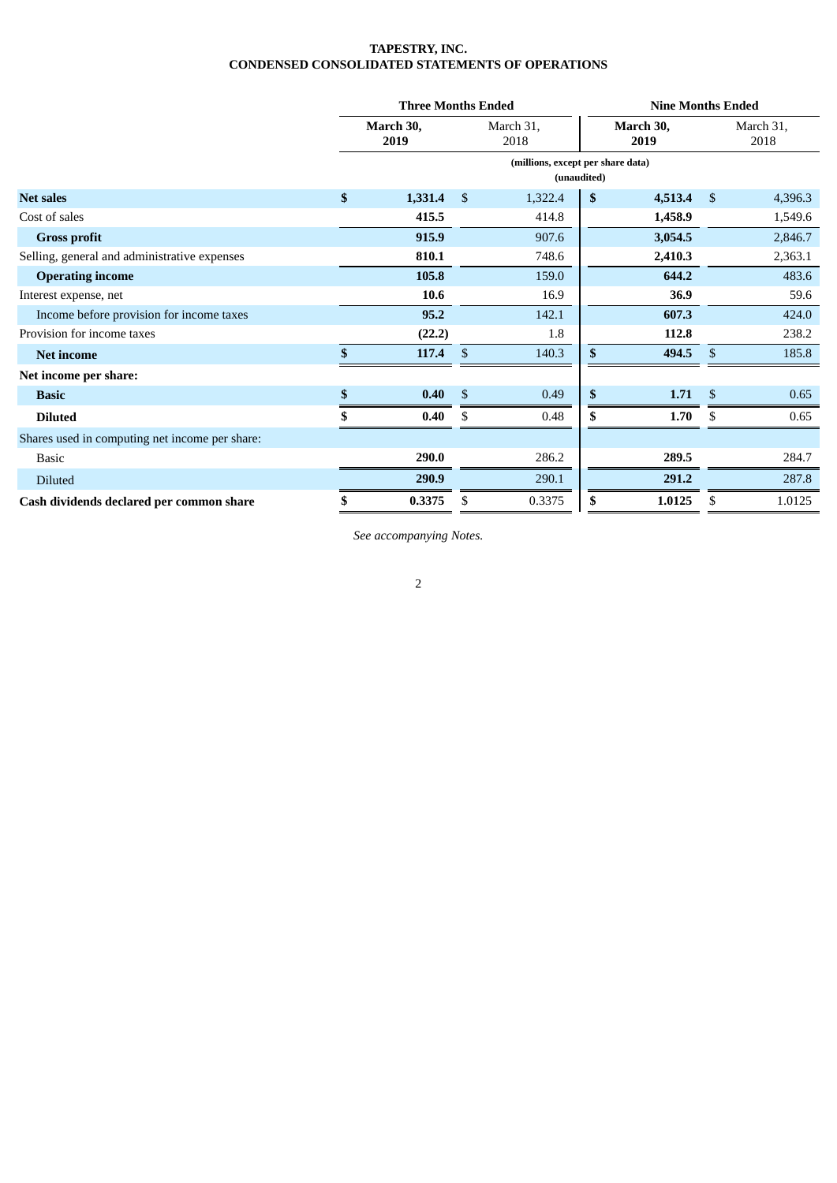**TAPESTRY, INC.**
**CONDENSED CONSOLIDATED STATEMENTS OF OPERATIONS**

| | Three Months Ended | | Nine Months Ended | |
|---|---|---|---|---|
| | **March 30, 2019** | March 31, 2018 | **March 30, 2019** | March 31, 2018 |
| | (millions, except per share data) (unaudited) | | | |
| **Net sales** | **$ 1,331.4** | $ 1,322.4 | **$ 4,513.4** | $ 4,396.3 |
| Cost of sales | **415.5** | 414.8 | **1,458.9** | 1,549.6 |
| **Gross profit** | **915.9** | 907.6 | **3,054.5** | 2,846.7 |
| Selling, general and administrative expenses | **810.1** | 748.6 | **2,410.3** | 2,363.1 |
| **Operating income** | **105.8** | 159.0 | **644.2** | 483.6 |
| Interest expense, net | **10.6** | 16.9 | **36.9** | 59.6 |
| Income before provision for income taxes | **95.2** | 142.1 | **607.3** | 424.0 |
| Provision for income taxes | **(22.2)** | 1.8 | **112.8** | 238.2 |
| **Net income** | **$ 117.4** | $ 140.3 | **$ 494.5** | $ 185.8 |
| **Net income per share:** | | | | |
| **Basic** | **$ 0.40** | $ 0.49 | **$ 1.71** | $ 0.65 |
| **Diluted** | **$ 0.40** | $ 0.48 | **$ 1.70** | $ 0.65 |
| Shares used in computing net income per share: | | | | |
| Basic | **290.0** | 286.2 | **289.5** | 284.7 |
| Diluted | **290.9** | 290.1 | **291.2** | 287.8 |
| **Cash dividends declared per common share** | **$ 0.3375** | $ 0.3375 | **$ 1.0125** | $ 1.0125 |

*See accompanying Notes.*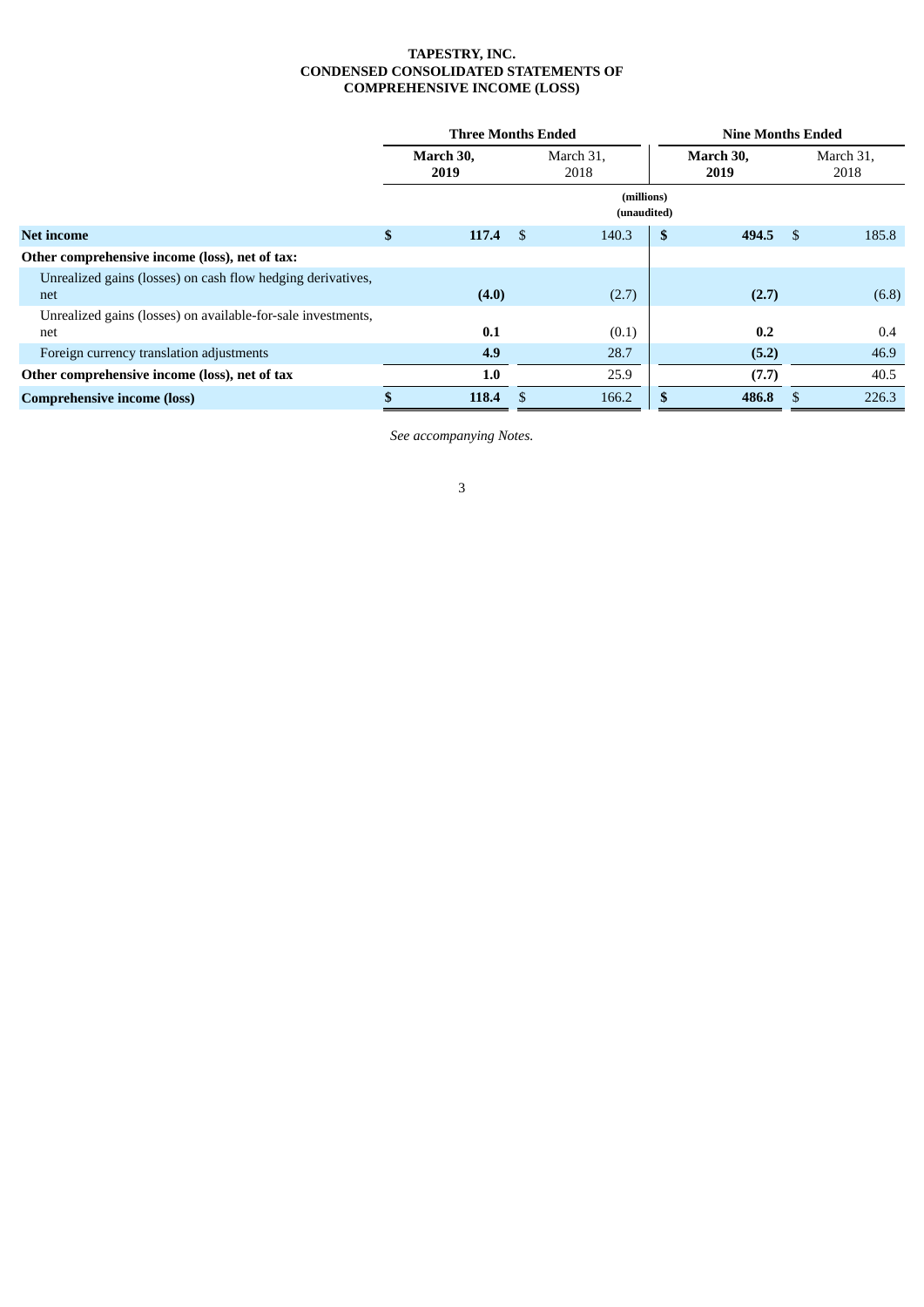**TAPESTRY, INC.**
**CONDENSED CONSOLIDATED STATEMENTS OF**
**COMPREHENSIVE INCOME (LOSS)**

| | Three Months Ended | | Nine Months Ended | |
|---|---|---|---|---|
| | **March 30, 2019** | March 31, 2018 | **March 30, 2019** | March 31, 2018 |
| | (millions) (unaudited) | | | |
| **Net income** | **$ 117.4** | $ 140.3 | **$ 494.5** | $ 185.8 |
| **Other comprehensive income (loss), net of tax:** | | | | |
| Unrealized gains (losses) on cash flow hedging derivatives, net | **(4.0)** | (2.7) | **(2.7)** | (6.8) |
| Unrealized gains (losses) on available-for-sale investments, net | **0.1** | (0.1) | **0.2** | 0.4 |
| Foreign currency translation adjustments | **4.9** | 28.7 | **(5.2)** | 46.9 |
| **Other comprehensive income (loss), net of tax** | **1.0** | 25.9 | **(7.7)** | 40.5 |
| **Comprehensive income (loss)** | **$ 118.4** | $ 166.2 | **$ 486.8** | $ 226.3 |

*See accompanying Notes.*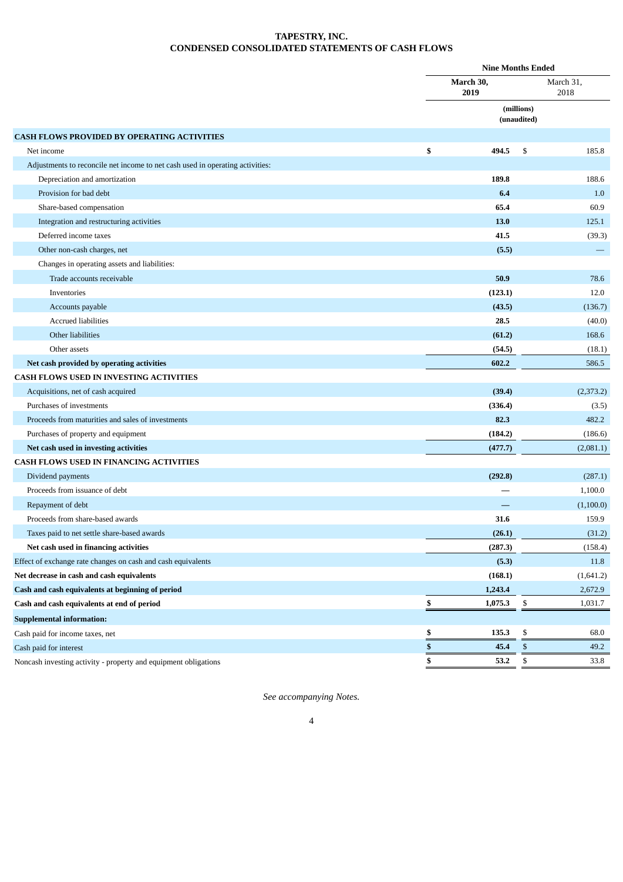# TAPESTRY, INC.
## CONDENSED CONSOLIDATED STATEMENTS OF CASH FLOWS

| | Nine Months Ended | |
|---|---|---|
| | **March 30, 2019** | March 31, 2018 |
| | (millions) (unaudited) | |
| **CASH FLOWS PROVIDED BY OPERATING ACTIVITIES** | | |
| Net income | **$ 494.5** | $ 185.8 |
| Adjustments to reconcile net income to net cash used in operating activities: | | |
| Depreciation and amortization | **189.8** | 188.6 |
| Provision for bad debt | **6.4** | 1.0 |
| Share-based compensation | **65.4** | 60.9 |
| Integration and restructuring activities | **13.0** | 125.1 |
| Deferred income taxes | **41.5** | (39.3) |
| Other non-cash charges, net | **(5.5)** | — |
| Changes in operating assets and liabilities: | | |
| Trade accounts receivable | **50.9** | 78.6 |
| Inventories | **(123.1)** | 12.0 |
| Accounts payable | **(43.5)** | (136.7) |
| Accrued liabilities | **28.5** | (40.0) |
| Other liabilities | **(61.2)** | 168.6 |
| Other assets | **(54.5)** | (18.1) |
| **Net cash provided by operating activities** | **602.2** | 586.5 |
| **CASH FLOWS USED IN INVESTING ACTIVITIES** | | |
| Acquisitions, net of cash acquired | **(39.4)** | (2,373.2) |
| Purchases of investments | **(336.4)** | (3.5) |
| Proceeds from maturities and sales of investments | **82.3** | 482.2 |
| Purchases of property and equipment | **(184.2)** | (186.6) |
| **Net cash used in investing activities** | **(477.7)** | (2,081.1) |
| **CASH FLOWS USED IN FINANCING ACTIVITIES** | | |
| Dividend payments | **(292.8)** | (287.1) |
| Proceeds from issuance of debt | — | 1,100.0 |
| Repayment of debt | **—** | (1,100.0) |
| Proceeds from share-based awards | **31.6** | 159.9 |
| Taxes paid to net settle share-based awards | **(26.1)** | (31.2) |
| **Net cash used in financing activities** | **(287.3)** | (158.4) |
| Effect of exchange rate changes on cash and cash equivalents | **(5.3)** | 11.8 |
| **Net decrease in cash and cash equivalents** | **(168.1)** | (1,641.2) |
| **Cash and cash equivalents at beginning of period** | **1,243.4** | 2,672.9 |
| **Cash and cash equivalents at end of period** | **$ 1,075.3** | $ 1,031.7 |
| **Supplemental information:** | | |
| Cash paid for income taxes, net | **$ 135.3** | $ 68.0 |
| Cash paid for interest | **$ 45.4** | $ 49.2 |
| Noncash investing activity - property and equipment obligations | **$ 53.2** | $ 33.8 |

*See accompanying Notes.*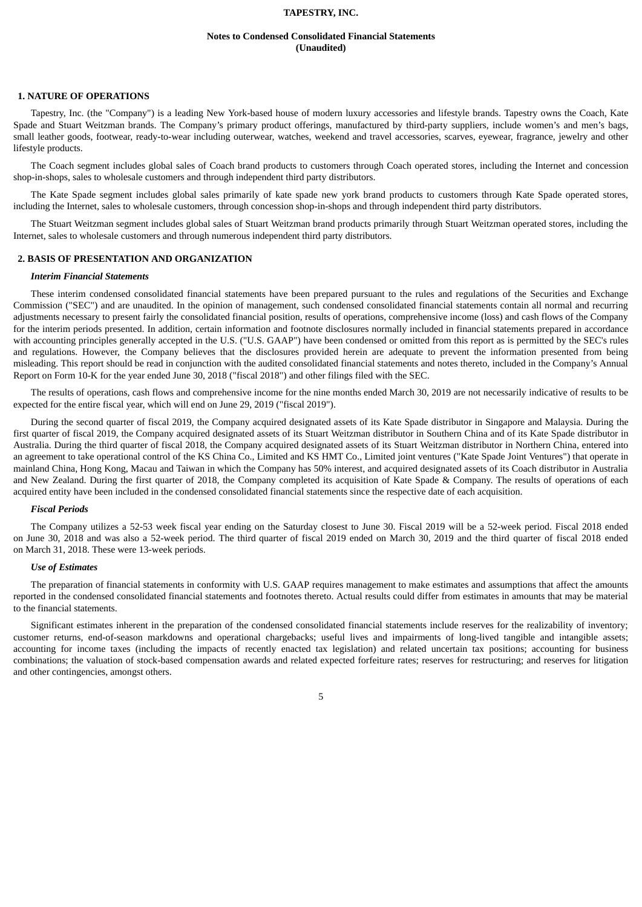**TAPESTRY, INC.**

**Notes to Condensed Consolidated Financial Statements (Unaudited)**

## 1. NATURE OF OPERATIONS

Tapestry, Inc. (the "Company") is a leading New York-based house of modern luxury accessories and lifestyle brands. Tapestry owns the Coach, Kate Spade and Stuart Weitzman brands. The Company's primary product offerings, manufactured by third-party suppliers, include women's and men's bags, small leather goods, footwear, ready-to-wear including outerwear, watches, weekend and travel accessories, scarves, eyewear, fragrance, jewelry and other lifestyle products.

The Coach segment includes global sales of Coach brand products to customers through Coach operated stores, including the Internet and concession shop-in-shops, sales to wholesale customers and through independent third party distributors.

The Kate Spade segment includes global sales primarily of kate spade new york brand products to customers through Kate Spade operated stores, including the Internet, sales to wholesale customers, through concession shop-in-shops and through independent third party distributors.

The Stuart Weitzman segment includes global sales of Stuart Weitzman brand products primarily through Stuart Weitzman operated stores, including the Internet, sales to wholesale customers and through numerous independent third party distributors.

## 2. BASIS OF PRESENTATION AND ORGANIZATION

### *Interim Financial Statements*

These interim condensed consolidated financial statements have been prepared pursuant to the rules and regulations of the Securities and Exchange Commission ("SEC") and are unaudited. In the opinion of management, such condensed consolidated financial statements contain all normal and recurring adjustments necessary to present fairly the consolidated financial position, results of operations, comprehensive income (loss) and cash flows of the Company for the interim periods presented. In addition, certain information and footnote disclosures normally included in financial statements prepared in accordance with accounting principles generally accepted in the U.S. ("U.S. GAAP") have been condensed or omitted from this report as is permitted by the SEC's rules and regulations. However, the Company believes that the disclosures provided herein are adequate to prevent the information presented from being misleading. This report should be read in conjunction with the audited consolidated financial statements and notes thereto, included in the Company's Annual Report on Form 10-K for the year ended June 30, 2018 ("fiscal 2018") and other filings filed with the SEC.

The results of operations, cash flows and comprehensive income for the nine months ended March 30, 2019 are not necessarily indicative of results to be expected for the entire fiscal year, which will end on June 29, 2019 ("fiscal 2019").

During the second quarter of fiscal 2019, the Company acquired designated assets of its Kate Spade distributor in Singapore and Malaysia. During the first quarter of fiscal 2019, the Company acquired designated assets of its Stuart Weitzman distributor in Southern China and of its Kate Spade distributor in Australia. During the third quarter of fiscal 2018, the Company acquired designated assets of its Stuart Weitzman distributor in Northern China, entered into an agreement to take operational control of the KS China Co., Limited and KS HMT Co., Limited joint ventures ("Kate Spade Joint Ventures") that operate in mainland China, Hong Kong, Macau and Taiwan in which the Company has 50% interest, and acquired designated assets of its Coach distributor in Australia and New Zealand. During the first quarter of 2018, the Company completed its acquisition of Kate Spade & Company. The results of operations of each acquired entity have been included in the condensed consolidated financial statements since the respective date of each acquisition.

### *Fiscal Periods*

The Company utilizes a 52-53 week fiscal year ending on the Saturday closest to June 30. Fiscal 2019 will be a 52-week period. Fiscal 2018 ended on June 30, 2018 and was also a 52-week period. The third quarter of fiscal 2019 ended on March 30, 2019 and the third quarter of fiscal 2018 ended on March 31, 2018. These were 13-week periods.

### *Use of Estimates*

The preparation of financial statements in conformity with U.S. GAAP requires management to make estimates and assumptions that affect the amounts reported in the condensed consolidated financial statements and footnotes thereto. Actual results could differ from estimates in amounts that may be material to the financial statements.

Significant estimates inherent in the preparation of the condensed consolidated financial statements include reserves for the realizability of inventory; customer returns, end-of-season markdowns and operational chargebacks; useful lives and impairments of long-lived tangible and intangible assets; accounting for income taxes (including the impacts of recently enacted tax legislation) and related uncertain tax positions; accounting for business combinations; the valuation of stock-based compensation awards and related expected forfeiture rates; reserves for restructuring; and reserves for litigation and other contingencies, amongst others.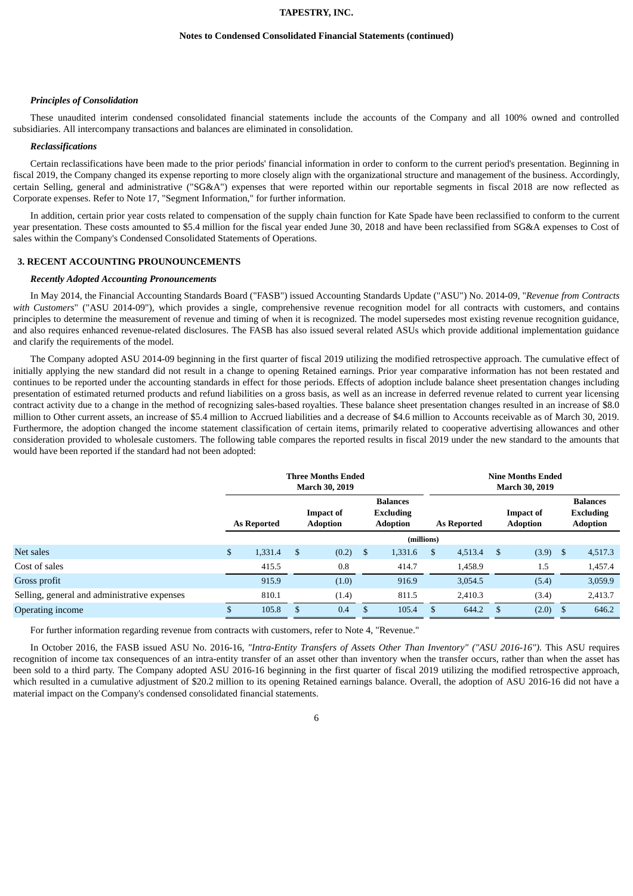### *Principles of Consolidation*

These unaudited interim condensed consolidated financial statements include the accounts of the Company and all 100% owned and controlled subsidiaries. All intercompany transactions and balances are eliminated in consolidation.

### *Reclassifications*

Certain reclassifications have been made to the prior periods' financial information in order to conform to the current period's presentation. Beginning in fiscal 2019, the Company changed its expense reporting to more closely align with the organizational structure and management of the business. Accordingly, certain Selling, general and administrative ("SG&A") expenses that were reported within our reportable segments in fiscal 2018 are now reflected as Corporate expenses. Refer to Note 17, "Segment Information," for further information.

In addition, certain prior year costs related to compensation of the supply chain function for Kate Spade have been reclassified to conform to the current year presentation. These costs amounted to $5.4 million for the fiscal year ended June 30, 2018 and have been reclassified from SG&A expenses to Cost of sales within the Company's Condensed Consolidated Statements of Operations.

## 3. RECENT ACCOUNTING PROUNOUNCEMENTS

### *Recently Adopted Accounting Pronouncements*

In May 2014, the Financial Accounting Standards Board ("FASB") issued Accounting Standards Update ("ASU") No. 2014-09, "*Revenue from Contracts with Customers*" ("ASU 2014-09"), which provides a single, comprehensive revenue recognition model for all contracts with customers, and contains principles to determine the measurement of revenue and timing of when it is recognized. The model supersedes most existing revenue recognition guidance, and also requires enhanced revenue-related disclosures. The FASB has also issued several related ASUs which provide additional implementation guidance and clarify the requirements of the model.

The Company adopted ASU 2014-09 beginning in the first quarter of fiscal 2019 utilizing the modified retrospective approach. The cumulative effect of initially applying the new standard did not result in a change to opening Retained earnings. Prior year comparative information has not been restated and continues to be reported under the accounting standards in effect for those periods. Effects of adoption include balance sheet presentation changes including presentation of estimated returned products and refund liabilities on a gross basis, as well as an increase in deferred revenue related to current year licensing contract activity due to a change in the method of recognizing sales-based royalties. These balance sheet presentation changes resulted in an increase of $8.0 million to Other current assets, an increase of $5.4 million to Accrued liabilities and a decrease of $4.6 million to Accounts receivable as of March 30, 2019. Furthermore, the adoption changed the income statement classification of certain items, primarily related to cooperative advertising allowances and other consideration provided to wholesale customers. The following table compares the reported results in fiscal 2019 under the new standard to the amounts that would have been reported if the standard had not been adopted:

| | Three Months Ended March 30, 2019 | | | Nine Months Ended March 30, 2019 | | |
|---|---|---|---|---|---|---|
| | As Reported | Impact of Adoption | Balances Excluding Adoption | As Reported | Impact of Adoption | Balances Excluding Adoption |
| | (millions) | | | | | |
| Net sales | $ 1,331.4 | $ (0.2) | $ 1,331.6 | $ 4,513.4 | $ (3.9) | $ 4,517.3 |
| Cost of sales | 415.5 | 0.8 | 414.7 | 1,458.9 | 1.5 | 1,457.4 |
| Gross profit | 915.9 | (1.0) | 916.9 | 3,054.5 | (5.4) | 3,059.9 |
| Selling, general and administrative expenses | 810.1 | (1.4) | 811.5 | 2,410.3 | (3.4) | 2,413.7 |
| Operating income | $ 105.8 | $ 0.4 | $ 105.4 | $ 644.2 | $ (2.0) | $ 646.2 |

For further information regarding revenue from contracts with customers, refer to Note 4, "Revenue."

In October 2016, the FASB issued ASU No. 2016-16, *"Intra-Entity Transfers of Assets Other Than Inventory" ("ASU 2016-16")*. This ASU requires recognition of income tax consequences of an intra-entity transfer of an asset other than inventory when the transfer occurs, rather than when the asset has been sold to a third party. The Company adopted ASU 2016-16 beginning in the first quarter of fiscal 2019 utilizing the modified retrospective approach, which resulted in a cumulative adjustment of $20.2 million to its opening Retained earnings balance. Overall, the adoption of ASU 2016-16 did not have a material impact on the Company's condensed consolidated financial statements.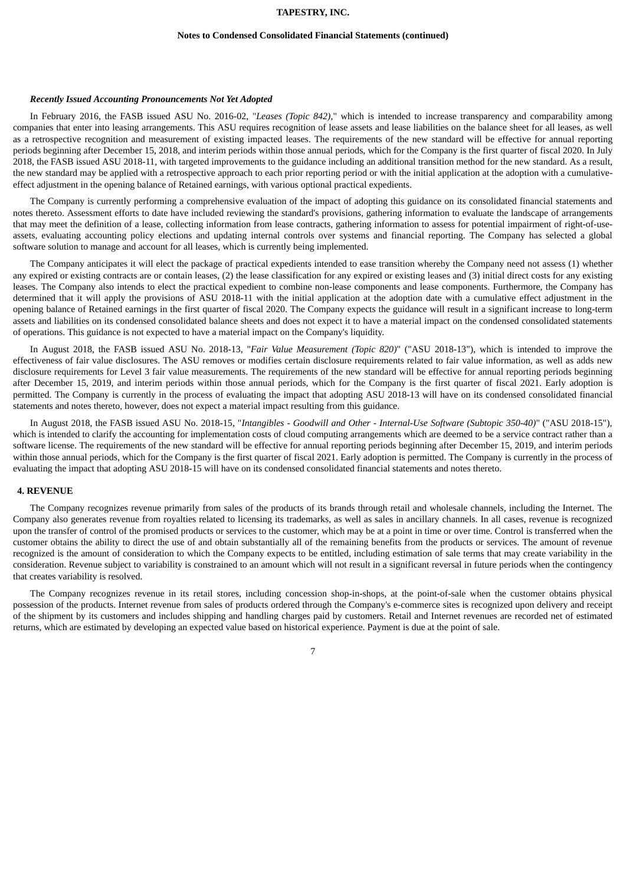### *Recently Issued Accounting Pronouncements Not Yet Adopted*

In February 2016, the FASB issued ASU No. 2016-02, "*Leases (Topic 842)*," which is intended to increase transparency and comparability among companies that enter into leasing arrangements. This ASU requires recognition of lease assets and lease liabilities on the balance sheet for all leases, as well as a retrospective recognition and measurement of existing impacted leases. The requirements of the new standard will be effective for annual reporting periods beginning after December 15, 2018, and interim periods within those annual periods, which for the Company is the first quarter of fiscal 2020. In July 2018, the FASB issued ASU 2018-11, with targeted improvements to the guidance including an additional transition method for the new standard. As a result, the new standard may be applied with a retrospective approach to each prior reporting period or with the initial application at the adoption with a cumulative-effect adjustment in the opening balance of Retained earnings, with various optional practical expedients.

The Company is currently performing a comprehensive evaluation of the impact of adopting this guidance on its consolidated financial statements and notes thereto. Assessment efforts to date have included reviewing the standard's provisions, gathering information to evaluate the landscape of arrangements that may meet the definition of a lease, collecting information from lease contracts, gathering information to assess for potential impairment of right-of-use-assets, evaluating accounting policy elections and updating internal controls over systems and financial reporting. The Company has selected a global software solution to manage and account for all leases, which is currently being implemented.

The Company anticipates it will elect the package of practical expedients intended to ease transition whereby the Company need not assess (1) whether any expired or existing contracts are or contain leases, (2) the lease classification for any expired or existing leases and (3) initial direct costs for any existing leases. The Company also intends to elect the practical expedient to combine non-lease components and lease components. Furthermore, the Company has determined that it will apply the provisions of ASU 2018-11 with the initial application at the adoption date with a cumulative effect adjustment in the opening balance of Retained earnings in the first quarter of fiscal 2020. The Company expects the guidance will result in a significant increase to long-term assets and liabilities on its condensed consolidated balance sheets and does not expect it to have a material impact on the condensed consolidated statements of operations. This guidance is not expected to have a material impact on the Company's liquidity.

In August 2018, the FASB issued ASU No. 2018-13, "*Fair Value Measurement (Topic 820)*" ("ASU 2018-13"), which is intended to improve the effectiveness of fair value disclosures. The ASU removes or modifies certain disclosure requirements related to fair value information, as well as adds new disclosure requirements for Level 3 fair value measurements. The requirements of the new standard will be effective for annual reporting periods beginning after December 15, 2019, and interim periods within those annual periods, which for the Company is the first quarter of fiscal 2021. Early adoption is permitted. The Company is currently in the process of evaluating the impact that adopting ASU 2018-13 will have on its condensed consolidated financial statements and notes thereto, however, does not expect a material impact resulting from this guidance.

In August 2018, the FASB issued ASU No. 2018-15, "*Intangibles - Goodwill and Other - Internal-Use Software (Subtopic 350-40)*" ("ASU 2018-15"), which is intended to clarify the accounting for implementation costs of cloud computing arrangements which are deemed to be a service contract rather than a software license. The requirements of the new standard will be effective for annual reporting periods beginning after December 15, 2019, and interim periods within those annual periods, which for the Company is the first quarter of fiscal 2021. Early adoption is permitted. The Company is currently in the process of evaluating the impact that adopting ASU 2018-15 will have on its condensed consolidated financial statements and notes thereto.

## 4. REVENUE

The Company recognizes revenue primarily from sales of the products of its brands through retail and wholesale channels, including the Internet. The Company also generates revenue from royalties related to licensing its trademarks, as well as sales in ancillary channels. In all cases, revenue is recognized upon the transfer of control of the promised products or services to the customer, which may be at a point in time or over time. Control is transferred when the customer obtains the ability to direct the use of and obtain substantially all of the remaining benefits from the products or services. The amount of revenue recognized is the amount of consideration to which the Company expects to be entitled, including estimation of sale terms that may create variability in the consideration. Revenue subject to variability is constrained to an amount which will not result in a significant reversal in future periods when the contingency that creates variability is resolved.

The Company recognizes revenue in its retail stores, including concession shop-in-shops, at the point-of-sale when the customer obtains physical possession of the products. Internet revenue from sales of products ordered through the Company's e-commerce sites is recognized upon delivery and receipt of the shipment by its customers and includes shipping and handling charges paid by customers. Retail and Internet revenues are recorded net of estimated returns, which are estimated by developing an expected value based on historical experience. Payment is due at the point of sale.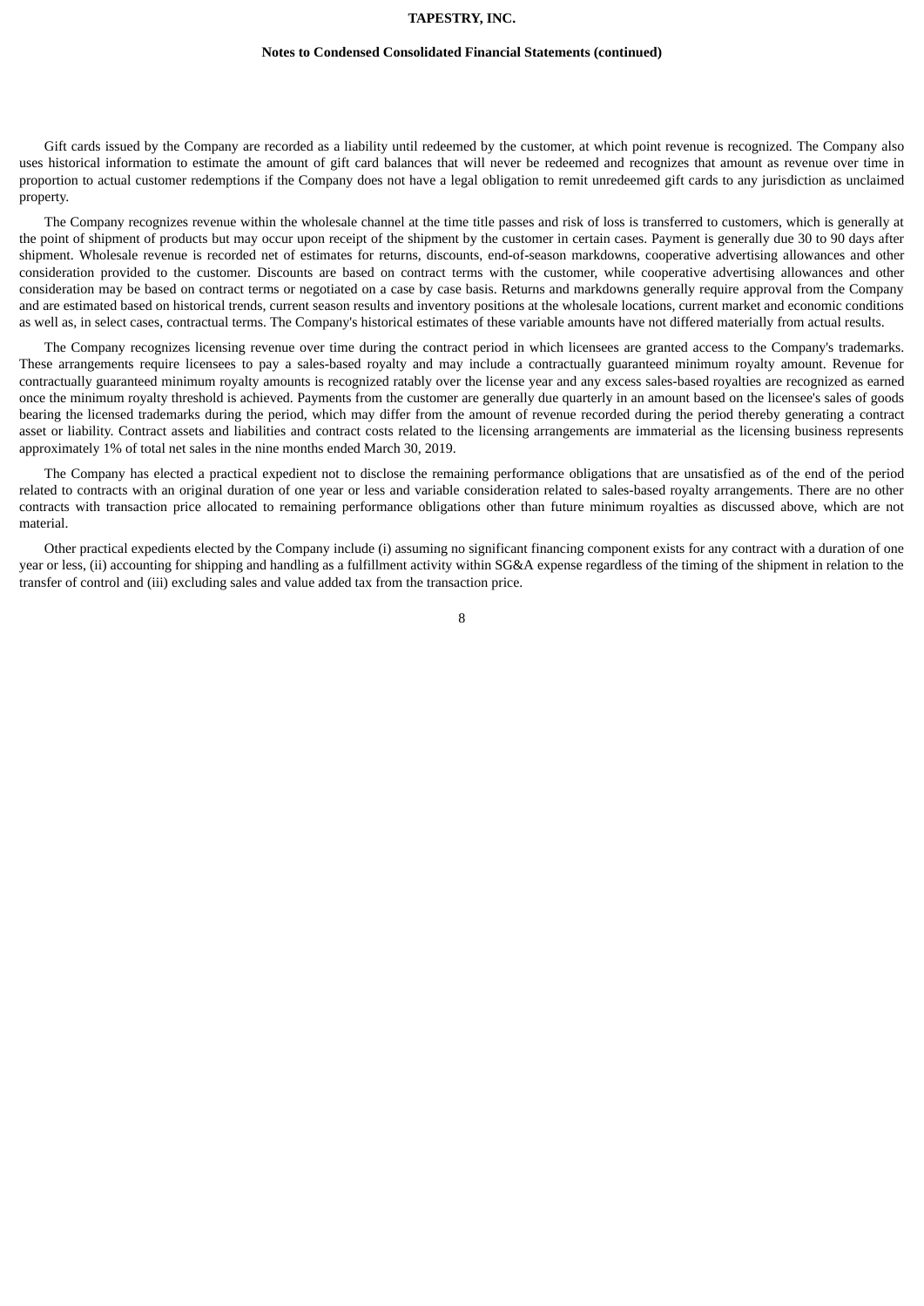Gift cards issued by the Company are recorded as a liability until redeemed by the customer, at which point revenue is recognized. The Company also uses historical information to estimate the amount of gift card balances that will never be redeemed and recognizes that amount as revenue over time in proportion to actual customer redemptions if the Company does not have a legal obligation to remit unredeemed gift cards to any jurisdiction as unclaimed property.

The Company recognizes revenue within the wholesale channel at the time title passes and risk of loss is transferred to customers, which is generally at the point of shipment of products but may occur upon receipt of the shipment by the customer in certain cases. Payment is generally due 30 to 90 days after shipment. Wholesale revenue is recorded net of estimates for returns, discounts, end-of-season markdowns, cooperative advertising allowances and other consideration provided to the customer. Discounts are based on contract terms with the customer, while cooperative advertising allowances and other consideration may be based on contract terms or negotiated on a case by case basis. Returns and markdowns generally require approval from the Company and are estimated based on historical trends, current season results and inventory positions at the wholesale locations, current market and economic conditions as well as, in select cases, contractual terms. The Company's historical estimates of these variable amounts have not differed materially from actual results.

The Company recognizes licensing revenue over time during the contract period in which licensees are granted access to the Company's trademarks. These arrangements require licensees to pay a sales-based royalty and may include a contractually guaranteed minimum royalty amount. Revenue for contractually guaranteed minimum royalty amounts is recognized ratably over the license year and any excess sales-based royalties are recognized as earned once the minimum royalty threshold is achieved. Payments from the customer are generally due quarterly in an amount based on the licensee's sales of goods bearing the licensed trademarks during the period, which may differ from the amount of revenue recorded during the period thereby generating a contract asset or liability. Contract assets and liabilities and contract costs related to the licensing arrangements are immaterial as the licensing business represents approximately 1% of total net sales in the nine months ended March 30, 2019.

The Company has elected a practical expedient not to disclose the remaining performance obligations that are unsatisfied as of the end of the period related to contracts with an original duration of one year or less and variable consideration related to sales-based royalty arrangements. There are no other contracts with transaction price allocated to remaining performance obligations other than future minimum royalties as discussed above, which are not material.

Other practical expedients elected by the Company include (i) assuming no significant financing component exists for any contract with a duration of one year or less, (ii) accounting for shipping and handling as a fulfillment activity within SG&A expense regardless of the timing of the shipment in relation to the transfer of control and (iii) excluding sales and value added tax from the transaction price.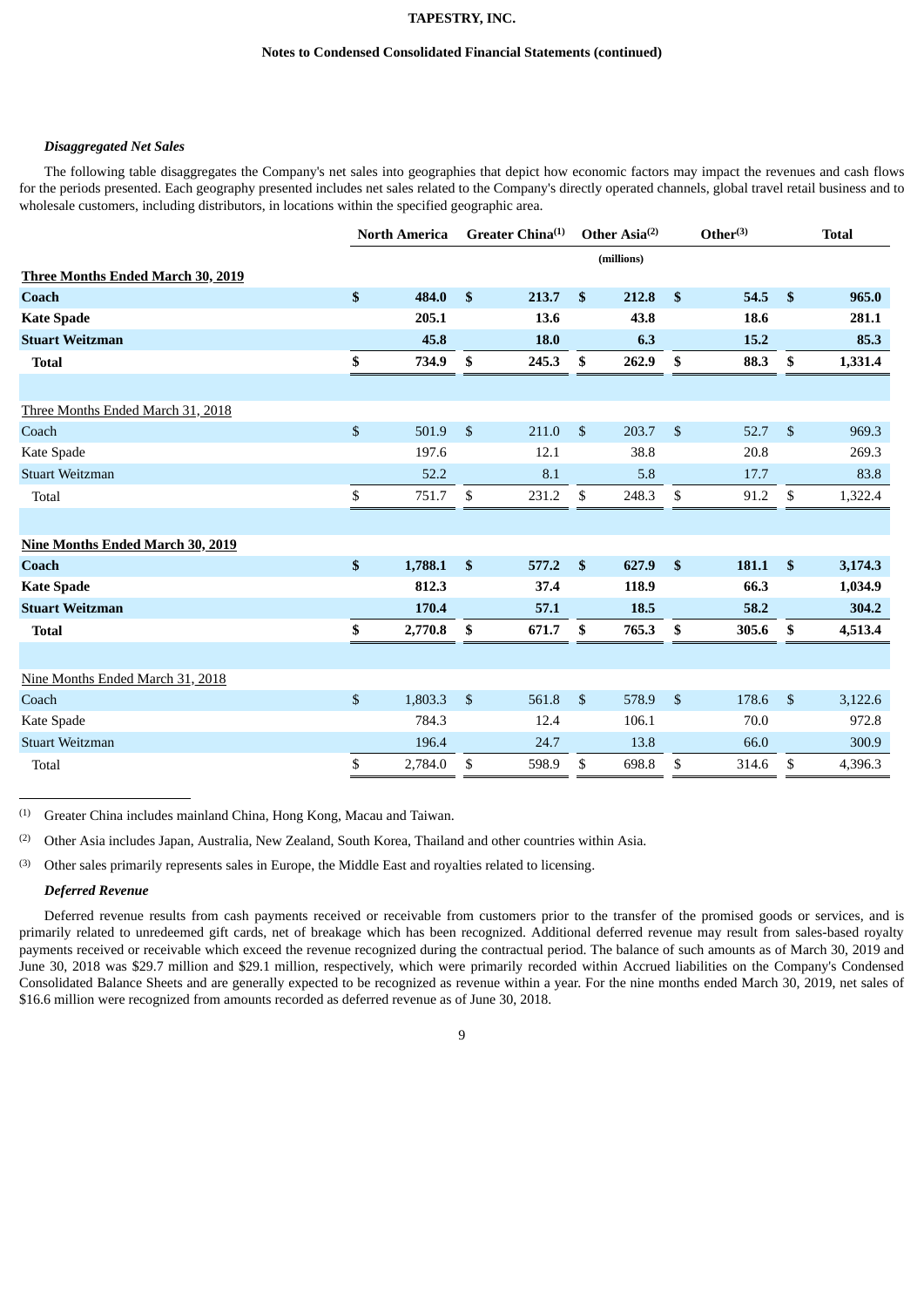***Disaggregated Net Sales***

The following table disaggregates the Company's net sales into geographies that depict how economic factors may impact the revenues and cash flows for the periods presented. Each geography presented includes net sales related to the Company's directly operated channels, global travel retail business and to wholesale customers, including distributors, in locations within the specified geographic area.

| | North America | Greater China[(1)] | Other Asia[(2)] | Other[(3)] | Total |
|---|---|---|---|---|---|
| | | | (millions) | | |
| **Three Months Ended March 30, 2019** | | | | | |
| **Coach** | **$ 484.0** | **$ 213.7** | **$ 212.8** | **$ 54.5** | **$ 965.0** |
| **Kate Spade** | **205.1** | **13.6** | **43.8** | **18.6** | **281.1** |
| **Stuart Weitzman** | **45.8** | **18.0** | **6.3** | **15.2** | **85.3** |
| **Total** | **$ 734.9** | **$ 245.3** | **$ 262.9** | **$ 88.3** | **$ 1,331.4** |
| | | | | | |
| Three Months Ended March 31, 2018 | | | | | |
| Coach | $ 501.9 | $ 211.0 | $ 203.7 | $ 52.7 | $ 969.3 |
| Kate Spade | 197.6 | 12.1 | 38.8 | 20.8 | 269.3 |
| Stuart Weitzman | 52.2 | 8.1 | 5.8 | 17.7 | 83.8 |
| Total | $ 751.7 | $ 231.2 | $ 248.3 | $ 91.2 | $ 1,322.4 |
| | | | | | |
| **Nine Months Ended March 30, 2019** | | | | | |
| **Coach** | **$ 1,788.1** | **$ 577.2** | **$ 627.9** | **$ 181.1** | **$ 3,174.3** |
| **Kate Spade** | **812.3** | **37.4** | **118.9** | **66.3** | **1,034.9** |
| **Stuart Weitzman** | **170.4** | **57.1** | **18.5** | **58.2** | **304.2** |
| **Total** | **$ 2,770.8** | **$ 671.7** | **$ 765.3** | **$ 305.6** | **$ 4,513.4** |
| | | | | | |
| Nine Months Ended March 31, 2018 | | | | | |
| Coach | $ 1,803.3 | $ 561.8 | $ 578.9 | $ 178.6 | $ 3,122.6 |
| Kate Spade | 784.3 | 12.4 | 106.1 | 70.0 | 972.8 |
| Stuart Weitzman | 196.4 | 24.7 | 13.8 | 66.0 | 300.9 |
| Total | $ 2,784.0 | $ 598.9 | $ 698.8 | $ 314.6 | $ 4,396.3 |

(1) Greater China includes mainland China, Hong Kong, Macau and Taiwan.

(2) Other Asia includes Japan, Australia, New Zealand, South Korea, Thailand and other countries within Asia.

(3) Other sales primarily represents sales in Europe, the Middle East and royalties related to licensing.

***Deferred Revenue***

Deferred revenue results from cash payments received or receivable from customers prior to the transfer of the promised goods or services, and is primarily related to unredeemed gift cards, net of breakage which has been recognized. Additional deferred revenue may result from sales-based royalty payments received or receivable which exceed the revenue recognized during the contractual period. The balance of such amounts as of March 30, 2019 and June 30, 2018 was $29.7 million and $29.1 million, respectively, which were primarily recorded within Accrued liabilities on the Company's Condensed Consolidated Balance Sheets and are generally expected to be recognized as revenue within a year. For the nine months ended March 30, 2019, net sales of $16.6 million were recognized from amounts recorded as deferred revenue as of June 30, 2018.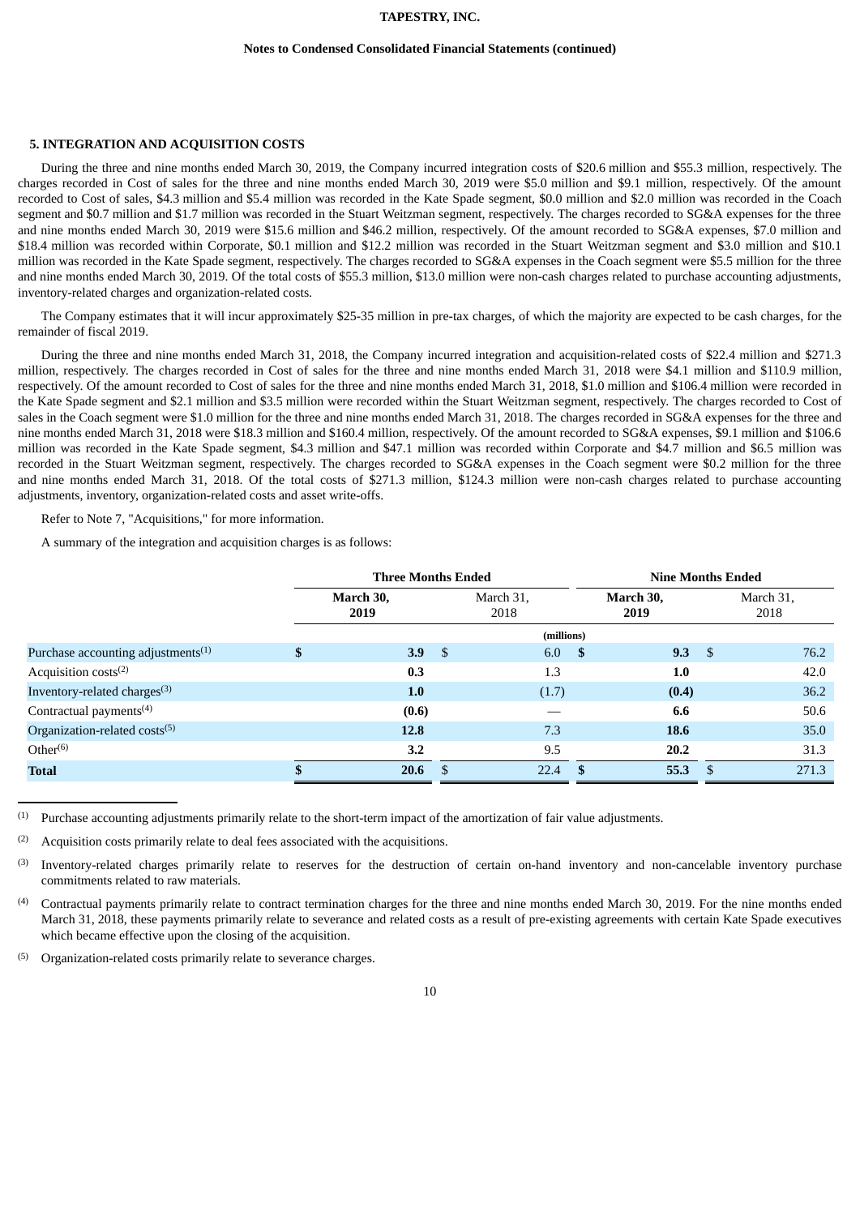## 5. INTEGRATION AND ACQUISITION COSTS

During the three and nine months ended March 30, 2019, the Company incurred integration costs of $20.6 million and $55.3 million, respectively. The charges recorded in Cost of sales for the three and nine months ended March 30, 2019 were $5.0 million and $9.1 million, respectively. Of the amount recorded to Cost of sales, $4.3 million and $5.4 million was recorded in the Kate Spade segment, $0.0 million and $2.0 million was recorded in the Coach segment and $0.7 million and $1.7 million was recorded in the Stuart Weitzman segment, respectively. The charges recorded to SG&A expenses for the three and nine months ended March 30, 2019 were $15.6 million and $46.2 million, respectively. Of the amount recorded to SG&A expenses, $7.0 million and $18.4 million was recorded within Corporate, $0.1 million and $12.2 million was recorded in the Stuart Weitzman segment and $3.0 million and $10.1 million was recorded in the Kate Spade segment, respectively. The charges recorded to SG&A expenses in the Coach segment were $5.5 million for the three and nine months ended March 30, 2019. Of the total costs of $55.3 million, $13.0 million were non-cash charges related to purchase accounting adjustments, inventory-related charges and organization-related costs.

The Company estimates that it will incur approximately $25-35 million in pre-tax charges, of which the majority are expected to be cash charges, for the remainder of fiscal 2019.

During the three and nine months ended March 31, 2018, the Company incurred integration and acquisition-related costs of $22.4 million and $271.3 million, respectively. The charges recorded in Cost of sales for the three and nine months ended March 31, 2018 were $4.1 million and $110.9 million, respectively. Of the amount recorded to Cost of sales for the three and nine months ended March 31, 2018, $1.0 million and $106.4 million were recorded in the Kate Spade segment and $2.1 million and $3.5 million were recorded within the Stuart Weitzman segment, respectively. The charges recorded to Cost of sales in the Coach segment were $1.0 million for the three and nine months ended March 31, 2018. The charges recorded in SG&A expenses for the three and nine months ended March 31, 2018 were $18.3 million and $160.4 million, respectively. Of the amount recorded to SG&A expenses, $9.1 million and $106.6 million was recorded in the Kate Spade segment, $4.3 million and $47.1 million was recorded within Corporate and $4.7 million and $6.5 million was recorded in the Stuart Weitzman segment, respectively. The charges recorded to SG&A expenses in the Coach segment were $0.2 million for the three and nine months ended March 31, 2018. Of the total costs of $271.3 million, $124.3 million were non-cash charges related to purchase accounting adjustments, inventory, organization-related costs and asset write-offs.

Refer to Note 7, "Acquisitions," for more information.

A summary of the integration and acquisition charges is as follows:

| | Three Months Ended | | Nine Months Ended | |
|---|---|---|---|---|
| | **March 30, 2019** | March 31, 2018 | **March 30, 2019** | March 31, 2018 |
| | (millions) | | | |
| Purchase accounting adjustments[1] | **$ 3.9** | $ 6.0 | **$ 9.3** | $ 76.2 |
| Acquisition costs[2] | **0.3** | 1.3 | **1.0** | 42.0 |
| Inventory-related charges[3] | **1.0** | (1.7) | **(0.4)** | 36.2 |
| Contractual payments[4] | **(0.6)** | — | **6.6** | 50.6 |
| Organization-related costs[5] | **12.8** | 7.3 | **18.6** | 35.0 |
| Other[6] | **3.2** | 9.5 | **20.2** | 31.3 |
| **Total** | **$ 20.6** | $ 22.4 | **$ 55.3** | $ 271.3 |

(1) Purchase accounting adjustments primarily relate to the short-term impact of the amortization of fair value adjustments.

(2) Acquisition costs primarily relate to deal fees associated with the acquisitions.

(3) Inventory-related charges primarily relate to reserves for the destruction of certain on-hand inventory and non-cancelable inventory purchase commitments related to raw materials.

(4) Contractual payments primarily relate to contract termination charges for the three and nine months ended March 30, 2019. For the nine months ended March 31, 2018, these payments primarily relate to severance and related costs as a result of pre-existing agreements with certain Kate Spade executives which became effective upon the closing of the acquisition.

(5) Organization-related costs primarily relate to severance charges.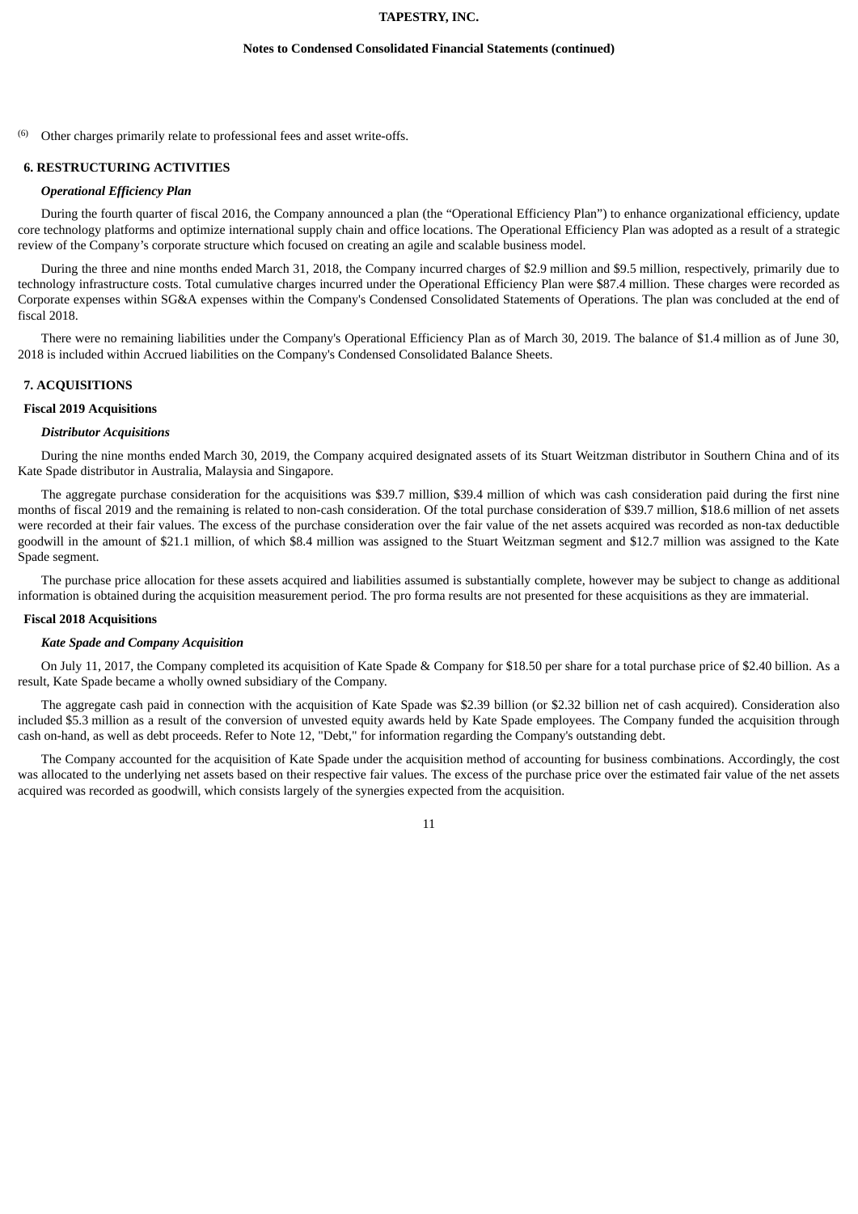(6) Other charges primarily relate to professional fees and asset write-offs.

## 6. RESTRUCTURING ACTIVITIES

### *Operational Efficiency Plan*

During the fourth quarter of fiscal 2016, the Company announced a plan (the "Operational Efficiency Plan") to enhance organizational efficiency, update core technology platforms and optimize international supply chain and office locations. The Operational Efficiency Plan was adopted as a result of a strategic review of the Company's corporate structure which focused on creating an agile and scalable business model.

During the three and nine months ended March 31, 2018, the Company incurred charges of $2.9 million and $9.5 million, respectively, primarily due to technology infrastructure costs. Total cumulative charges incurred under the Operational Efficiency Plan were $87.4 million. These charges were recorded as Corporate expenses within SG&A expenses within the Company's Condensed Consolidated Statements of Operations. The plan was concluded at the end of fiscal 2018.

There were no remaining liabilities under the Company's Operational Efficiency Plan as of March 30, 2019. The balance of $1.4 million as of June 30, 2018 is included within Accrued liabilities on the Company's Condensed Consolidated Balance Sheets.

## 7. ACQUISITIONS

### Fiscal 2019 Acquisitions

#### *Distributor Acquisitions*

During the nine months ended March 30, 2019, the Company acquired designated assets of its Stuart Weitzman distributor in Southern China and of its Kate Spade distributor in Australia, Malaysia and Singapore.

The aggregate purchase consideration for the acquisitions was $39.7 million, $39.4 million of which was cash consideration paid during the first nine months of fiscal 2019 and the remaining is related to non-cash consideration. Of the total purchase consideration of $39.7 million, $18.6 million of net assets were recorded at their fair values. The excess of the purchase consideration over the fair value of the net assets acquired was recorded as non-tax deductible goodwill in the amount of $21.1 million, of which $8.4 million was assigned to the Stuart Weitzman segment and $12.7 million was assigned to the Kate Spade segment.

The purchase price allocation for these assets acquired and liabilities assumed is substantially complete, however may be subject to change as additional information is obtained during the acquisition measurement period. The pro forma results are not presented for these acquisitions as they are immaterial.

### Fiscal 2018 Acquisitions

#### *Kate Spade and Company Acquisition*

On July 11, 2017, the Company completed its acquisition of Kate Spade & Company for $18.50 per share for a total purchase price of $2.40 billion. As a result, Kate Spade became a wholly owned subsidiary of the Company.

The aggregate cash paid in connection with the acquisition of Kate Spade was $2.39 billion (or $2.32 billion net of cash acquired). Consideration also included $5.3 million as a result of the conversion of unvested equity awards held by Kate Spade employees. The Company funded the acquisition through cash on-hand, as well as debt proceeds. Refer to Note 12, "Debt," for information regarding the Company's outstanding debt.

The Company accounted for the acquisition of Kate Spade under the acquisition method of accounting for business combinations. Accordingly, the cost was allocated to the underlying net assets based on their respective fair values. The excess of the purchase price over the estimated fair value of the net assets acquired was recorded as goodwill, which consists largely of the synergies expected from the acquisition.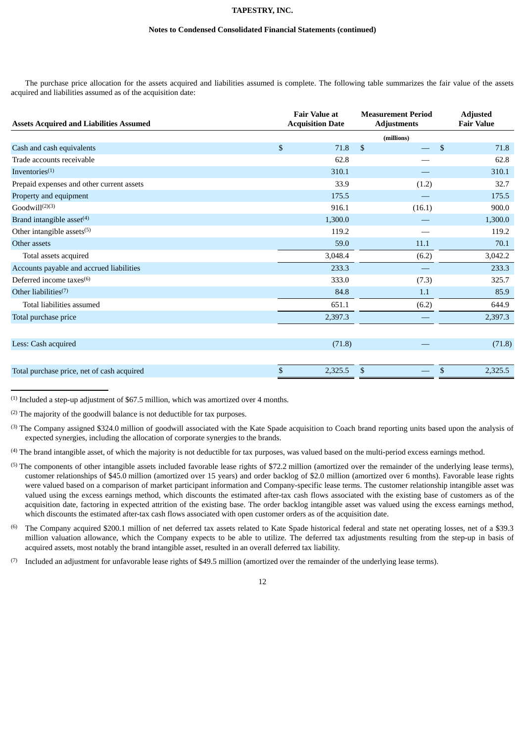The purchase price allocation for the assets acquired and liabilities assumed is complete. The following table summarizes the fair value of the assets acquired and liabilities assumed as of the acquisition date:

| Assets Acquired and Liabilities Assumed | Fair Value at Acquisition Date | Measurement Period Adjustments | Adjusted Fair Value |
|---|---|---|---|
| | | (millions) | |
| Cash and cash equivalents | $ 71.8 | $ — | $ 71.8 |
| Trade accounts receivable | 62.8 | — | 62.8 |
| Inventories[(1)] | 310.1 | — | 310.1 |
| Prepaid expenses and other current assets | 33.9 | (1.2) | 32.7 |
| Property and equipment | 175.5 | — | 175.5 |
| Goodwill[(2)(3)] | 916.1 | (16.1) | 900.0 |
| Brand intangible asset[(4)] | 1,300.0 | — | 1,300.0 |
| Other intangible assets[(5)] | 119.2 | — | 119.2 |
| Other assets | 59.0 | 11.1 | 70.1 |
| Total assets acquired | 3,048.4 | (6.2) | 3,042.2 |
| Accounts payable and accrued liabilities | 233.3 | — | 233.3 |
| Deferred income taxes[(6)] | 333.0 | (7.3) | 325.7 |
| Other liabilities[(7)] | 84.8 | 1.1 | 85.9 |
| Total liabilities assumed | 651.1 | (6.2) | 644.9 |
| Total purchase price | 2,397.3 | — | 2,397.3 |
| | | | |
| Less: Cash acquired | (71.8) | — | (71.8) |
| | | | |
| Total purchase price, net of cash acquired | $ 2,325.5 | $ — | $ 2,325.5 |

(1) Included a step-up adjustment of $67.5 million, which was amortized over 4 months.

(2) The majority of the goodwill balance is not deductible for tax purposes.

(3) The Company assigned $324.0 million of goodwill associated with the Kate Spade acquisition to Coach brand reporting units based upon the analysis of expected synergies, including the allocation of corporate synergies to the brands.

(4) The brand intangible asset, of which the majority is not deductible for tax purposes, was valued based on the multi-period excess earnings method.

(5) The components of other intangible assets included favorable lease rights of $72.2 million (amortized over the remainder of the underlying lease terms), customer relationships of $45.0 million (amortized over 15 years) and order backlog of $2.0 million (amortized over 6 months). Favorable lease rights were valued based on a comparison of market participant information and Company-specific lease terms. The customer relationship intangible asset was valued using the excess earnings method, which discounts the estimated after-tax cash flows associated with the existing base of customers as of the acquisition date, factoring in expected attrition of the existing base. The order backlog intangible asset was valued using the excess earnings method, which discounts the estimated after-tax cash flows associated with open customer orders as of the acquisition date.

(6) The Company acquired $200.1 million of net deferred tax assets related to Kate Spade historical federal and state net operating losses, net of a $39.3 million valuation allowance, which the Company expects to be able to utilize. The deferred tax adjustments resulting from the step-up in basis of acquired assets, most notably the brand intangible asset, resulted in an overall deferred tax liability.

(7) Included an adjustment for unfavorable lease rights of $49.5 million (amortized over the remainder of the underlying lease terms).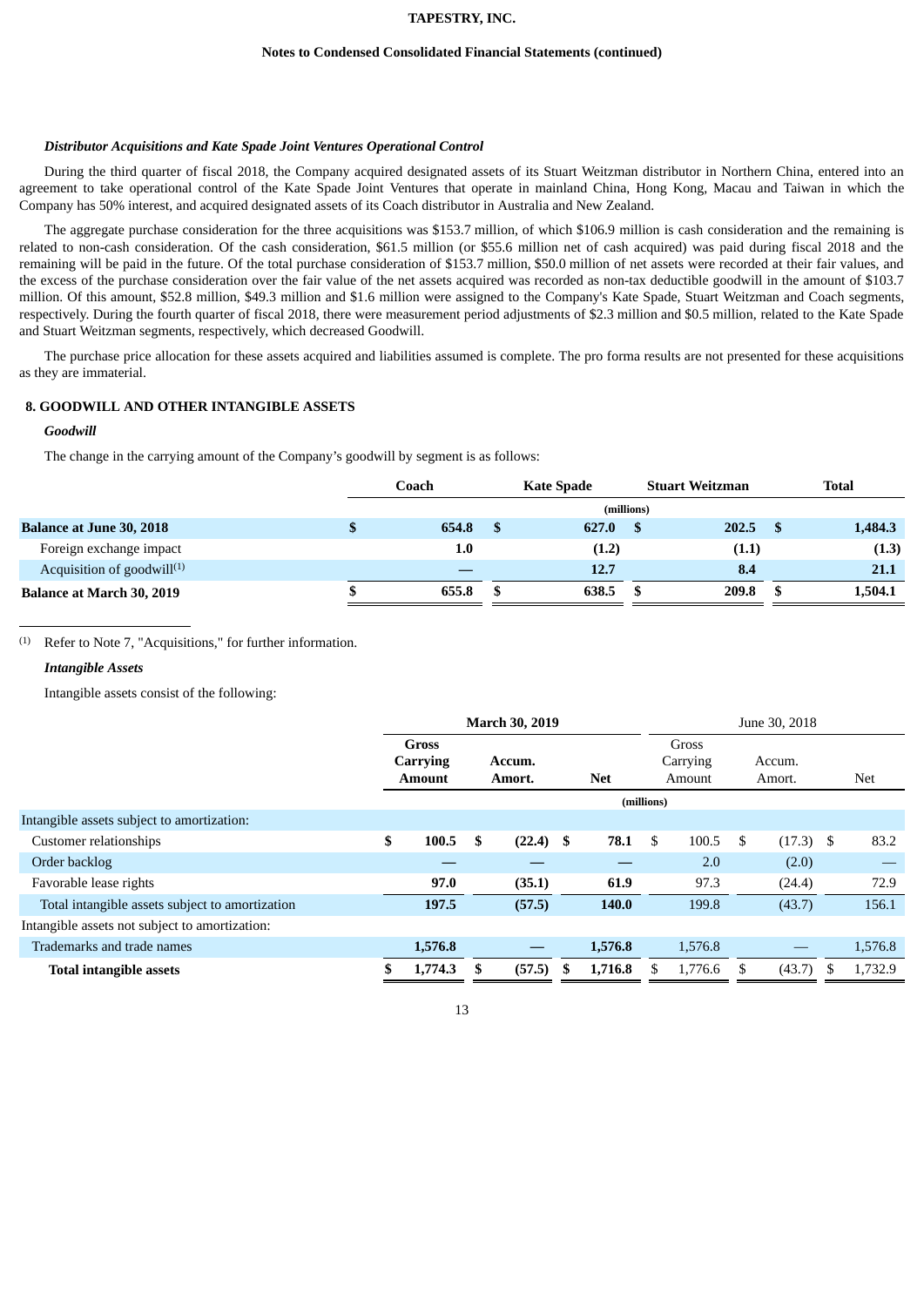***Distributor Acquisitions and Kate Spade Joint Ventures Operational Control***

During the third quarter of fiscal 2018, the Company acquired designated assets of its Stuart Weitzman distributor in Northern China, entered into an agreement to take operational control of the Kate Spade Joint Ventures that operate in mainland China, Hong Kong, Macau and Taiwan in which the Company has 50% interest, and acquired designated assets of its Coach distributor in Australia and New Zealand.

The aggregate purchase consideration for the three acquisitions was $153.7 million, of which $106.9 million is cash consideration and the remaining is related to non-cash consideration. Of the cash consideration, $61.5 million (or $55.6 million net of cash acquired) was paid during fiscal 2018 and the remaining will be paid in the future. Of the total purchase consideration of $153.7 million, $50.0 million of net assets were recorded at their fair values, and the excess of the purchase consideration over the fair value of the net assets acquired was recorded as non-tax deductible goodwill in the amount of $103.7 million. Of this amount, $52.8 million, $49.3 million and $1.6 million were assigned to the Company's Kate Spade, Stuart Weitzman and Coach segments, respectively. During the fourth quarter of fiscal 2018, there were measurement period adjustments of $2.3 million and $0.5 million, related to the Kate Spade and Stuart Weitzman segments, respectively, which decreased Goodwill.

The purchase price allocation for these assets acquired and liabilities assumed is complete. The pro forma results are not presented for these acquisitions as they are immaterial.

## 8. GOODWILL AND OTHER INTANGIBLE ASSETS

***Goodwill***

The change in the carrying amount of the Company's goodwill by segment is as follows:

| | Coach | Kate Spade | Stuart Weitzman | Total |
|---|---|---|---|---|
| | (millions) | | | |
| **Balance at June 30, 2018** | **$ 654.8** | **$ 627.0** | **$ 202.5** | **$ 1,484.3** |
| Foreign exchange impact | **1.0** | **(1.2)** | **(1.1)** | **(1.3)** |
| Acquisition of goodwill[1] | **—** | **12.7** | **8.4** | **21.1** |
| **Balance at March 30, 2019** | **$ 655.8** | **$ 638.5** | **$ 209.8** | **$ 1,504.1** |

[1] Refer to Note 7, "Acquisitions," for further information.

***Intangible Assets***

Intangible assets consist of the following:

| | March 30, 2019 | | | June 30, 2018 | | |
|---|---|---|---|---|---|---|
| | Gross Carrying Amount | Accum. Amort. | Net | Gross Carrying Amount | Accum. Amort. | Net |
| | (millions) | | | | | |
| Intangible assets subject to amortization: | | | | | | |
| Customer relationships | **$ 100.5** | **$ (22.4)** | **$ 78.1** | $ 100.5 | $ (17.3) | $ 83.2 |
| Order backlog | **—** | **—** | **—** | 2.0 | (2.0) | — |
| Favorable lease rights | **97.0** | **(35.1)** | **61.9** | 97.3 | (24.4) | 72.9 |
| Total intangible assets subject to amortization | **197.5** | **(57.5)** | **140.0** | 199.8 | (43.7) | 156.1 |
| Intangible assets not subject to amortization: | | | | | | |
| Trademarks and trade names | **1,576.8** | **—** | **1,576.8** | 1,576.8 | — | 1,576.8 |
| **Total intangible assets** | **$ 1,774.3** | **$ (57.5)** | **$ 1,716.8** | $ 1,776.6 | $ (43.7) | $ 1,732.9 |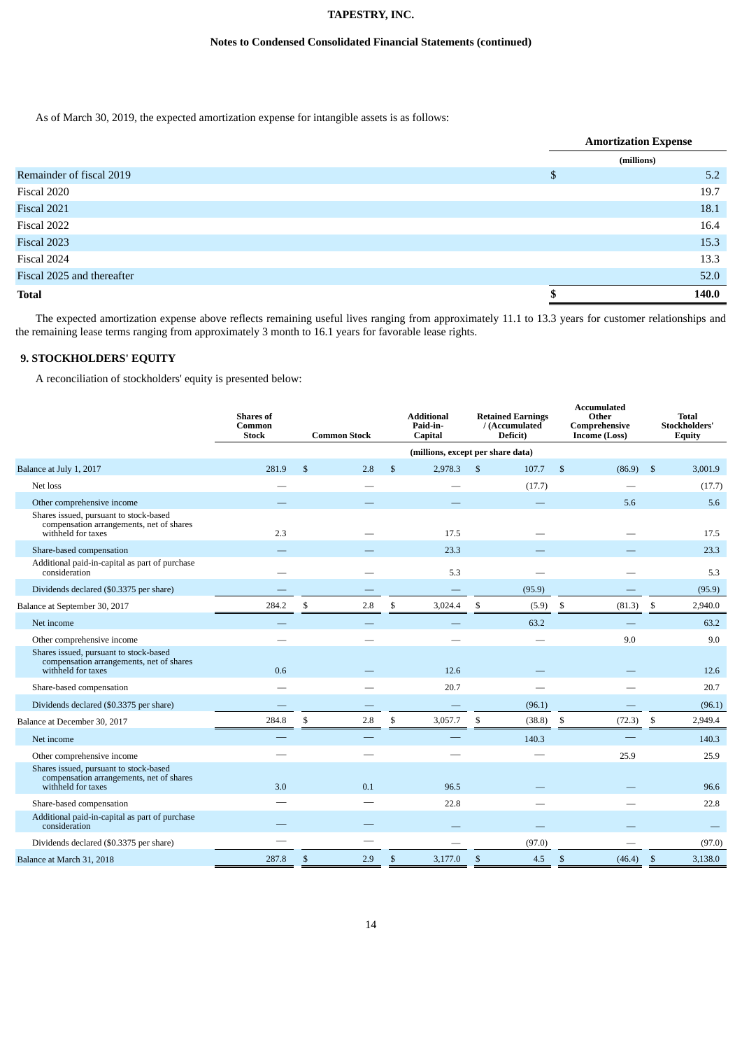As of March 30, 2019, the expected amortization expense for intangible assets is as follows:

| | Amortization Expense |
|---|---|
| | (millions) |
| Remainder of fiscal 2019 | $ 5.2 |
| Fiscal 2020 | 19.7 |
| Fiscal 2021 | 18.1 |
| Fiscal 2022 | 16.4 |
| Fiscal 2023 | 15.3 |
| Fiscal 2024 | 13.3 |
| Fiscal 2025 and thereafter | 52.0 |
| **Total** | **$ 140.0** |

The expected amortization expense above reflects remaining useful lives ranging from approximately 11.1 to 13.3 years for customer relationships and the remaining lease terms ranging from approximately 3 month to 16.1 years for favorable lease rights.

## 9. STOCKHOLDERS' EQUITY

A reconciliation of stockholders' equity is presented below:

| | Shares of Common Stock | Common Stock | Additional Paid-in-Capital | Retained Earnings / (Accumulated Deficit) | Accumulated Other Comprehensive Income (Loss) | Total Stockholders' Equity |
|---|---|---|---|---|---|---|
| | (millions, except per share data) | | | | | |
| Balance at July 1, 2017 | 281.9 | $ 2.8 | $ 2,978.3 | $ 107.7 | $ (86.9) | $ 3,001.9 |
| Net loss | — | — | — | (17.7) | — | (17.7) |
| Other comprehensive income | — | — | — | — | 5.6 | 5.6 |
| Shares issued, pursuant to stock-based compensation arrangements, net of shares withheld for taxes | 2.3 | — | 17.5 | — | — | 17.5 |
| Share-based compensation | — | — | 23.3 | — | — | 23.3 |
| Additional paid-in-capital as part of purchase consideration | — | — | 5.3 | — | — | 5.3 |
| Dividends declared ($0.3375 per share) | — | — | — | (95.9) | — | (95.9) |
| Balance at September 30, 2017 | 284.2 | $ 2.8 | $ 3,024.4 | $ (5.9) | $ (81.3) | $ 2,940.0 |
| Net income | — | — | — | 63.2 | — | 63.2 |
| Other comprehensive income | — | — | — | — | 9.0 | 9.0 |
| Shares issued, pursuant to stock-based compensation arrangements, net of shares withheld for taxes | 0.6 | — | 12.6 | — | — | 12.6 |
| Share-based compensation | — | — | 20.7 | — | — | 20.7 |
| Dividends declared ($0.3375 per share) | — | — | — | (96.1) | — | (96.1) |
| Balance at December 30, 2017 | 284.8 | $ 2.8 | $ 3,057.7 | $ (38.8) | $ (72.3) | $ 2,949.4 |
| Net income | — | — | — | 140.3 | — | 140.3 |
| Other comprehensive income | — | — | — | — | 25.9 | 25.9 |
| Shares issued, pursuant to stock-based compensation arrangements, net of shares withheld for taxes | 3.0 | 0.1 | 96.5 | — | — | 96.6 |
| Share-based compensation | — | — | 22.8 | — | — | 22.8 |
| Additional paid-in-capital as part of purchase consideration | — | — | — | — | — | — |
| Dividends declared ($0.3375 per share) | — | — | — | (97.0) | — | (97.0) |
| Balance at March 31, 2018 | 287.8 | $ 2.9 | $ 3,177.0 | $ 4.5 | $ (46.4) | $ 3,138.0 |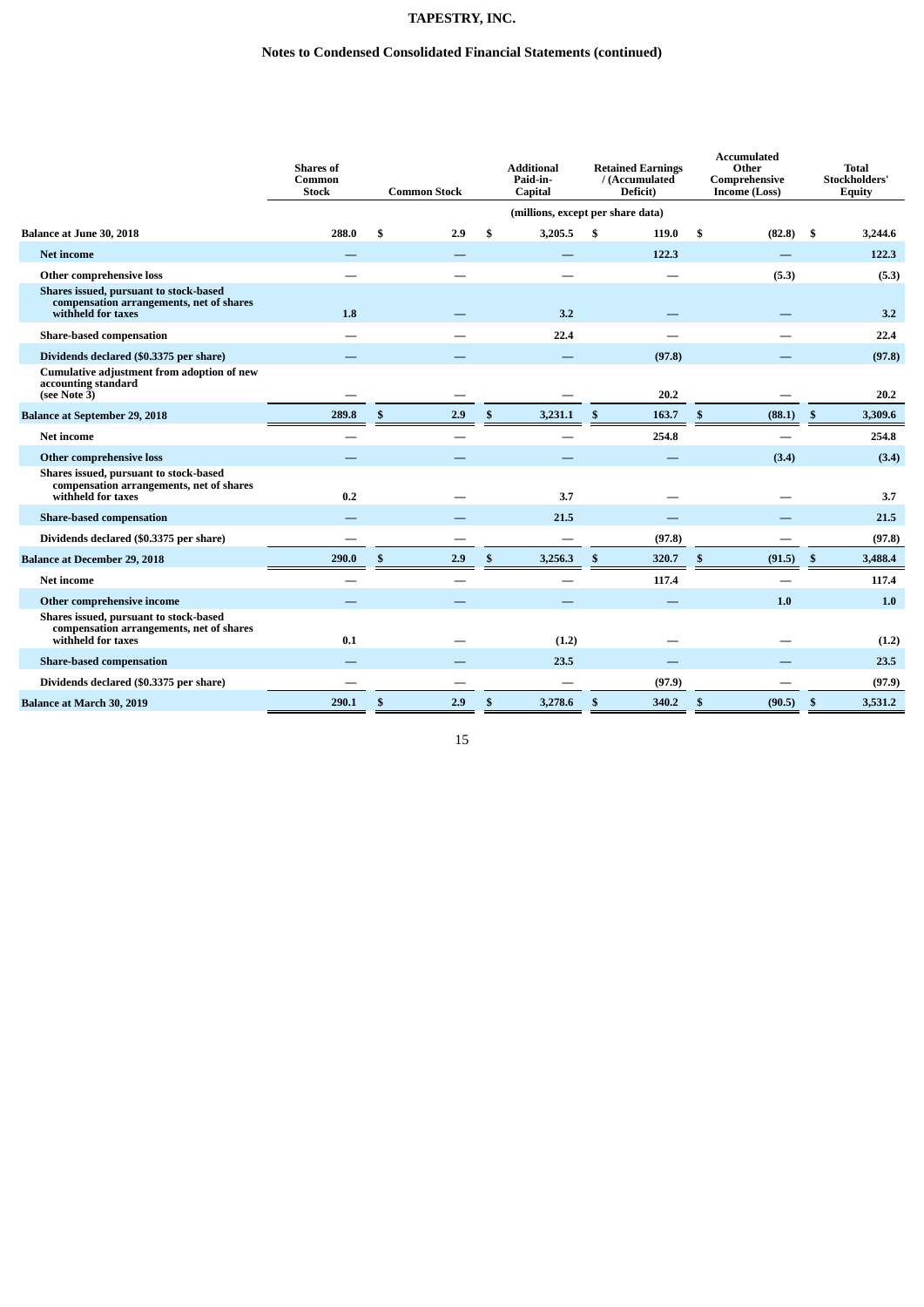| | Shares of Common Stock | Common Stock | Additional Paid-in-Capital | Retained Earnings / (Accumulated Deficit) | Accumulated Other Comprehensive Income (Loss) | Total Stockholders' Equity |
|---|---|---|---|---|---|---|
| | (millions, except per share data) | | | | | |
| **Balance at June 30, 2018** | 288.0 | $ 2.9 | $ 3,205.5 | $ 119.0 | $ (82.8) | $ 3,244.6 |
| Net income | — | — | — | 122.3 | — | 122.3 |
| Other comprehensive loss | — | — | — | — | (5.3) | (5.3) |
| Shares issued, pursuant to stock-based compensation arrangements, net of shares withheld for taxes | 1.8 | — | 3.2 | — | — | 3.2 |
| Share-based compensation | — | — | 22.4 | — | — | 22.4 |
| Dividends declared ($0.3375 per share) | — | — | — | (97.8) | — | (97.8) |
| Cumulative adjustment from adoption of new accounting standard (see Note 3) | — | — | — | 20.2 | — | 20.2 |
| **Balance at September 29, 2018** | 289.8 | $ 2.9 | $ 3,231.1 | $ 163.7 | $ (88.1) | $ 3,309.6 |
| Net income | — | — | — | 254.8 | — | 254.8 |
| Other comprehensive loss | — | — | — | — | (3.4) | (3.4) |
| Shares issued, pursuant to stock-based compensation arrangements, net of shares withheld for taxes | 0.2 | — | 3.7 | — | — | 3.7 |
| Share-based compensation | — | — | 21.5 | — | — | 21.5 |
| Dividends declared ($0.3375 per share) | — | — | — | (97.8) | — | (97.8) |
| **Balance at December 29, 2018** | 290.0 | $ 2.9 | $ 3,256.3 | $ 320.7 | $ (91.5) | $ 3,488.4 |
| Net income | — | — | — | 117.4 | — | 117.4 |
| Other comprehensive income | — | — | — | — | 1.0 | 1.0 |
| Shares issued, pursuant to stock-based compensation arrangements, net of shares withheld for taxes | 0.1 | — | (1.2) | — | — | (1.2) |
| Share-based compensation | — | — | 23.5 | — | — | 23.5 |
| Dividends declared ($0.3375 per share) | — | — | — | (97.9) | — | (97.9) |
| **Balance at March 30, 2019** | 290.1 | $ 2.9 | $ 3,278.6 | $ 340.2 | $ (90.5) | $ 3,531.2 |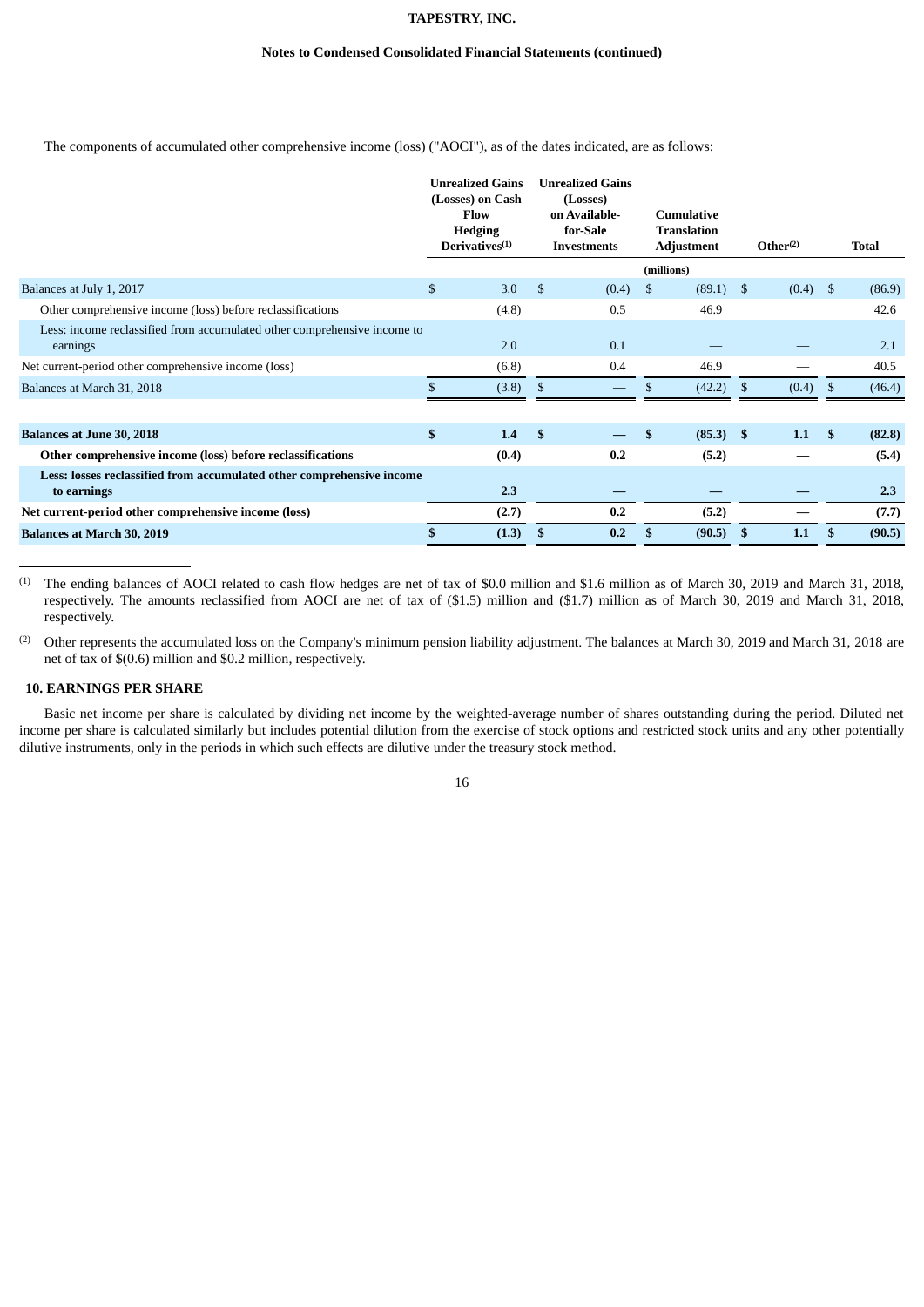The components of accumulated other comprehensive income (loss) ("AOCI"), as of the dates indicated, are as follows:

| | Unrealized Gains (Losses) on Cash Flow Hedging Derivatives[(1)] | Unrealized Gains (Losses) on Available-for-Sale Investments | Cumulative Translation Adjustment | Other[(2)] | Total |
|---|---|---|---|---|---|
| | | | (millions) | | |
| Balances at July 1, 2017 | $ 3.0 | $ (0.4) | $ (89.1) | $ (0.4) | $ (86.9) |
| Other comprehensive income (loss) before reclassifications | (4.8) | 0.5 | 46.9 | | 42.6 |
| Less: income reclassified from accumulated other comprehensive income to earnings | 2.0 | 0.1 | — | — | 2.1 |
| Net current-period other comprehensive income (loss) | (6.8) | 0.4 | 46.9 | — | 40.5 |
| Balances at March 31, 2018 | $ (3.8) | $ — | $ (42.2) | $ (0.4) | $ (46.4) |
| | | | | | |
| **Balances at June 30, 2018** | **$ 1.4** | **$ —** | **$ (85.3)** | **$ 1.1** | **$ (82.8)** |
| **Other comprehensive income (loss) before reclassifications** | **(0.4)** | **0.2** | **(5.2)** | **—** | **(5.4)** |
| **Less: losses reclassified from accumulated other comprehensive income to earnings** | **2.3** | **—** | **—** | **—** | **2.3** |
| **Net current-period other comprehensive income (loss)** | **(2.7)** | **0.2** | **(5.2)** | **—** | **(7.7)** |
| **Balances at March 30, 2019** | **$ (1.3)** | **$ 0.2** | **$ (90.5)** | **$ 1.1** | **$ (90.5)** |

(1) The ending balances of AOCI related to cash flow hedges are net of tax of $0.0 million and $1.6 million as of March 30, 2019 and March 31, 2018, respectively. The amounts reclassified from AOCI are net of tax of ($1.5) million and ($1.7) million as of March 30, 2019 and March 31, 2018, respectively.

(2) Other represents the accumulated loss on the Company's minimum pension liability adjustment. The balances at March 30, 2019 and March 31, 2018 are net of tax of $(0.6) million and $0.2 million, respectively.

## 10. EARNINGS PER SHARE

Basic net income per share is calculated by dividing net income by the weighted-average number of shares outstanding during the period. Diluted net income per share is calculated similarly but includes potential dilution from the exercise of stock options and restricted stock units and any other potentially dilutive instruments, only in the periods in which such effects are dilutive under the treasury stock method.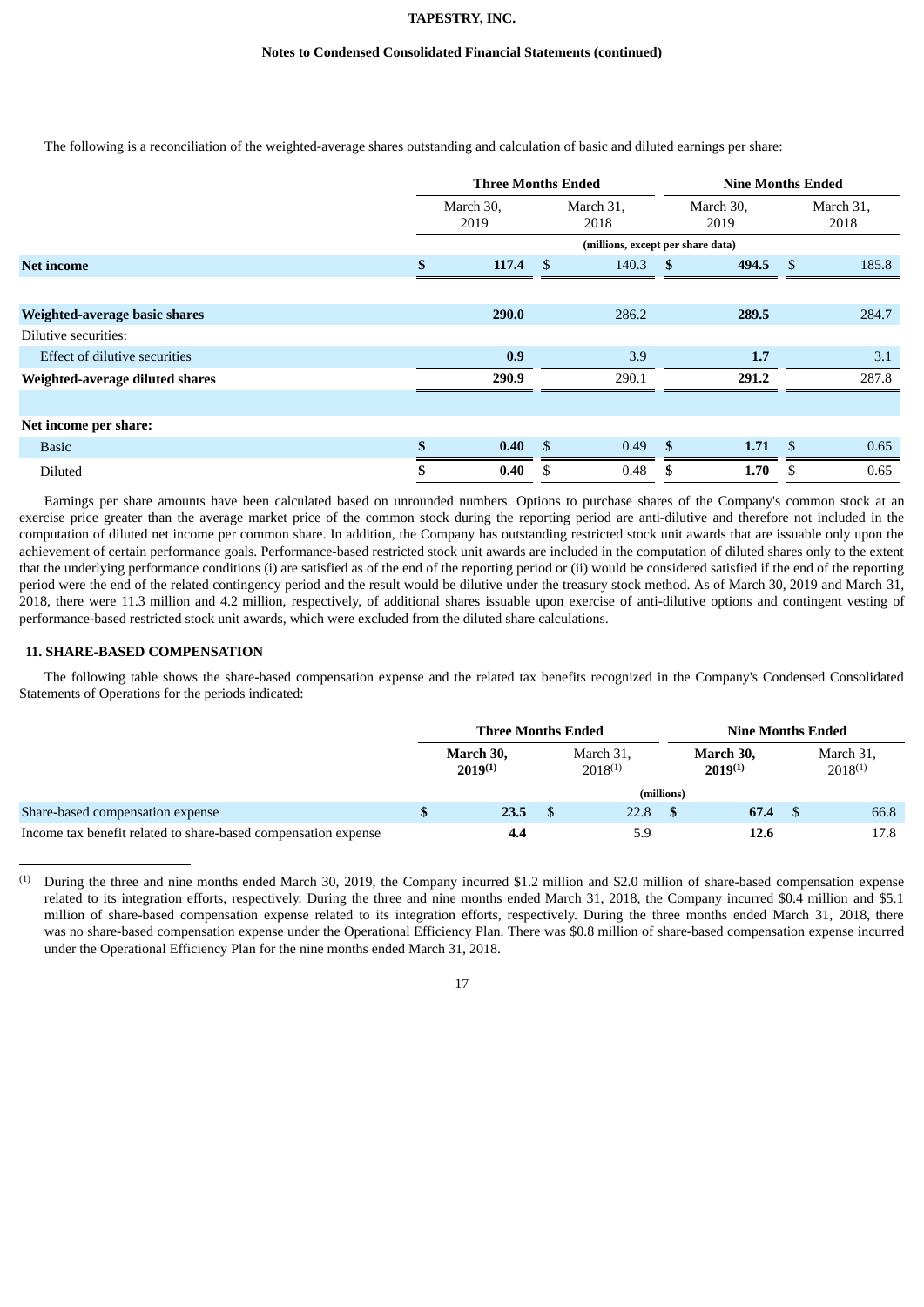The following is a reconciliation of the weighted-average shares outstanding and calculation of basic and diluted earnings per share:

| | Three Months Ended | | Nine Months Ended | |
|---|---|---|---|---|
| | March 30, 2019 | March 31, 2018 | March 30, 2019 | March 31, 2018 |
| | (millions, except per share data) | | | |
| **Net income** | **$ 117.4** | $ 140.3 | **$ 494.5** | $ 185.8 |
| | | | | |
| **Weighted-average basic shares** | **290.0** | 286.2 | **289.5** | 284.7 |
| Dilutive securities: | | | | |
| Effect of dilutive securities | **0.9** | 3.9 | **1.7** | 3.1 |
| **Weighted-average diluted shares** | **290.9** | 290.1 | **291.2** | 287.8 |
| | | | | |
| **Net income per share:** | | | | |
| Basic | **$ 0.40** | $ 0.49 | **$ 1.71** | $ 0.65 |
| Diluted | **$ 0.40** | $ 0.48 | **$ 1.70** | $ 0.65 |

Earnings per share amounts have been calculated based on unrounded numbers. Options to purchase shares of the Company's common stock at an exercise price greater than the average market price of the common stock during the reporting period are anti-dilutive and therefore not included in the computation of diluted net income per common share. In addition, the Company has outstanding restricted stock unit awards that are issuable only upon the achievement of certain performance goals. Performance-based restricted stock unit awards are included in the computation of diluted shares only to the extent that the underlying performance conditions (i) are satisfied as of the end of the reporting period or (ii) would be considered satisfied if the end of the reporting period were the end of the related contingency period and the result would be dilutive under the treasury stock method. As of March 30, 2019 and March 31, 2018, there were 11.3 million and 4.2 million, respectively, of additional shares issuable upon exercise of anti-dilutive options and contingent vesting of performance-based restricted stock unit awards, which were excluded from the diluted share calculations.

## 11. SHARE-BASED COMPENSATION

The following table shows the share-based compensation expense and the related tax benefits recognized in the Company's Condensed Consolidated Statements of Operations for the periods indicated:

| | Three Months Ended | | Nine Months Ended | |
|---|---|---|---|---|
| | **March 30, 2019[(1)]** | March 31, 2018[(1)] | **March 30, 2019[(1)]** | March 31, 2018[(1)] |
| | (millions) | | | |
| Share-based compensation expense | **$ 23.5** | $ 22.8 | **$ 67.4** | $ 66.8 |
| Income tax benefit related to share-based compensation expense | **4.4** | 5.9 | **12.6** | 17.8 |

(1) During the three and nine months ended March 30, 2019, the Company incurred $1.2 million and $2.0 million of share-based compensation expense related to its integration efforts, respectively. During the three and nine months ended March 31, 2018, the Company incurred $0.4 million and $5.1 million of share-based compensation expense related to its integration efforts, respectively. During the three months ended March 31, 2018, there was no share-based compensation expense under the Operational Efficiency Plan. There was $0.8 million of share-based compensation expense incurred under the Operational Efficiency Plan for the nine months ended March 31, 2018.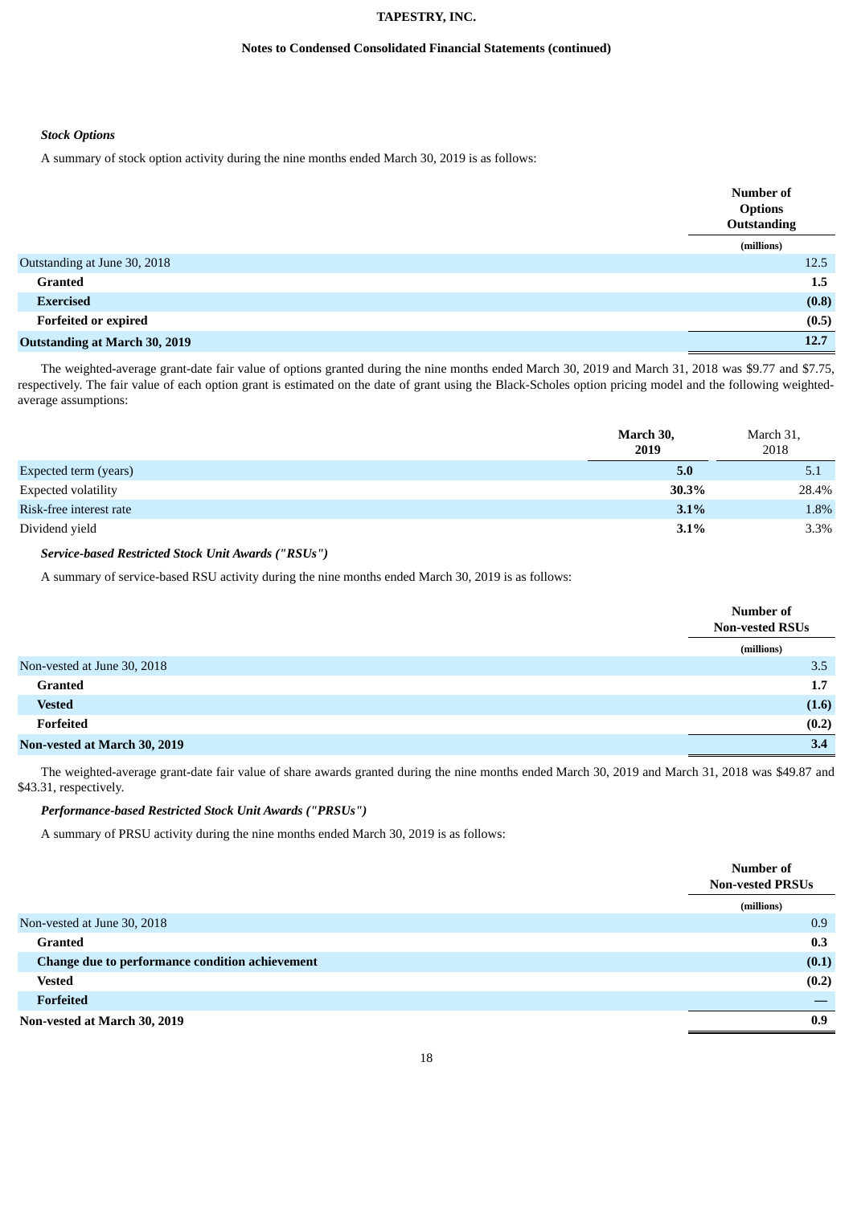### *Stock Options*

A summary of stock option activity during the nine months ended March 30, 2019 is as follows:

| | Number of Options Outstanding |
|---|---|
| | (millions) |
| Outstanding at June 30, 2018 | 12.5 |
| **Granted** | **1.5** |
| **Exercised** | **(0.8)** |
| **Forfeited or expired** | **(0.5)** |
| **Outstanding at March 30, 2019** | **12.7** |

The weighted-average grant-date fair value of options granted during the nine months ended March 30, 2019 and March 31, 2018 was $9.77 and $7.75, respectively. The fair value of each option grant is estimated on the date of grant using the Black-Scholes option pricing model and the following weighted-average assumptions:

| | **March 30, 2019** | March 31, 2018 |
|---|---|---|
| Expected term (years) | **5.0** | 5.1 |
| Expected volatility | **30.3%** | 28.4% |
| Risk-free interest rate | **3.1%** | 1.8% |
| Dividend yield | **3.1%** | 3.3% |

### *Service-based Restricted Stock Unit Awards ("RSUs")*

A summary of service-based RSU activity during the nine months ended March 30, 2019 is as follows:

| | Number of Non-vested RSUs |
|---|---|
| | (millions) |
| Non-vested at June 30, 2018 | 3.5 |
| **Granted** | **1.7** |
| **Vested** | **(1.6)** |
| **Forfeited** | **(0.2)** |
| **Non-vested at March 30, 2019** | **3.4** |

The weighted-average grant-date fair value of share awards granted during the nine months ended March 30, 2019 and March 31, 2018 was $49.87 and $43.31, respectively.

### *Performance-based Restricted Stock Unit Awards ("PRSUs")*

A summary of PRSU activity during the nine months ended March 30, 2019 is as follows:

| | Number of Non-vested PRSUs |
|---|---|
| | (millions) |
| Non-vested at June 30, 2018 | 0.9 |
| **Granted** | **0.3** |
| **Change due to performance condition achievement** | **(0.1)** |
| **Vested** | **(0.2)** |
| **Forfeited** | **—** |
| **Non-vested at March 30, 2019** | **0.9** |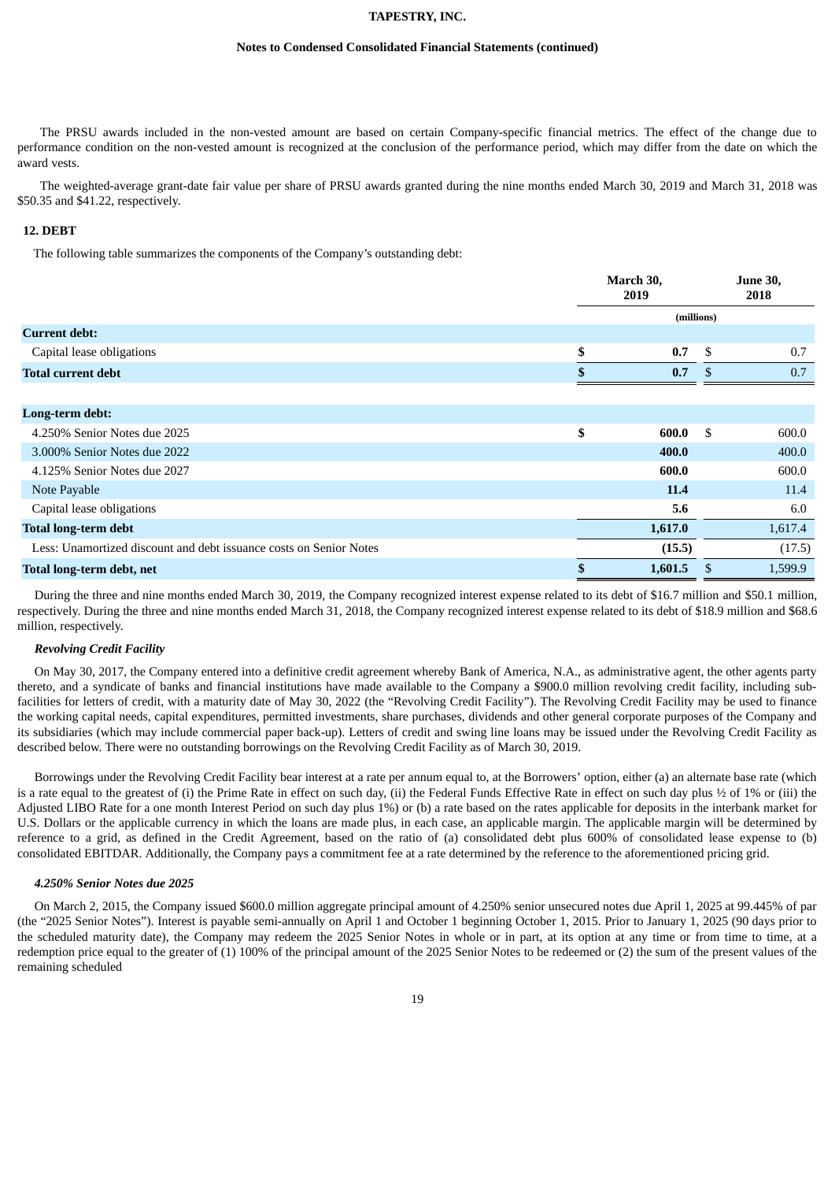The PRSU awards included in the non-vested amount are based on certain Company-specific financial metrics. The effect of the change due to performance condition on the non-vested amount is recognized at the conclusion of the performance period, which may differ from the date on which the award vests.

The weighted-average grant-date fair value per share of PRSU awards granted during the nine months ended March 30, 2019 and March 31, 2018 was $50.35 and $41.22, respectively.

## 12. DEBT

The following table summarizes the components of the Company's outstanding debt:

| | March 30, 2019 | June 30, 2018 |
|---|---|---|
| | (millions) | |
| **Current debt:** | | |
| Capital lease obligations | **$ 0.7** | $ 0.7 |
| **Total current debt** | **$ 0.7** | $ 0.7 |
| | | |
| **Long-term debt:** | | |
| 4.250% Senior Notes due 2025 | **$ 600.0** | $ 600.0 |
| 3.000% Senior Notes due 2022 | **400.0** | 400.0 |
| 4.125% Senior Notes due 2027 | **600.0** | 600.0 |
| Note Payable | **11.4** | 11.4 |
| Capital lease obligations | **5.6** | 6.0 |
| **Total long-term debt** | **1,617.0** | 1,617.4 |
| Less: Unamortized discount and debt issuance costs on Senior Notes | **(15.5)** | (17.5) |
| **Total long-term debt, net** | **$ 1,601.5** | $ 1,599.9 |

During the three and nine months ended March 30, 2019, the Company recognized interest expense related to its debt of $16.7 million and $50.1 million, respectively. During the three and nine months ended March 31, 2018, the Company recognized interest expense related to its debt of $18.9 million and $68.6 million, respectively.

### *Revolving Credit Facility*

On May 30, 2017, the Company entered into a definitive credit agreement whereby Bank of America, N.A., as administrative agent, the other agents party thereto, and a syndicate of banks and financial institutions have made available to the Company a $900.0 million revolving credit facility, including sub-facilities for letters of credit, with a maturity date of May 30, 2022 (the "Revolving Credit Facility"). The Revolving Credit Facility may be used to finance the working capital needs, capital expenditures, permitted investments, share purchases, dividends and other general corporate purposes of the Company and its subsidiaries (which may include commercial paper back-up). Letters of credit and swing line loans may be issued under the Revolving Credit Facility as described below. There were no outstanding borrowings on the Revolving Credit Facility as of March 30, 2019.

Borrowings under the Revolving Credit Facility bear interest at a rate per annum equal to, at the Borrowers' option, either (a) an alternate base rate (which is a rate equal to the greatest of (i) the Prime Rate in effect on such day, (ii) the Federal Funds Effective Rate in effect on such day plus ½ of 1% or (iii) the Adjusted LIBO Rate for a one month Interest Period on such day plus 1%) or (b) a rate based on the rates applicable for deposits in the interbank market for U.S. Dollars or the applicable currency in which the loans are made plus, in each case, an applicable margin. The applicable margin will be determined by reference to a grid, as defined in the Credit Agreement, based on the ratio of (a) consolidated debt plus 600% of consolidated lease expense to (b) consolidated EBITDAR. Additionally, the Company pays a commitment fee at a rate determined by the reference to the aforementioned pricing grid.

### *4.250% Senior Notes due 2025*

On March 2, 2015, the Company issued $600.0 million aggregate principal amount of 4.250% senior unsecured notes due April 1, 2025 at 99.445% of par (the "2025 Senior Notes"). Interest is payable semi-annually on April 1 and October 1 beginning October 1, 2015. Prior to January 1, 2025 (90 days prior to the scheduled maturity date), the Company may redeem the 2025 Senior Notes in whole or in part, at its option at any time or from time to time, at a redemption price equal to the greater of (1) 100% of the principal amount of the 2025 Senior Notes to be redeemed or (2) the sum of the present values of the remaining scheduled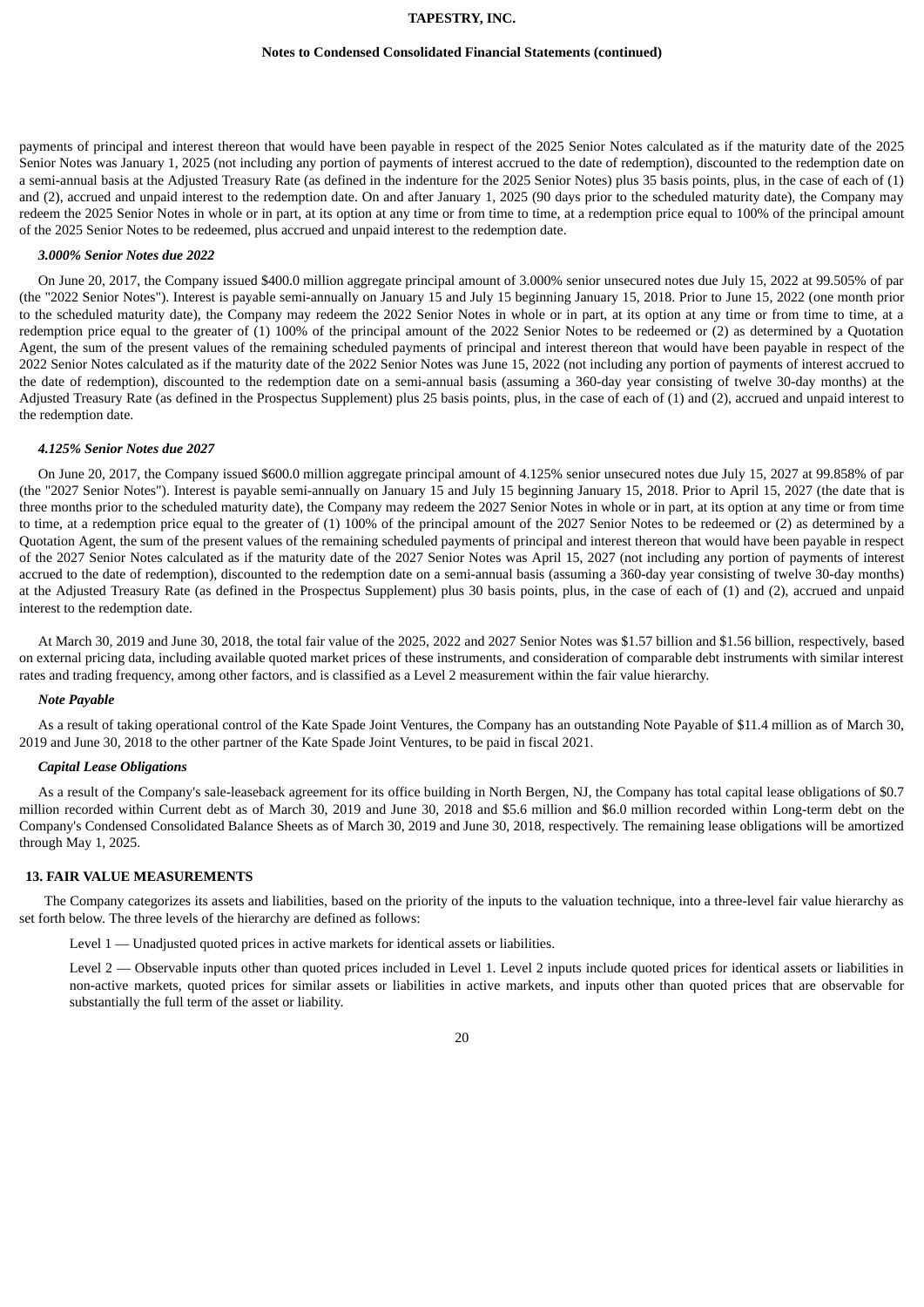payments of principal and interest thereon that would have been payable in respect of the 2025 Senior Notes calculated as if the maturity date of the 2025 Senior Notes was January 1, 2025 (not including any portion of payments of interest accrued to the date of redemption), discounted to the redemption date on a semi-annual basis at the Adjusted Treasury Rate (as defined in the indenture for the 2025 Senior Notes) plus 35 basis points, plus, in the case of each of (1) and (2), accrued and unpaid interest to the redemption date. On and after January 1, 2025 (90 days prior to the scheduled maturity date), the Company may redeem the 2025 Senior Notes in whole or in part, at its option at any time or from time to time, at a redemption price equal to 100% of the principal amount of the 2025 Senior Notes to be redeemed, plus accrued and unpaid interest to the redemption date.

***3.000% Senior Notes due 2022***

On June 20, 2017, the Company issued $400.0 million aggregate principal amount of 3.000% senior unsecured notes due July 15, 2022 at 99.505% of par (the "2022 Senior Notes"). Interest is payable semi-annually on January 15 and July 15 beginning January 15, 2018. Prior to June 15, 2022 (one month prior to the scheduled maturity date), the Company may redeem the 2022 Senior Notes in whole or in part, at its option at any time or from time to time, at a redemption price equal to the greater of (1) 100% of the principal amount of the 2022 Senior Notes to be redeemed or (2) as determined by a Quotation Agent, the sum of the present values of the remaining scheduled payments of principal and interest thereon that would have been payable in respect of the 2022 Senior Notes calculated as if the maturity date of the 2022 Senior Notes was June 15, 2022 (not including any portion of payments of interest accrued to the date of redemption), discounted to the redemption date on a semi-annual basis (assuming a 360-day year consisting of twelve 30-day months) at the Adjusted Treasury Rate (as defined in the Prospectus Supplement) plus 25 basis points, plus, in the case of each of (1) and (2), accrued and unpaid interest to the redemption date.

***4.125% Senior Notes due 2027***

On June 20, 2017, the Company issued $600.0 million aggregate principal amount of 4.125% senior unsecured notes due July 15, 2027 at 99.858% of par (the "2027 Senior Notes"). Interest is payable semi-annually on January 15 and July 15 beginning January 15, 2018. Prior to April 15, 2027 (the date that is three months prior to the scheduled maturity date), the Company may redeem the 2027 Senior Notes in whole or in part, at its option at any time or from time to time, at a redemption price equal to the greater of (1) 100% of the principal amount of the 2027 Senior Notes to be redeemed or (2) as determined by a Quotation Agent, the sum of the present values of the remaining scheduled payments of principal and interest thereon that would have been payable in respect of the 2027 Senior Notes calculated as if the maturity date of the 2027 Senior Notes was April 15, 2027 (not including any portion of payments of interest accrued to the date of redemption), discounted to the redemption date on a semi-annual basis (assuming a 360-day year consisting of twelve 30-day months) at the Adjusted Treasury Rate (as defined in the Prospectus Supplement) plus 30 basis points, plus, in the case of each of (1) and (2), accrued and unpaid interest to the redemption date.

At March 30, 2019 and June 30, 2018, the total fair value of the 2025, 2022 and 2027 Senior Notes was $1.57 billion and $1.56 billion, respectively, based on external pricing data, including available quoted market prices of these instruments, and consideration of comparable debt instruments with similar interest rates and trading frequency, among other factors, and is classified as a Level 2 measurement within the fair value hierarchy.

***Note Payable***

As a result of taking operational control of the Kate Spade Joint Ventures, the Company has an outstanding Note Payable of $11.4 million as of March 30, 2019 and June 30, 2018 to the other partner of the Kate Spade Joint Ventures, to be paid in fiscal 2021.

***Capital Lease Obligations***

As a result of the Company's sale-leaseback agreement for its office building in North Bergen, NJ, the Company has total capital lease obligations of $0.7 million recorded within Current debt as of March 30, 2019 and June 30, 2018 and $5.6 million and $6.0 million recorded within Long-term debt on the Company's Condensed Consolidated Balance Sheets as of March 30, 2019 and June 30, 2018, respectively. The remaining lease obligations will be amortized through May 1, 2025.

## 13. FAIR VALUE MEASUREMENTS

The Company categorizes its assets and liabilities, based on the priority of the inputs to the valuation technique, into a three-level fair value hierarchy as set forth below. The three levels of the hierarchy are defined as follows:

Level 1 — Unadjusted quoted prices in active markets for identical assets or liabilities.

Level 2 — Observable inputs other than quoted prices included in Level 1. Level 2 inputs include quoted prices for identical assets or liabilities in non-active markets, quoted prices for similar assets or liabilities in active markets, and inputs other than quoted prices that are observable for substantially the full term of the asset or liability.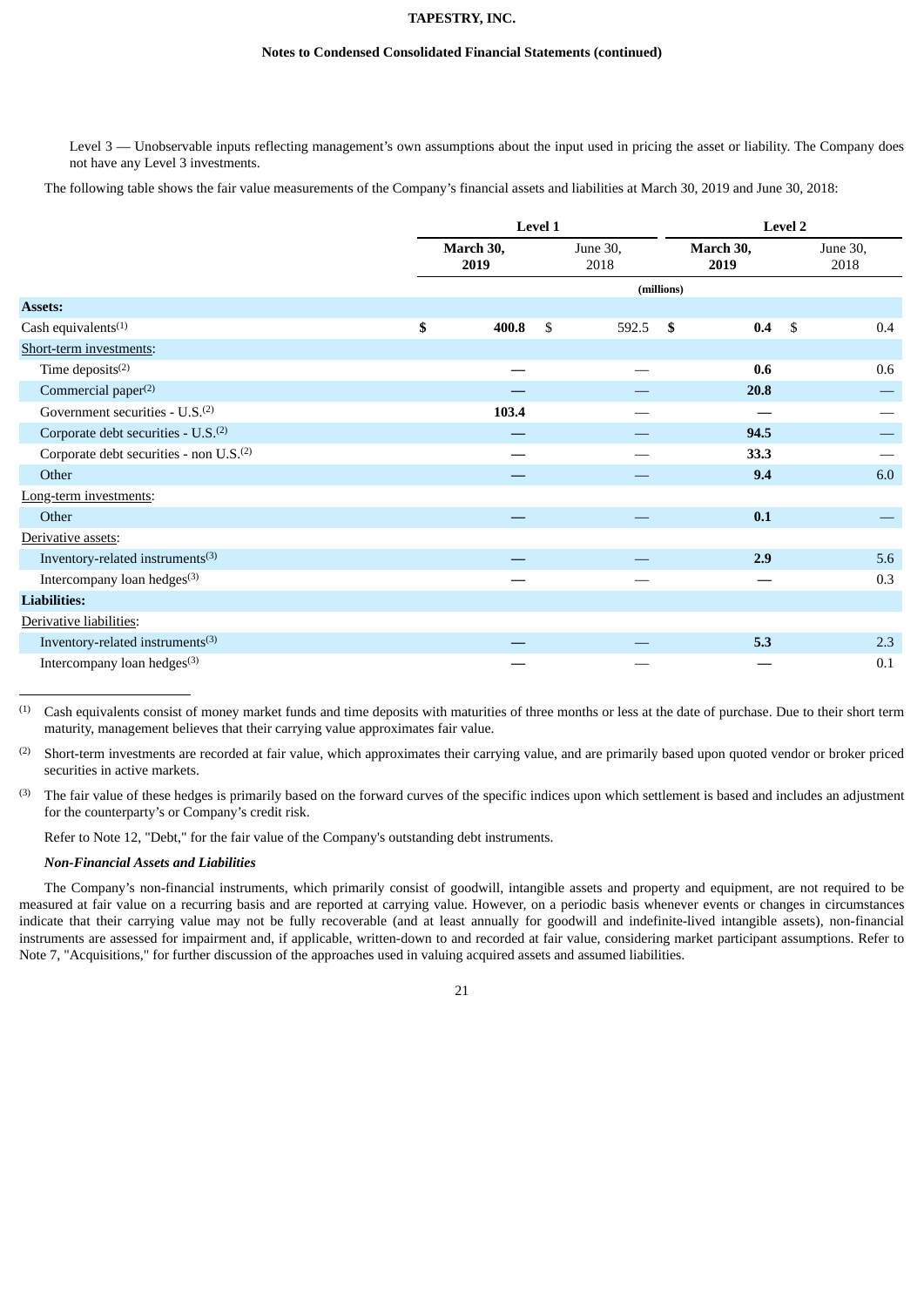Level 3 — Unobservable inputs reflecting management's own assumptions about the input used in pricing the asset or liability. The Company does not have any Level 3 investments.

The following table shows the fair value measurements of the Company's financial assets and liabilities at March 30, 2019 and June 30, 2018:

| | Level 1 | | Level 2 | |
|---|---|---|---|---|
| | **March 30, 2019** | June 30, 2018 | **March 30, 2019** | June 30, 2018 |
| | (millions) | | | |
| **Assets:** | | | | |
| Cash equivalents[1] | **$ 400.8** | $ 592.5 | **$ 0.4** | $ 0.4 |
| Short-term investments: | | | | |
| Time deposits[2] | **—** | — | **0.6** | 0.6 |
| Commercial paper[2] | **—** | — | **20.8** | — |
| Government securities - U.S.[2] | **103.4** | — | **—** | — |
| Corporate debt securities - U.S.[2] | **—** | — | **94.5** | — |
| Corporate debt securities - non U.S.[2] | **—** | — | **33.3** | — |
| Other | **—** | — | **9.4** | 6.0 |
| Long-term investments: | | | | |
| Other | **—** | — | **0.1** | — |
| Derivative assets: | | | | |
| Inventory-related instruments[3] | **—** | — | **2.9** | 5.6 |
| Intercompany loan hedges[3] | **—** | — | **—** | 0.3 |
| **Liabilities:** | | | | |
| Derivative liabilities: | | | | |
| Inventory-related instruments[3] | **—** | — | **5.3** | 2.3 |
| Intercompany loan hedges[3] | **—** | — | **—** | 0.1 |

(1) Cash equivalents consist of money market funds and time deposits with maturities of three months or less at the date of purchase. Due to their short term maturity, management believes that their carrying value approximates fair value.

(2) Short-term investments are recorded at fair value, which approximates their carrying value, and are primarily based upon quoted vendor or broker priced securities in active markets.

(3) The fair value of these hedges is primarily based on the forward curves of the specific indices upon which settlement is based and includes an adjustment for the counterparty's or Company's credit risk.

Refer to Note 12, "Debt," for the fair value of the Company's outstanding debt instruments.

***Non-Financial Assets and Liabilities***

The Company's non-financial instruments, which primarily consist of goodwill, intangible assets and property and equipment, are not required to be measured at fair value on a recurring basis and are reported at carrying value. However, on a periodic basis whenever events or changes in circumstances indicate that their carrying value may not be fully recoverable (and at least annually for goodwill and indefinite-lived intangible assets), non-financial instruments are assessed for impairment and, if applicable, written-down to and recorded at fair value, considering market participant assumptions. Refer to Note 7, "Acquisitions," for further discussion of the approaches used in valuing acquired assets and assumed liabilities.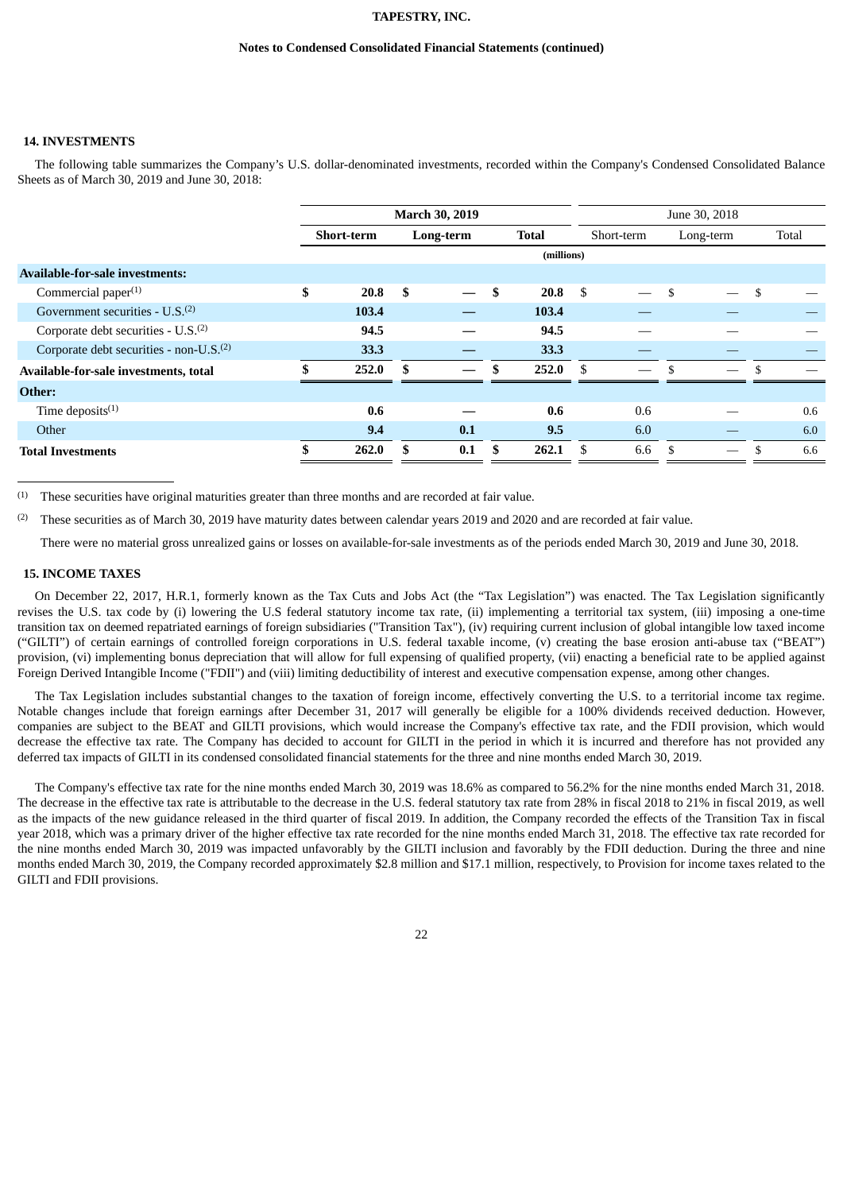## 14. INVESTMENTS

The following table summarizes the Company's U.S. dollar-denominated investments, recorded within the Company's Condensed Consolidated Balance Sheets as of March 30, 2019 and June 30, 2018:

| | March 30, 2019 | | | June 30, 2018 | | |
|---|---|---|---|---|---|---|
| | Short-term | Long-term | Total | Short-term | Long-term | Total |
| | (millions) | | | | | |
| **Available-for-sale investments:** | | | | | | |
| Commercial paper[(1)] | $ 20.8 | $ — | $ 20.8 | $ — | $ — | $ — |
| Government securities - U.S.[(2)] | 103.4 | — | 103.4 | — | — | — |
| Corporate debt securities - U.S.[(2)] | 94.5 | — | 94.5 | — | — | — |
| Corporate debt securities - non-U.S.[(2)] | 33.3 | — | 33.3 | — | — | — |
| **Available-for-sale investments, total** | $ 252.0 | $ — | $ 252.0 | $ — | $ — | $ — |
| **Other:** | | | | | | |
| Time deposits[(1)] | 0.6 | — | 0.6 | 0.6 | — | 0.6 |
| Other | 9.4 | 0.1 | 9.5 | 6.0 | — | 6.0 |
| **Total Investments** | $ 262.0 | $ 0.1 | $ 262.1 | $ 6.6 | $ — | $ 6.6 |

(1) These securities have original maturities greater than three months and are recorded at fair value.

(2) These securities as of March 30, 2019 have maturity dates between calendar years 2019 and 2020 and are recorded at fair value.

There were no material gross unrealized gains or losses on available-for-sale investments as of the periods ended March 30, 2019 and June 30, 2018.

## 15. INCOME TAXES

On December 22, 2017, H.R.1, formerly known as the Tax Cuts and Jobs Act (the "Tax Legislation") was enacted. The Tax Legislation significantly revises the U.S. tax code by (i) lowering the U.S federal statutory income tax rate, (ii) implementing a territorial tax system, (iii) imposing a one-time transition tax on deemed repatriated earnings of foreign subsidiaries ("Transition Tax"), (iv) requiring current inclusion of global intangible low taxed income ("GILTI") of certain earnings of controlled foreign corporations in U.S. federal taxable income, (v) creating the base erosion anti-abuse tax ("BEAT") provision, (vi) implementing bonus depreciation that will allow for full expensing of qualified property, (vii) enacting a beneficial rate to be applied against Foreign Derived Intangible Income ("FDII") and (viii) limiting deductibility of interest and executive compensation expense, among other changes.

The Tax Legislation includes substantial changes to the taxation of foreign income, effectively converting the U.S. to a territorial income tax regime. Notable changes include that foreign earnings after December 31, 2017 will generally be eligible for a 100% dividends received deduction. However, companies are subject to the BEAT and GILTI provisions, which would increase the Company's effective tax rate, and the FDII provision, which would decrease the effective tax rate. The Company has decided to account for GILTI in the period in which it is incurred and therefore has not provided any deferred tax impacts of GILTI in its condensed consolidated financial statements for the three and nine months ended March 30, 2019.

The Company's effective tax rate for the nine months ended March 30, 2019 was 18.6% as compared to 56.2% for the nine months ended March 31, 2018. The decrease in the effective tax rate is attributable to the decrease in the U.S. federal statutory tax rate from 28% in fiscal 2018 to 21% in fiscal 2019, as well as the impacts of the new guidance released in the third quarter of fiscal 2019. In addition, the Company recorded the effects of the Transition Tax in fiscal year 2018, which was a primary driver of the higher effective tax rate recorded for the nine months ended March 31, 2018. The effective tax rate recorded for the nine months ended March 30, 2019 was impacted unfavorably by the GILTI inclusion and favorably by the FDII deduction. During the three and nine months ended March 30, 2019, the Company recorded approximately $2.8 million and $17.1 million, respectively, to Provision for income taxes related to the GILTI and FDII provisions.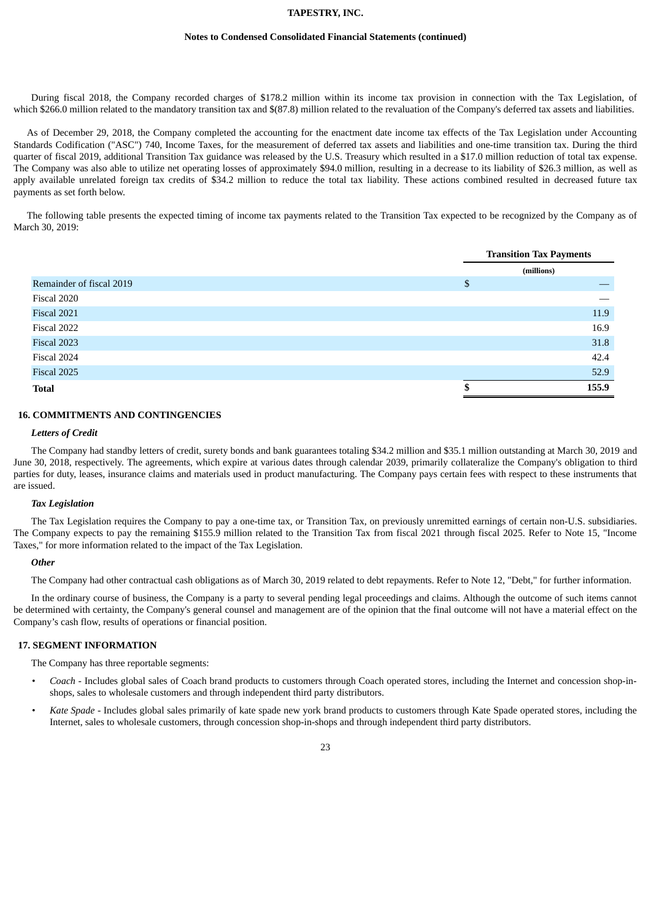During fiscal 2018, the Company recorded charges of $178.2 million within its income tax provision in connection with the Tax Legislation, of which $266.0 million related to the mandatory transition tax and $(87.8) million related to the revaluation of the Company's deferred tax assets and liabilities.

As of December 29, 2018, the Company completed the accounting for the enactment date income tax effects of the Tax Legislation under Accounting Standards Codification ("ASC") 740, Income Taxes, for the measurement of deferred tax assets and liabilities and one-time transition tax. During the third quarter of fiscal 2019, additional Transition Tax guidance was released by the U.S. Treasury which resulted in a $17.0 million reduction of total tax expense. The Company was also able to utilize net operating losses of approximately $94.0 million, resulting in a decrease to its liability of $26.3 million, as well as apply available unrelated foreign tax credits of $34.2 million to reduce the total tax liability. These actions combined resulted in decreased future tax payments as set forth below.

The following table presents the expected timing of income tax payments related to the Transition Tax expected to be recognized by the Company as of March 30, 2019:

| | Transition Tax Payments |
|---|---|
| | (millions) |
| Remainder of fiscal 2019 | $ — |
| Fiscal 2020 | — |
| Fiscal 2021 | 11.9 |
| Fiscal 2022 | 16.9 |
| Fiscal 2023 | 31.8 |
| Fiscal 2024 | 42.4 |
| Fiscal 2025 | 52.9 |
| **Total** | **$ 155.9** |

## 16. COMMITMENTS AND CONTINGENCIES

### *Letters of Credit*

The Company had standby letters of credit, surety bonds and bank guarantees totaling $34.2 million and $35.1 million outstanding at March 30, 2019 and June 30, 2018, respectively. The agreements, which expire at various dates through calendar 2039, primarily collateralize the Company's obligation to third parties for duty, leases, insurance claims and materials used in product manufacturing. The Company pays certain fees with respect to these instruments that are issued.

### *Tax Legislation*

The Tax Legislation requires the Company to pay a one-time tax, or Transition Tax, on previously unremitted earnings of certain non-U.S. subsidiaries. The Company expects to pay the remaining $155.9 million related to the Transition Tax from fiscal 2021 through fiscal 2025. Refer to Note 15, "Income Taxes," for more information related to the impact of the Tax Legislation.

### *Other*

The Company had other contractual cash obligations as of March 30, 2019 related to debt repayments. Refer to Note 12, "Debt," for further information.

In the ordinary course of business, the Company is a party to several pending legal proceedings and claims. Although the outcome of such items cannot be determined with certainty, the Company's general counsel and management are of the opinion that the final outcome will not have a material effect on the Company's cash flow, results of operations or financial position.

## 17. SEGMENT INFORMATION

The Company has three reportable segments:

- *Coach* - Includes global sales of Coach brand products to customers through Coach operated stores, including the Internet and concession shop-in-shops, sales to wholesale customers and through independent third party distributors.
- *Kate Spade* - Includes global sales primarily of kate spade new york brand products to customers through Kate Spade operated stores, including the Internet, sales to wholesale customers, through concession shop-in-shops and through independent third party distributors.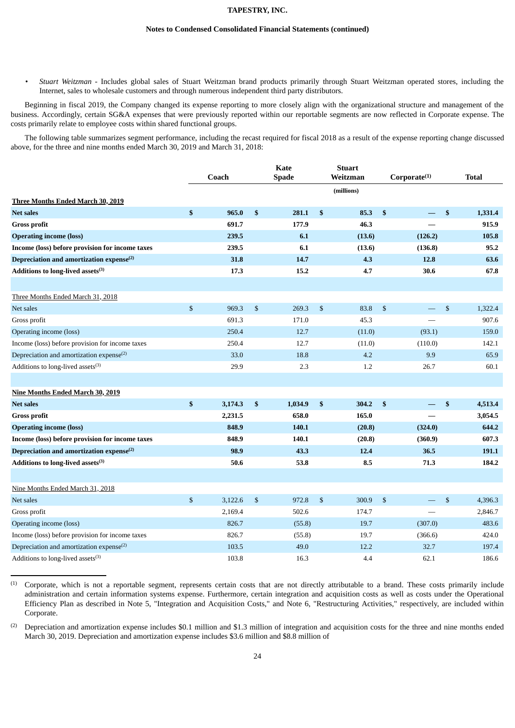- *Stuart Weitzman* - Includes global sales of Stuart Weitzman brand products primarily through Stuart Weitzman operated stores, including the Internet, sales to wholesale customers and through numerous independent third party distributors.

Beginning in fiscal 2019, the Company changed its expense reporting to more closely align with the organizational structure and management of the business. Accordingly, certain SG&A expenses that were previously reported within our reportable segments are now reflected in Corporate expense. The costs primarily relate to employee costs within shared functional groups.

The following table summarizes segment performance, including the recast required for fiscal 2018 as a result of the expense reporting change discussed above, for the three and nine months ended March 30, 2019 and March 31, 2018:

| | Coach | Kate Spade | Stuart Weitzman | Corporate[1] | Total |
|---|---|---|---|---|---|
| | | | (millions) | | |
| **Three Months Ended March 30, 2019** | | | | | |
| **Net sales** | **$ 965.0** | **$ 281.1** | **$ 85.3** | **$ —** | **$ 1,331.4** |
| **Gross profit** | **691.7** | **177.9** | **46.3** | **—** | **915.9** |
| **Operating income (loss)** | **239.5** | **6.1** | **(13.6)** | **(126.2)** | **105.8** |
| **Income (loss) before provision for income taxes** | **239.5** | **6.1** | **(13.6)** | **(136.8)** | **95.2** |
| **Depreciation and amortization expense[2]** | **31.8** | **14.7** | **4.3** | **12.8** | **63.6** |
| **Additions to long-lived assets[3]** | **17.3** | **15.2** | **4.7** | **30.6** | **67.8** |
| | | | | | |
| Three Months Ended March 31, 2018 | | | | | |
| Net sales | $ 969.3 | $ 269.3 | $ 83.8 | $ — | $ 1,322.4 |
| Gross profit | 691.3 | 171.0 | 45.3 | — | 907.6 |
| Operating income (loss) | 250.4 | 12.7 | (11.0) | (93.1) | 159.0 |
| Income (loss) before provision for income taxes | 250.4 | 12.7 | (11.0) | (110.0) | 142.1 |
| Depreciation and amortization expense[2] | 33.0 | 18.8 | 4.2 | 9.9 | 65.9 |
| Additions to long-lived assets[3] | 29.9 | 2.3 | 1.2 | 26.7 | 60.1 |
| | | | | | |
| **Nine Months Ended March 30, 2019** | | | | | |
| **Net sales** | **$ 3,174.3** | **$ 1,034.9** | **$ 304.2** | **$ —** | **$ 4,513.4** |
| **Gross profit** | **2,231.5** | **658.0** | **165.0** | **—** | **3,054.5** |
| **Operating income (loss)** | **848.9** | **140.1** | **(20.8)** | **(324.0)** | **644.2** |
| **Income (loss) before provision for income taxes** | **848.9** | **140.1** | **(20.8)** | **(360.9)** | **607.3** |
| **Depreciation and amortization expense[2]** | **98.9** | **43.3** | **12.4** | **36.5** | **191.1** |
| **Additions to long-lived assets[3]** | **50.6** | **53.8** | **8.5** | **71.3** | **184.2** |
| | | | | | |
| Nine Months Ended March 31, 2018 | | | | | |
| Net sales | $ 3,122.6 | $ 972.8 | $ 300.9 | $ — | $ 4,396.3 |
| Gross profit | 2,169.4 | 502.6 | 174.7 | — | 2,846.7 |
| Operating income (loss) | 826.7 | (55.8) | 19.7 | (307.0) | 483.6 |
| Income (loss) before provision for income taxes | 826.7 | (55.8) | 19.7 | (366.6) | 424.0 |
| Depreciation and amortization expense[2] | 103.5 | 49.0 | 12.2 | 32.7 | 197.4 |
| Additions to long-lived assets[3] | 103.8 | 16.3 | 4.4 | 62.1 | 186.6 |

(1) Corporate, which is not a reportable segment, represents certain costs that are not directly attributable to a brand. These costs primarily include administration and certain information systems expense. Furthermore, certain integration and acquisition costs as well as costs under the Operational Efficiency Plan as described in Note 5, "Integration and Acquisition Costs," and Note 6, "Restructuring Activities," respectively, are included within Corporate.

(2) Depreciation and amortization expense includes $0.1 million and $1.3 million of integration and acquisition costs for the three and nine months ended March 30, 2019. Depreciation and amortization expense includes $3.6 million and $8.8 million of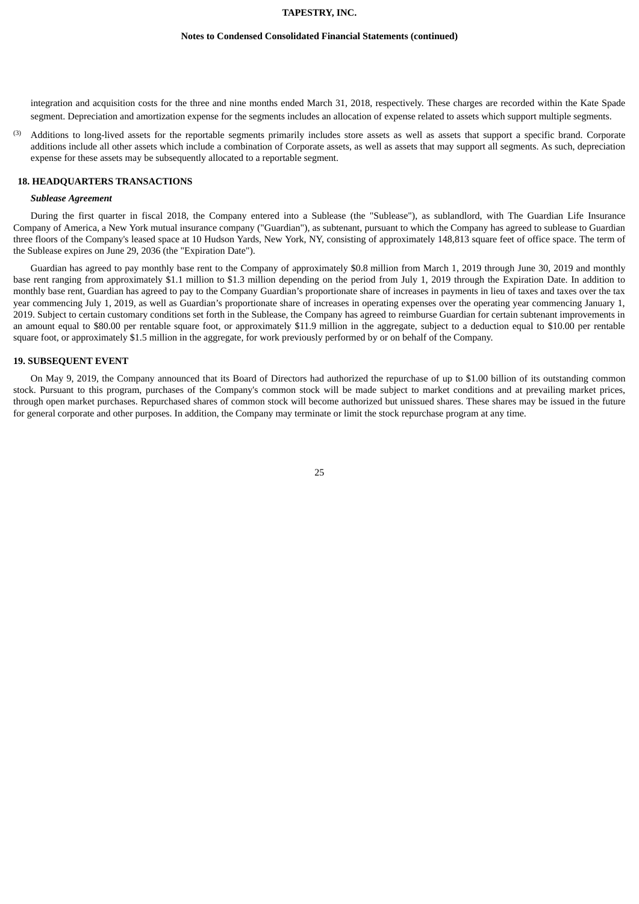integration and acquisition costs for the three and nine months ended March 31, 2018, respectively. These charges are recorded within the Kate Spade segment. Depreciation and amortization expense for the segments includes an allocation of expense related to assets which support multiple segments.

(3) Additions to long-lived assets for the reportable segments primarily includes store assets as well as assets that support a specific brand. Corporate additions include all other assets which include a combination of Corporate assets, as well as assets that may support all segments. As such, depreciation expense for these assets may be subsequently allocated to a reportable segment.

## 18. HEADQUARTERS TRANSACTIONS

***Sublease Agreement***

During the first quarter in fiscal 2018, the Company entered into a Sublease (the "Sublease"), as sublandlord, with The Guardian Life Insurance Company of America, a New York mutual insurance company ("Guardian"), as subtenant, pursuant to which the Company has agreed to sublease to Guardian three floors of the Company's leased space at 10 Hudson Yards, New York, NY, consisting of approximately 148,813 square feet of office space. The term of the Sublease expires on June 29, 2036 (the "Expiration Date").

Guardian has agreed to pay monthly base rent to the Company of approximately $0.8 million from March 1, 2019 through June 30, 2019 and monthly base rent ranging from approximately $1.1 million to $1.3 million depending on the period from July 1, 2019 through the Expiration Date. In addition to monthly base rent, Guardian has agreed to pay to the Company Guardian's proportionate share of increases in payments in lieu of taxes and taxes over the tax year commencing July 1, 2019, as well as Guardian's proportionate share of increases in operating expenses over the operating year commencing January 1, 2019. Subject to certain customary conditions set forth in the Sublease, the Company has agreed to reimburse Guardian for certain subtenant improvements in an amount equal to $80.00 per rentable square foot, or approximately $11.9 million in the aggregate, subject to a deduction equal to $10.00 per rentable square foot, or approximately $1.5 million in the aggregate, for work previously performed by or on behalf of the Company.

## 19. SUBSEQUENT EVENT

On May 9, 2019, the Company announced that its Board of Directors had authorized the repurchase of up to $1.00 billion of its outstanding common stock. Pursuant to this program, purchases of the Company's common stock will be made subject to market conditions and at prevailing market prices, through open market purchases. Repurchased shares of common stock will become authorized but unissued shares. These shares may be issued in the future for general corporate and other purposes. In addition, the Company may terminate or limit the stock repurchase program at any time.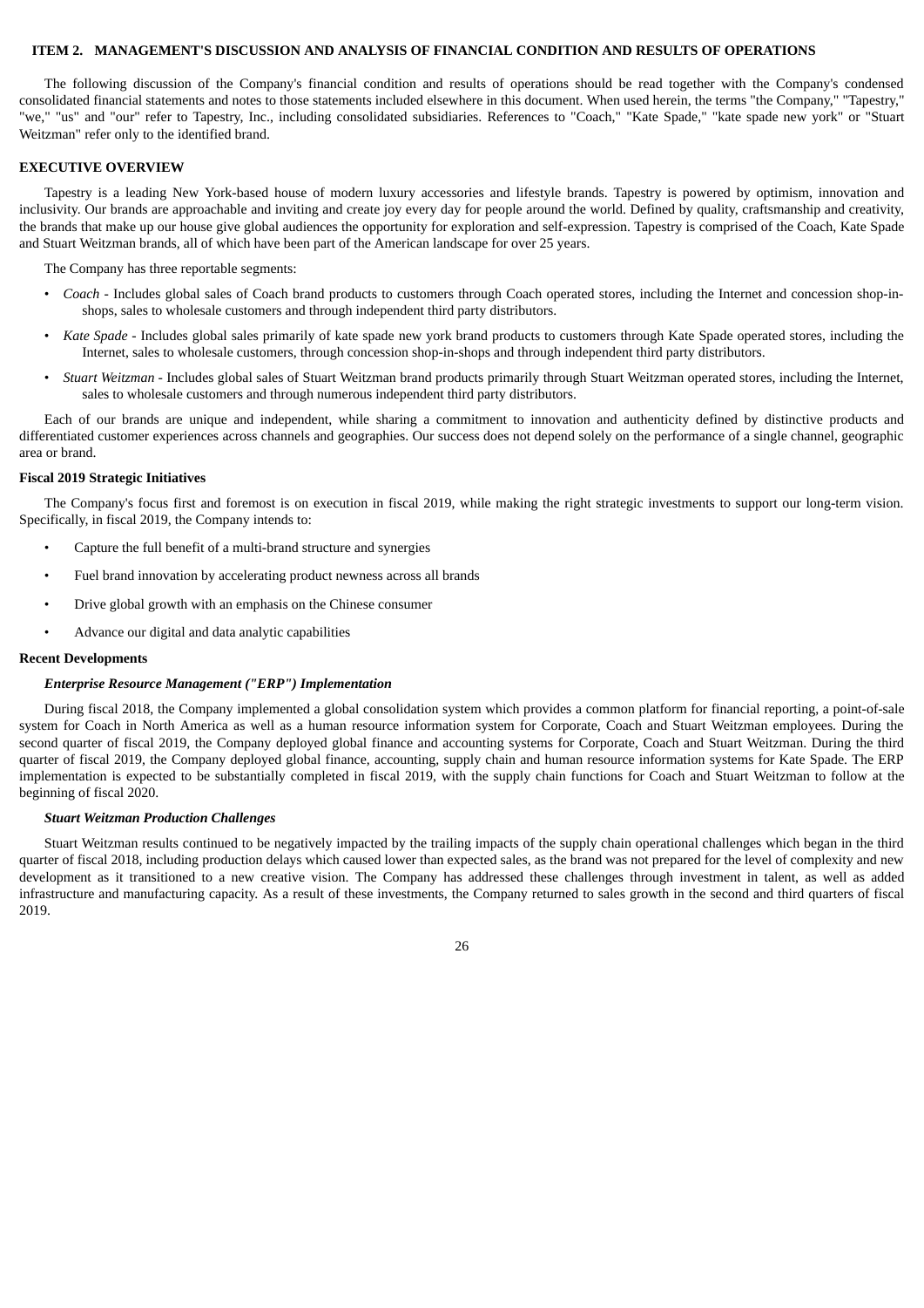## ITEM 2. MANAGEMENT'S DISCUSSION AND ANALYSIS OF FINANCIAL CONDITION AND RESULTS OF OPERATIONS

The following discussion of the Company's financial condition and results of operations should be read together with the Company's condensed consolidated financial statements and notes to those statements included elsewhere in this document. When used herein, the terms "the Company," "Tapestry," "we," "us" and "our" refer to Tapestry, Inc., including consolidated subsidiaries. References to "Coach," "Kate Spade," "kate spade new york" or "Stuart Weitzman" refer only to the identified brand.

### EXECUTIVE OVERVIEW

Tapestry is a leading New York-based house of modern luxury accessories and lifestyle brands. Tapestry is powered by optimism, innovation and inclusivity. Our brands are approachable and inviting and create joy every day for people around the world. Defined by quality, craftsmanship and creativity, the brands that make up our house give global audiences the opportunity for exploration and self-expression. Tapestry is comprised of the Coach, Kate Spade and Stuart Weitzman brands, all of which have been part of the American landscape for over 25 years.

The Company has three reportable segments:

- *Coach* - Includes global sales of Coach brand products to customers through Coach operated stores, including the Internet and concession shop-in-shops, sales to wholesale customers and through independent third party distributors.
- *Kate Spade* - Includes global sales primarily of kate spade new york brand products to customers through Kate Spade operated stores, including the Internet, sales to wholesale customers, through concession shop-in-shops and through independent third party distributors.
- *Stuart Weitzman* - Includes global sales of Stuart Weitzman brand products primarily through Stuart Weitzman operated stores, including the Internet, sales to wholesale customers and through numerous independent third party distributors.

Each of our brands are unique and independent, while sharing a commitment to innovation and authenticity defined by distinctive products and differentiated customer experiences across channels and geographies. Our success does not depend solely on the performance of a single channel, geographic area or brand.

#### Fiscal 2019 Strategic Initiatives

The Company's focus first and foremost is on execution in fiscal 2019, while making the right strategic investments to support our long-term vision. Specifically, in fiscal 2019, the Company intends to:

- Capture the full benefit of a multi-brand structure and synergies
- Fuel brand innovation by accelerating product newness across all brands
- Drive global growth with an emphasis on the Chinese consumer
- Advance our digital and data analytic capabilities

#### Recent Developments

***Enterprise Resource Management ("ERP") Implementation***

During fiscal 2018, the Company implemented a global consolidation system which provides a common platform for financial reporting, a point-of-sale system for Coach in North America as well as a human resource information system for Corporate, Coach and Stuart Weitzman employees. During the second quarter of fiscal 2019, the Company deployed global finance and accounting systems for Corporate, Coach and Stuart Weitzman. During the third quarter of fiscal 2019, the Company deployed global finance, accounting, supply chain and human resource information systems for Kate Spade. The ERP implementation is expected to be substantially completed in fiscal 2019, with the supply chain functions for Coach and Stuart Weitzman to follow at the beginning of fiscal 2020.

***Stuart Weitzman Production Challenges***

Stuart Weitzman results continued to be negatively impacted by the trailing impacts of the supply chain operational challenges which began in the third quarter of fiscal 2018, including production delays which caused lower than expected sales, as the brand was not prepared for the level of complexity and new development as it transitioned to a new creative vision. The Company has addressed these challenges through investment in talent, as well as added infrastructure and manufacturing capacity. As a result of these investments, the Company returned to sales growth in the second and third quarters of fiscal 2019.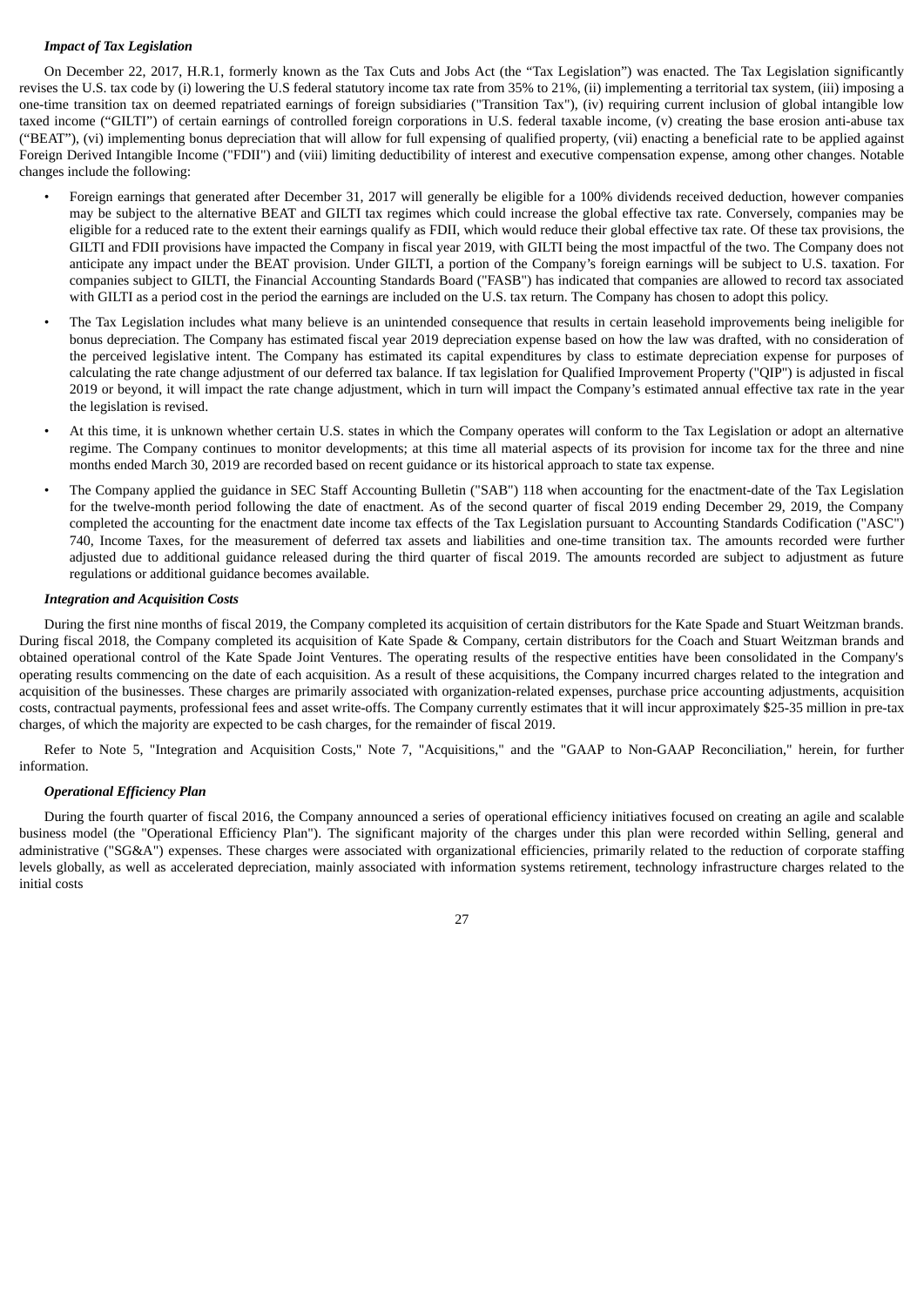### *Impact of Tax Legislation*

On December 22, 2017, H.R.1, formerly known as the Tax Cuts and Jobs Act (the "Tax Legislation") was enacted. The Tax Legislation significantly revises the U.S. tax code by (i) lowering the U.S federal statutory income tax rate from 35% to 21%, (ii) implementing a territorial tax system, (iii) imposing a one-time transition tax on deemed repatriated earnings of foreign subsidiaries ("Transition Tax"), (iv) requiring current inclusion of global intangible low taxed income ("GILTI") of certain earnings of controlled foreign corporations in U.S. federal taxable income, (v) creating the base erosion anti-abuse tax ("BEAT"), (vi) implementing bonus depreciation that will allow for full expensing of qualified property, (vii) enacting a beneficial rate to be applied against Foreign Derived Intangible Income ("FDII") and (viii) limiting deductibility of interest and executive compensation expense, among other changes. Notable changes include the following:

- Foreign earnings that generated after December 31, 2017 will generally be eligible for a 100% dividends received deduction, however companies may be subject to the alternative BEAT and GILTI tax regimes which could increase the global effective tax rate. Conversely, companies may be eligible for a reduced rate to the extent their earnings qualify as FDII, which would reduce their global effective tax rate. Of these tax provisions, the GILTI and FDII provisions have impacted the Company in fiscal year 2019, with GILTI being the most impactful of the two. The Company does not anticipate any impact under the BEAT provision. Under GILTI, a portion of the Company's foreign earnings will be subject to U.S. taxation. For companies subject to GILTI, the Financial Accounting Standards Board ("FASB") has indicated that companies are allowed to record tax associated with GILTI as a period cost in the period the earnings are included on the U.S. tax return. The Company has chosen to adopt this policy.
- The Tax Legislation includes what many believe is an unintended consequence that results in certain leasehold improvements being ineligible for bonus depreciation. The Company has estimated fiscal year 2019 depreciation expense based on how the law was drafted, with no consideration of the perceived legislative intent. The Company has estimated its capital expenditures by class to estimate depreciation expense for purposes of calculating the rate change adjustment of our deferred tax balance. If tax legislation for Qualified Improvement Property ("QIP") is adjusted in fiscal 2019 or beyond, it will impact the rate change adjustment, which in turn will impact the Company's estimated annual effective tax rate in the year the legislation is revised.
- At this time, it is unknown whether certain U.S. states in which the Company operates will conform to the Tax Legislation or adopt an alternative regime. The Company continues to monitor developments; at this time all material aspects of its provision for income tax for the three and nine months ended March 30, 2019 are recorded based on recent guidance or its historical approach to state tax expense.
- The Company applied the guidance in SEC Staff Accounting Bulletin ("SAB") 118 when accounting for the enactment-date of the Tax Legislation for the twelve-month period following the date of enactment. As of the second quarter of fiscal 2019 ending December 29, 2019, the Company completed the accounting for the enactment date income tax effects of the Tax Legislation pursuant to Accounting Standards Codification ("ASC") 740, Income Taxes, for the measurement of deferred tax assets and liabilities and one-time transition tax. The amounts recorded were further adjusted due to additional guidance released during the third quarter of fiscal 2019. The amounts recorded are subject to adjustment as future regulations or additional guidance becomes available.

### *Integration and Acquisition Costs*

During the first nine months of fiscal 2019, the Company completed its acquisition of certain distributors for the Kate Spade and Stuart Weitzman brands. During fiscal 2018, the Company completed its acquisition of Kate Spade & Company, certain distributors for the Coach and Stuart Weitzman brands and obtained operational control of the Kate Spade Joint Ventures. The operating results of the respective entities have been consolidated in the Company's operating results commencing on the date of each acquisition. As a result of these acquisitions, the Company incurred charges related to the integration and acquisition of the businesses. These charges are primarily associated with organization-related expenses, purchase price accounting adjustments, acquisition costs, contractual payments, professional fees and asset write-offs. The Company currently estimates that it will incur approximately $25-35 million in pre-tax charges, of which the majority are expected to be cash charges, for the remainder of fiscal 2019.

Refer to Note 5, "Integration and Acquisition Costs," Note 7, "Acquisitions," and the "GAAP to Non-GAAP Reconciliation," herein, for further information.

### *Operational Efficiency Plan*

During the fourth quarter of fiscal 2016, the Company announced a series of operational efficiency initiatives focused on creating an agile and scalable business model (the "Operational Efficiency Plan"). The significant majority of the charges under this plan were recorded within Selling, general and administrative ("SG&A") expenses. These charges were associated with organizational efficiencies, primarily related to the reduction of corporate staffing levels globally, as well as accelerated depreciation, mainly associated with information systems retirement, technology infrastructure charges related to the initial costs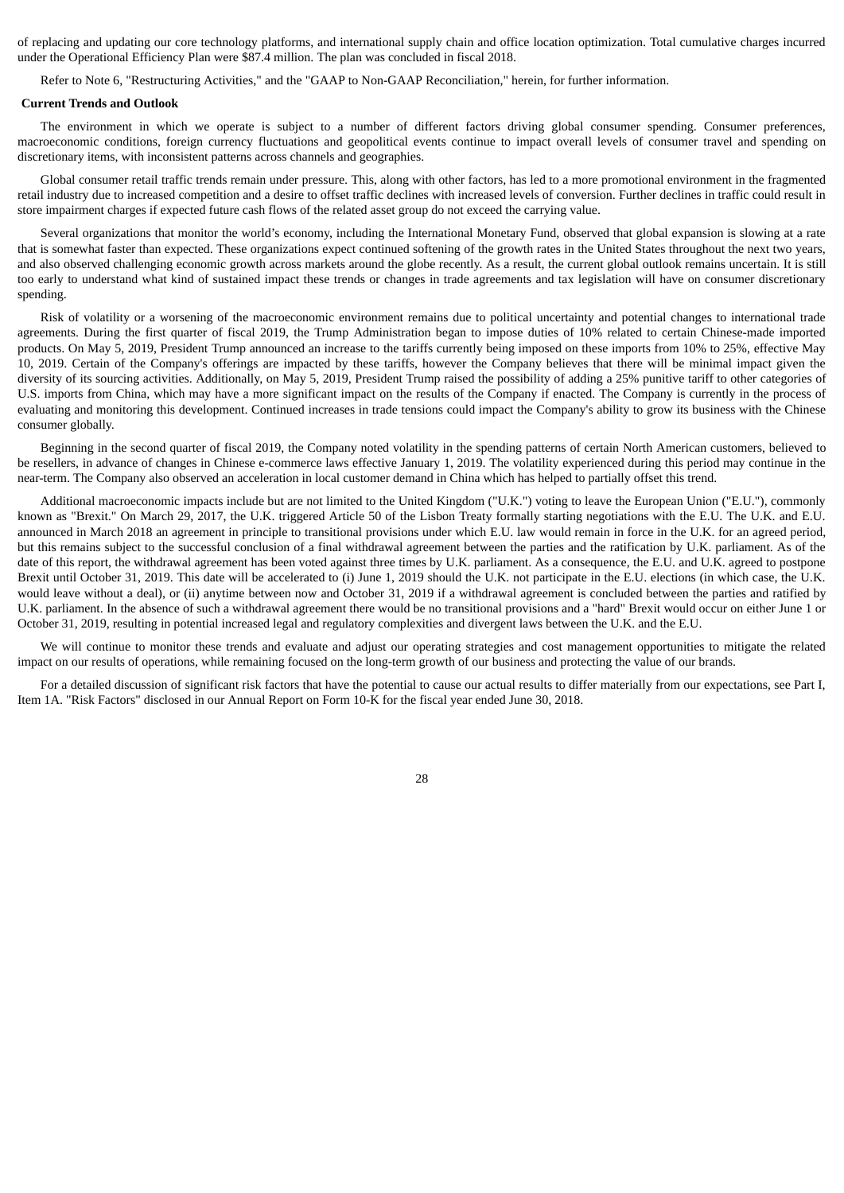of replacing and updating our core technology platforms, and international supply chain and office location optimization. Total cumulative charges incurred under the Operational Efficiency Plan were $87.4 million. The plan was concluded in fiscal 2018.

Refer to Note 6, "Restructuring Activities," and the "GAAP to Non-GAAP Reconciliation," herein, for further information.

**Current Trends and Outlook**

The environment in which we operate is subject to a number of different factors driving global consumer spending. Consumer preferences, macroeconomic conditions, foreign currency fluctuations and geopolitical events continue to impact overall levels of consumer travel and spending on discretionary items, with inconsistent patterns across channels and geographies.

Global consumer retail traffic trends remain under pressure. This, along with other factors, has led to a more promotional environment in the fragmented retail industry due to increased competition and a desire to offset traffic declines with increased levels of conversion. Further declines in traffic could result in store impairment charges if expected future cash flows of the related asset group do not exceed the carrying value.

Several organizations that monitor the world's economy, including the International Monetary Fund, observed that global expansion is slowing at a rate that is somewhat faster than expected. These organizations expect continued softening of the growth rates in the United States throughout the next two years, and also observed challenging economic growth across markets around the globe recently. As a result, the current global outlook remains uncertain. It is still too early to understand what kind of sustained impact these trends or changes in trade agreements and tax legislation will have on consumer discretionary spending.

Risk of volatility or a worsening of the macroeconomic environment remains due to political uncertainty and potential changes to international trade agreements. During the first quarter of fiscal 2019, the Trump Administration began to impose duties of 10% related to certain Chinese-made imported products. On May 5, 2019, President Trump announced an increase to the tariffs currently being imposed on these imports from 10% to 25%, effective May 10, 2019. Certain of the Company's offerings are impacted by these tariffs, however the Company believes that there will be minimal impact given the diversity of its sourcing activities. Additionally, on May 5, 2019, President Trump raised the possibility of adding a 25% punitive tariff to other categories of U.S. imports from China, which may have a more significant impact on the results of the Company if enacted. The Company is currently in the process of evaluating and monitoring this development. Continued increases in trade tensions could impact the Company's ability to grow its business with the Chinese consumer globally.

Beginning in the second quarter of fiscal 2019, the Company noted volatility in the spending patterns of certain North American customers, believed to be resellers, in advance of changes in Chinese e-commerce laws effective January 1, 2019. The volatility experienced during this period may continue in the near-term. The Company also observed an acceleration in local customer demand in China which has helped to partially offset this trend.

Additional macroeconomic impacts include but are not limited to the United Kingdom ("U.K.") voting to leave the European Union ("E.U."), commonly known as "Brexit." On March 29, 2017, the U.K. triggered Article 50 of the Lisbon Treaty formally starting negotiations with the E.U. The U.K. and E.U. announced in March 2018 an agreement in principle to transitional provisions under which E.U. law would remain in force in the U.K. for an agreed period, but this remains subject to the successful conclusion of a final withdrawal agreement between the parties and the ratification by U.K. parliament. As of the date of this report, the withdrawal agreement has been voted against three times by U.K. parliament. As a consequence, the E.U. and U.K. agreed to postpone Brexit until October 31, 2019. This date will be accelerated to (i) June 1, 2019 should the U.K. not participate in the E.U. elections (in which case, the U.K. would leave without a deal), or (ii) anytime between now and October 31, 2019 if a withdrawal agreement is concluded between the parties and ratified by U.K. parliament. In the absence of such a withdrawal agreement there would be no transitional provisions and a "hard" Brexit would occur on either June 1 or October 31, 2019, resulting in potential increased legal and regulatory complexities and divergent laws between the U.K. and the E.U.

We will continue to monitor these trends and evaluate and adjust our operating strategies and cost management opportunities to mitigate the related impact on our results of operations, while remaining focused on the long-term growth of our business and protecting the value of our brands.

For a detailed discussion of significant risk factors that have the potential to cause our actual results to differ materially from our expectations, see Part I, Item 1A. "Risk Factors" disclosed in our Annual Report on Form 10-K for the fiscal year ended June 30, 2018.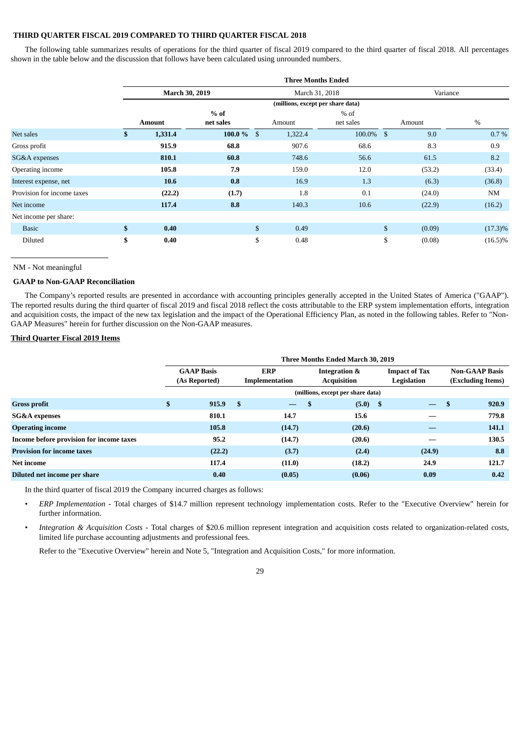**THIRD QUARTER FISCAL 2019 COMPARED TO THIRD QUARTER FISCAL 2018**

The following table summarizes results of operations for the third quarter of fiscal 2019 compared to the third quarter of fiscal 2018. All percentages shown in the table below and the discussion that follows have been calculated using unrounded numbers.

| | Three Months Ended | | | | | |
|---|---|---|---|---|---|---|
| | **March 30, 2019** | | March 31, 2018 | | Variance | |
| | (millions, except per share data) | | | | | |
| | **Amount** | **% of net sales** | Amount | % of net sales | Amount | % |
| Net sales | **$ 1,331.4** | **100.0 %** | $ 1,322.4 | 100.0% | $ 9.0 | 0.7 % |
| Gross profit | **915.9** | **68.8** | 907.6 | 68.6 | 8.3 | 0.9 |
| SG&A expenses | **810.1** | **60.8** | 748.6 | 56.6 | 61.5 | 8.2 |
| Operating income | **105.8** | **7.9** | 159.0 | 12.0 | (53.2) | (33.4) |
| Interest expense, net | **10.6** | **0.8** | 16.9 | 1.3 | (6.3) | (36.8) |
| Provision for income taxes | **(22.2)** | **(1.7)** | 1.8 | 0.1 | (24.0) | NM |
| Net income | **117.4** | **8.8** | 140.3 | 10.6 | (22.9) | (16.2) |
| Net income per share: | | | | | | |
| Basic | **$ 0.40** | | $ 0.49 | | $ (0.09) | (17.3)% |
| Diluted | **$ 0.40** | | $ 0.48 | | $ (0.08) | (16.5)% |

NM - Not meaningful

**GAAP to Non-GAAP Reconciliation**

The Company's reported results are presented in accordance with accounting principles generally accepted in the United States of America ("GAAP"). The reported results during the third quarter of fiscal 2019 and fiscal 2018 reflect the costs attributable to the ERP system implementation efforts, integration and acquisition costs, the impact of the new tax legislation and the impact of the Operational Efficiency Plan, as noted in the following tables. Refer to "Non-GAAP Measures" herein for further discussion on the Non-GAAP measures.

**Third Quarter Fiscal 2019 Items**

| | Three Months Ended March 30, 2019 | | | | |
|---|---|---|---|---|---|
| | **GAAP Basis (As Reported)** | **ERP Implementation** | **Integration & Acquisition** | **Impact of Tax Legislation** | **Non-GAAP Basis (Excluding Items)** |
| | (millions, except per share data) | | | | |
| **Gross profit** | **$ 915.9** | **$ —** | **$ (5.0)** | **$ —** | **$ 920.9** |
| **SG&A expenses** | **810.1** | **14.7** | **15.6** | **—** | **779.8** |
| **Operating income** | **105.8** | **(14.7)** | **(20.6)** | **—** | **141.1** |
| **Income before provision for income taxes** | **95.2** | **(14.7)** | **(20.6)** | **—** | **130.5** |
| **Provision for income taxes** | **(22.2)** | **(3.7)** | **(2.4)** | **(24.9)** | **8.8** |
| **Net income** | **117.4** | **(11.0)** | **(18.2)** | **24.9** | **121.7** |
| **Diluted net income per share** | **0.40** | **(0.05)** | **(0.06)** | **0.09** | **0.42** |

In the third quarter of fiscal 2019 the Company incurred charges as follows:

- *ERP Implementation* - Total charges of $14.7 million represent technology implementation costs. Refer to the "Executive Overview" herein for further information.
- *Integration & Acquisition Costs* - Total charges of $20.6 million represent integration and acquisition costs related to organization-related costs, limited life purchase accounting adjustments and professional fees.

Refer to the "Executive Overview" herein and Note 5, "Integration and Acquisition Costs," for more information.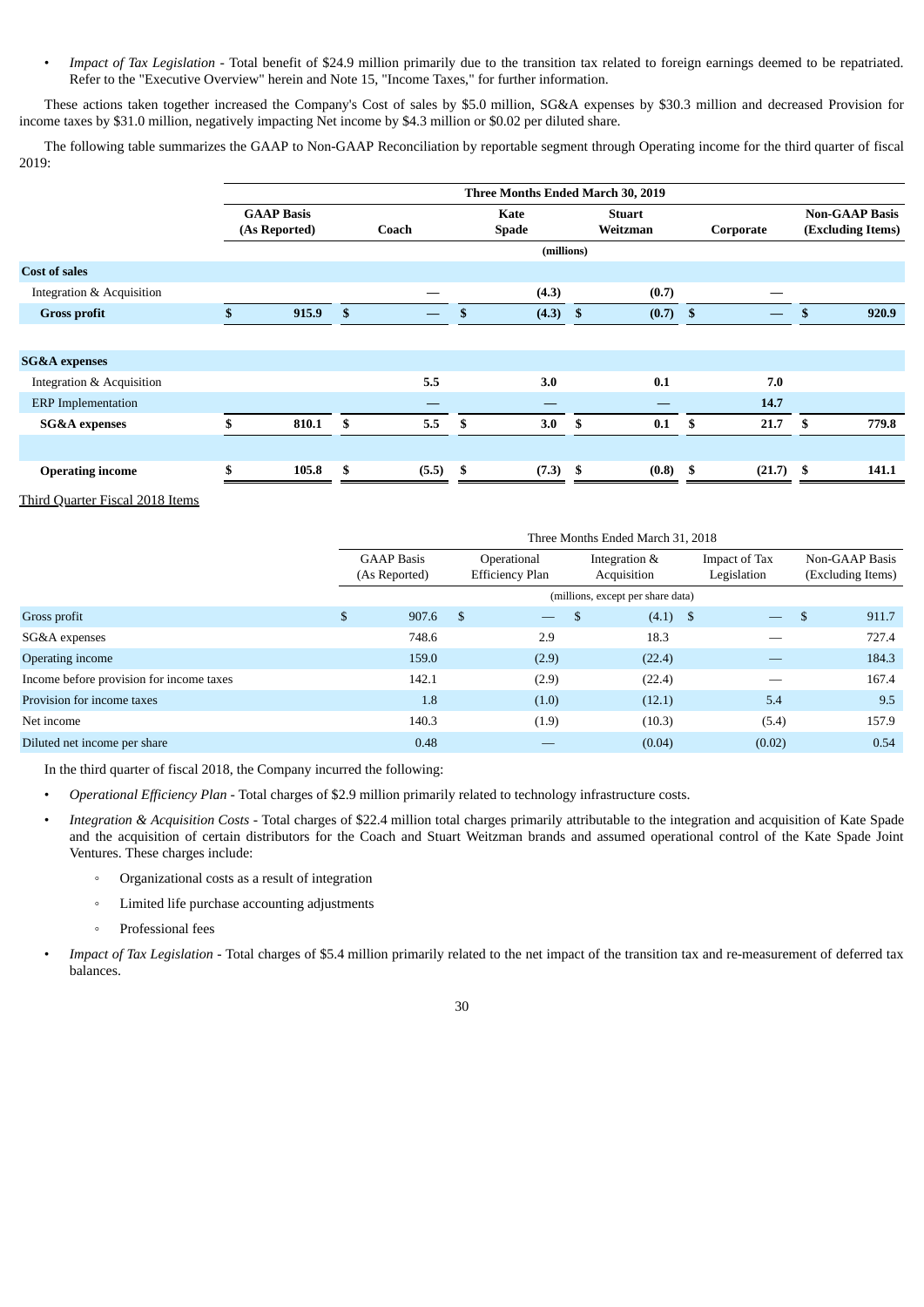- *Impact of Tax Legislation* - Total benefit of $24.9 million primarily due to the transition tax related to foreign earnings deemed to be repatriated. Refer to the "Executive Overview" herein and Note 15, "Income Taxes," for further information.

These actions taken together increased the Company's Cost of sales by $5.0 million, SG&A expenses by $30.3 million and decreased Provision for income taxes by $31.0 million, negatively impacting Net income by $4.3 million or $0.02 per diluted share.

The following table summarizes the GAAP to Non-GAAP Reconciliation by reportable segment through Operating income for the third quarter of fiscal 2019:

| | Three Months Ended March 30, 2019 | | | | | |
|---|---|---|---|---|---|---|
| | **GAAP Basis (As Reported)** | **Coach** | **Kate Spade** | **Stuart Weitzman** | **Corporate** | **Non-GAAP Basis (Excluding Items)** |
| | (millions) | | | | | |
| **Cost of sales** | | | | | | |
| Integration & Acquisition | | — | (4.3) | (0.7) | — | |
| **Gross profit** | **$ 915.9** | **$ —** | **$ (4.3)** | **$ (0.7)** | **$ —** | **$ 920.9** |
| **SG&A expenses** | | | | | | |
| Integration & Acquisition | | 5.5 | 3.0 | 0.1 | 7.0 | |
| ERP Implementation | | — | — | — | 14.7 | |
| **SG&A expenses** | **$ 810.1** | **$ 5.5** | **$ 3.0** | **$ 0.1** | **$ 21.7** | **$ 779.8** |
| **Operating income** | **$ 105.8** | **$ (5.5)** | **$ (7.3)** | **$ (0.8)** | **$ (21.7)** | **$ 141.1** |

Third Quarter Fiscal 2018 Items

| | Three Months Ended March 31, 2018 | | | | |
|---|---|---|---|---|---|
| | GAAP Basis (As Reported) | Operational Efficiency Plan | Integration & Acquisition | Impact of Tax Legislation | Non-GAAP Basis (Excluding Items) |
| | (millions, except per share data) | | | | |
| Gross profit | $ 907.6 | $ — | $ (4.1) | $ — | $ 911.7 |
| SG&A expenses | 748.6 | 2.9 | 18.3 | — | 727.4 |
| Operating income | 159.0 | (2.9) | (22.4) | — | 184.3 |
| Income before provision for income taxes | 142.1 | (2.9) | (22.4) | — | 167.4 |
| Provision for income taxes | 1.8 | (1.0) | (12.1) | 5.4 | 9.5 |
| Net income | 140.3 | (1.9) | (10.3) | (5.4) | 157.9 |
| Diluted net income per share | 0.48 | — | (0.04) | (0.02) | 0.54 |

In the third quarter of fiscal 2018, the Company incurred the following:

- *Operational Efficiency Plan* - Total charges of $2.9 million primarily related to technology infrastructure costs.
- *Integration & Acquisition Costs* - Total charges of $22.4 million total charges primarily attributable to the integration and acquisition of Kate Spade and the acquisition of certain distributors for the Coach and Stuart Weitzman brands and assumed operational control of the Kate Spade Joint Ventures. These charges include:
  - Organizational costs as a result of integration
  - Limited life purchase accounting adjustments
  - Professional fees
- *Impact of Tax Legislation* - Total charges of $5.4 million primarily related to the net impact of the transition tax and re-measurement of deferred tax balances.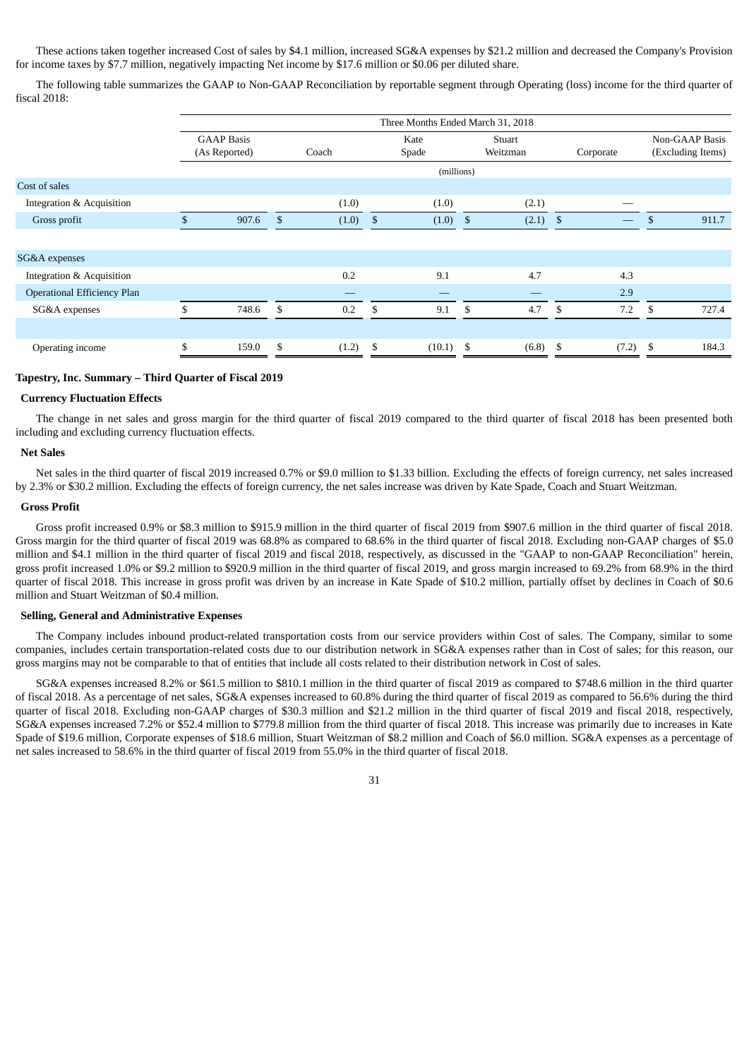These actions taken together increased Cost of sales by $4.1 million, increased SG&A expenses by $21.2 million and decreased the Company's Provision for income taxes by $7.7 million, negatively impacting Net income by $17.6 million or $0.06 per diluted share.

The following table summarizes the GAAP to Non-GAAP Reconciliation by reportable segment through Operating (loss) income for the third quarter of fiscal 2018:

| | Three Months Ended March 31, 2018 | | | | | |
|---|---|---|---|---|---|---|
| | GAAP Basis (As Reported) | Coach | Kate Spade | Stuart Weitzman | Corporate | Non-GAAP Basis (Excluding Items) |
| | (millions) | | | | | |
| Cost of sales | | | | | | |
| Integration & Acquisition | | (1.0) | (1.0) | (2.1) | — | |
| Gross profit | $ 907.6 | $ (1.0) | $ (1.0) | $ (2.1) | $ — | $ 911.7 |
| SG&A expenses | | | | | | |
| Integration & Acquisition | | 0.2 | 9.1 | 4.7 | 4.3 | |
| Operational Efficiency Plan | | — | — | — | 2.9 | |
| SG&A expenses | $ 748.6 | $ 0.2 | $ 9.1 | $ 4.7 | $ 7.2 | $ 727.4 |
| Operating income | $ 159.0 | $ (1.2) | $ (10.1) | $ (6.8) | $ (7.2) | $ 184.3 |

**Tapestry, Inc. Summary – Third Quarter of Fiscal 2019**

**Currency Fluctuation Effects**

The change in net sales and gross margin for the third quarter of fiscal 2019 compared to the third quarter of fiscal 2018 has been presented both including and excluding currency fluctuation effects.

**Net Sales**

Net sales in the third quarter of fiscal 2019 increased 0.7% or $9.0 million to $1.33 billion. Excluding the effects of foreign currency, net sales increased by 2.3% or $30.2 million. Excluding the effects of foreign currency, the net sales increase was driven by Kate Spade, Coach and Stuart Weitzman.

**Gross Profit**

Gross profit increased 0.9% or $8.3 million to $915.9 million in the third quarter of fiscal 2019 from $907.6 million in the third quarter of fiscal 2018. Gross margin for the third quarter of fiscal 2019 was 68.8% as compared to 68.6% in the third quarter of fiscal 2018. Excluding non-GAAP charges of $5.0 million and $4.1 million in the third quarter of fiscal 2019 and fiscal 2018, respectively, as discussed in the "GAAP to non-GAAP Reconciliation" herein, gross profit increased 1.0% or $9.2 million to $920.9 million in the third quarter of fiscal 2019, and gross margin increased to 69.2% from 68.9% in the third quarter of fiscal 2018. This increase in gross profit was driven by an increase in Kate Spade of $10.2 million, partially offset by declines in Coach of $0.6 million and Stuart Weitzman of $0.4 million.

**Selling, General and Administrative Expenses**

The Company includes inbound product-related transportation costs from our service providers within Cost of sales. The Company, similar to some companies, includes certain transportation-related costs due to our distribution network in SG&A expenses rather than in Cost of sales; for this reason, our gross margins may not be comparable to that of entities that include all costs related to their distribution network in Cost of sales.

SG&A expenses increased 8.2% or $61.5 million to $810.1 million in the third quarter of fiscal 2019 as compared to $748.6 million in the third quarter of fiscal 2018. As a percentage of net sales, SG&A expenses increased to 60.8% during the third quarter of fiscal 2019 as compared to 56.6% during the third quarter of fiscal 2018. Excluding non-GAAP charges of $30.3 million and $21.2 million in the third quarter of fiscal 2019 and fiscal 2018, respectively, SG&A expenses increased 7.2% or $52.4 million to $779.8 million from the third quarter of fiscal 2018. This increase was primarily due to increases in Kate Spade of $19.6 million, Corporate expenses of $18.6 million, Stuart Weitzman of $8.2 million and Coach of $6.0 million. SG&A expenses as a percentage of net sales increased to 58.6% in the third quarter of fiscal 2019 from 55.0% in the third quarter of fiscal 2018.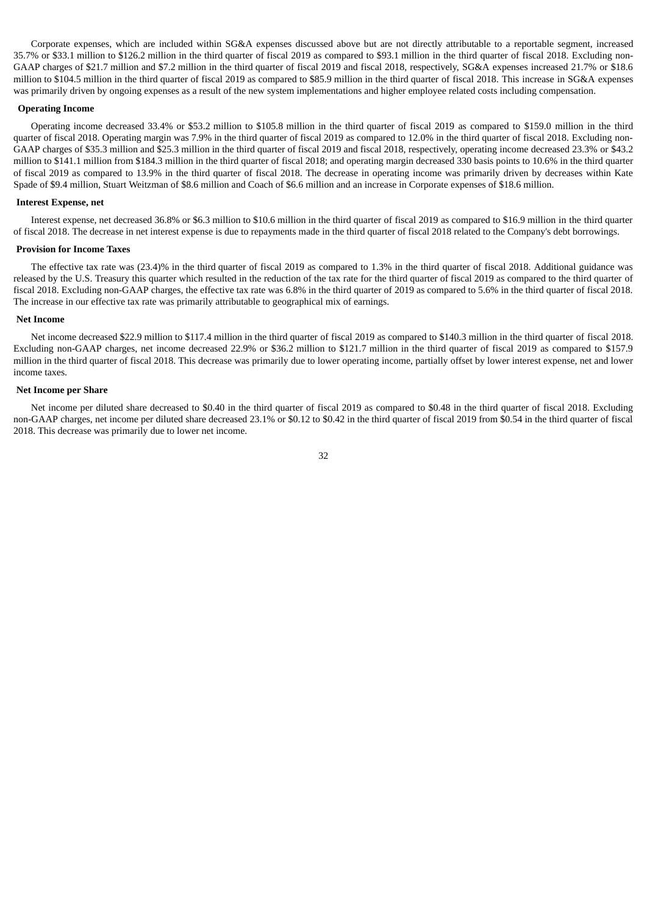Corporate expenses, which are included within SG&A expenses discussed above but are not directly attributable to a reportable segment, increased 35.7% or $33.1 million to $126.2 million in the third quarter of fiscal 2019 as compared to $93.1 million in the third quarter of fiscal 2018. Excluding non-GAAP charges of $21.7 million and $7.2 million in the third quarter of fiscal 2019 and fiscal 2018, respectively, SG&A expenses increased 21.7% or $18.6 million to $104.5 million in the third quarter of fiscal 2019 as compared to $85.9 million in the third quarter of fiscal 2018. This increase in SG&A expenses was primarily driven by ongoing expenses as a result of the new system implementations and higher employee related costs including compensation.

**Operating Income**

Operating income decreased 33.4% or $53.2 million to $105.8 million in the third quarter of fiscal 2019 as compared to $159.0 million in the third quarter of fiscal 2018. Operating margin was 7.9% in the third quarter of fiscal 2019 as compared to 12.0% in the third quarter of fiscal 2018. Excluding non-GAAP charges of $35.3 million and $25.3 million in the third quarter of fiscal 2019 and fiscal 2018, respectively, operating income decreased 23.3% or $43.2 million to $141.1 million from $184.3 million in the third quarter of fiscal 2018; and operating margin decreased 330 basis points to 10.6% in the third quarter of fiscal 2019 as compared to 13.9% in the third quarter of fiscal 2018. The decrease in operating income was primarily driven by decreases within Kate Spade of $9.4 million, Stuart Weitzman of $8.6 million and Coach of $6.6 million and an increase in Corporate expenses of $18.6 million.

**Interest Expense, net**

Interest expense, net decreased 36.8% or $6.3 million to $10.6 million in the third quarter of fiscal 2019 as compared to $16.9 million in the third quarter of fiscal 2018. The decrease in net interest expense is due to repayments made in the third quarter of fiscal 2018 related to the Company's debt borrowings.

**Provision for Income Taxes**

The effective tax rate was (23.4)% in the third quarter of fiscal 2019 as compared to 1.3% in the third quarter of fiscal 2018. Additional guidance was released by the U.S. Treasury this quarter which resulted in the reduction of the tax rate for the third quarter of fiscal 2019 as compared to the third quarter of fiscal 2018. Excluding non-GAAP charges, the effective tax rate was 6.8% in the third quarter of 2019 as compared to 5.6% in the third quarter of fiscal 2018. The increase in our effective tax rate was primarily attributable to geographical mix of earnings.

**Net Income**

Net income decreased $22.9 million to $117.4 million in the third quarter of fiscal 2019 as compared to $140.3 million in the third quarter of fiscal 2018. Excluding non-GAAP charges, net income decreased 22.9% or $36.2 million to $121.7 million in the third quarter of fiscal 2019 as compared to $157.9 million in the third quarter of fiscal 2018. This decrease was primarily due to lower operating income, partially offset by lower interest expense, net and lower income taxes.

**Net Income per Share**

Net income per diluted share decreased to $0.40 in the third quarter of fiscal 2019 as compared to $0.48 in the third quarter of fiscal 2018. Excluding non-GAAP charges, net income per diluted share decreased 23.1% or $0.12 to $0.42 in the third quarter of fiscal 2019 from $0.54 in the third quarter of fiscal 2018. This decrease was primarily due to lower net income.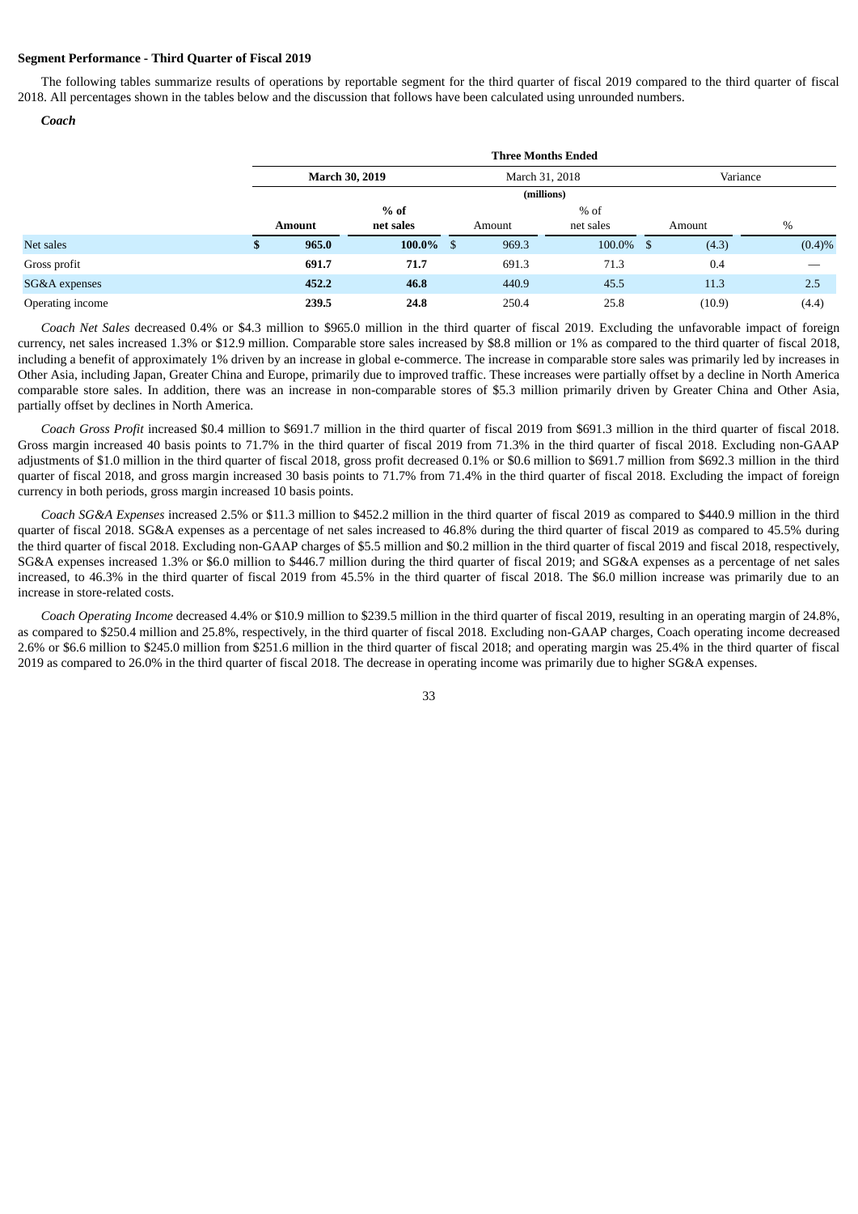**Segment Performance - Third Quarter of Fiscal 2019**

The following tables summarize results of operations by reportable segment for the third quarter of fiscal 2019 compared to the third quarter of fiscal 2018. All percentages shown in the tables below and the discussion that follows have been calculated using unrounded numbers.

***Coach***

| | Three Months Ended | | | | | |
|---|---|---|---|---|---|---|
| | **March 30, 2019** | | March 31, 2018 | | Variance | |
| | (millions) | | | | | |
| | **Amount** | **% of net sales** | Amount | % of net sales | Amount | % |
| Net sales | **$ 965.0** | **100.0%** | $ 969.3 | 100.0% | $ (4.3) | (0.4)% |
| Gross profit | **691.7** | **71.7** | 691.3 | 71.3 | 0.4 | — |
| SG&A expenses | **452.2** | **46.8** | 440.9 | 45.5 | 11.3 | 2.5 |
| Operating income | **239.5** | **24.8** | 250.4 | 25.8 | (10.9) | (4.4) |

*Coach Net Sales* decreased 0.4% or $4.3 million to $965.0 million in the third quarter of fiscal 2019. Excluding the unfavorable impact of foreign currency, net sales increased 1.3% or $12.9 million. Comparable store sales increased by $8.8 million or 1% as compared to the third quarter of fiscal 2018, including a benefit of approximately 1% driven by an increase in global e-commerce. The increase in comparable store sales was primarily led by increases in Other Asia, including Japan, Greater China and Europe, primarily due to improved traffic. These increases were partially offset by a decline in North America comparable store sales. In addition, there was an increase in non-comparable stores of $5.3 million primarily driven by Greater China and Other Asia, partially offset by declines in North America.

*Coach Gross Profit* increased $0.4 million to $691.7 million in the third quarter of fiscal 2019 from $691.3 million in the third quarter of fiscal 2018. Gross margin increased 40 basis points to 71.7% in the third quarter of fiscal 2019 from 71.3% in the third quarter of fiscal 2018. Excluding non-GAAP adjustments of $1.0 million in the third quarter of fiscal 2018, gross profit decreased 0.1% or $0.6 million to $691.7 million from $692.3 million in the third quarter of fiscal 2018, and gross margin increased 30 basis points to 71.7% from 71.4% in the third quarter of fiscal 2018. Excluding the impact of foreign currency in both periods, gross margin increased 10 basis points.

*Coach SG&A Expenses* increased 2.5% or $11.3 million to $452.2 million in the third quarter of fiscal 2019 as compared to $440.9 million in the third quarter of fiscal 2018. SG&A expenses as a percentage of net sales increased to 46.8% during the third quarter of fiscal 2019 as compared to 45.5% during the third quarter of fiscal 2018. Excluding non-GAAP charges of $5.5 million and $0.2 million in the third quarter of fiscal 2019 and fiscal 2018, respectively, SG&A expenses increased 1.3% or $6.0 million to $446.7 million during the third quarter of fiscal 2019; and SG&A expenses as a percentage of net sales increased, to 46.3% in the third quarter of fiscal 2019 from 45.5% in the third quarter of fiscal 2018. The $6.0 million increase was primarily due to an increase in store-related costs.

*Coach Operating Income* decreased 4.4% or $10.9 million to $239.5 million in the third quarter of fiscal 2019, resulting in an operating margin of 24.8%, as compared to $250.4 million and 25.8%, respectively, in the third quarter of fiscal 2018. Excluding non-GAAP charges, Coach operating income decreased 2.6% or $6.6 million to $245.0 million from $251.6 million in the third quarter of fiscal 2018; and operating margin was 25.4% in the third quarter of fiscal 2019 as compared to 26.0% in the third quarter of fiscal 2018. The decrease in operating income was primarily due to higher SG&A expenses.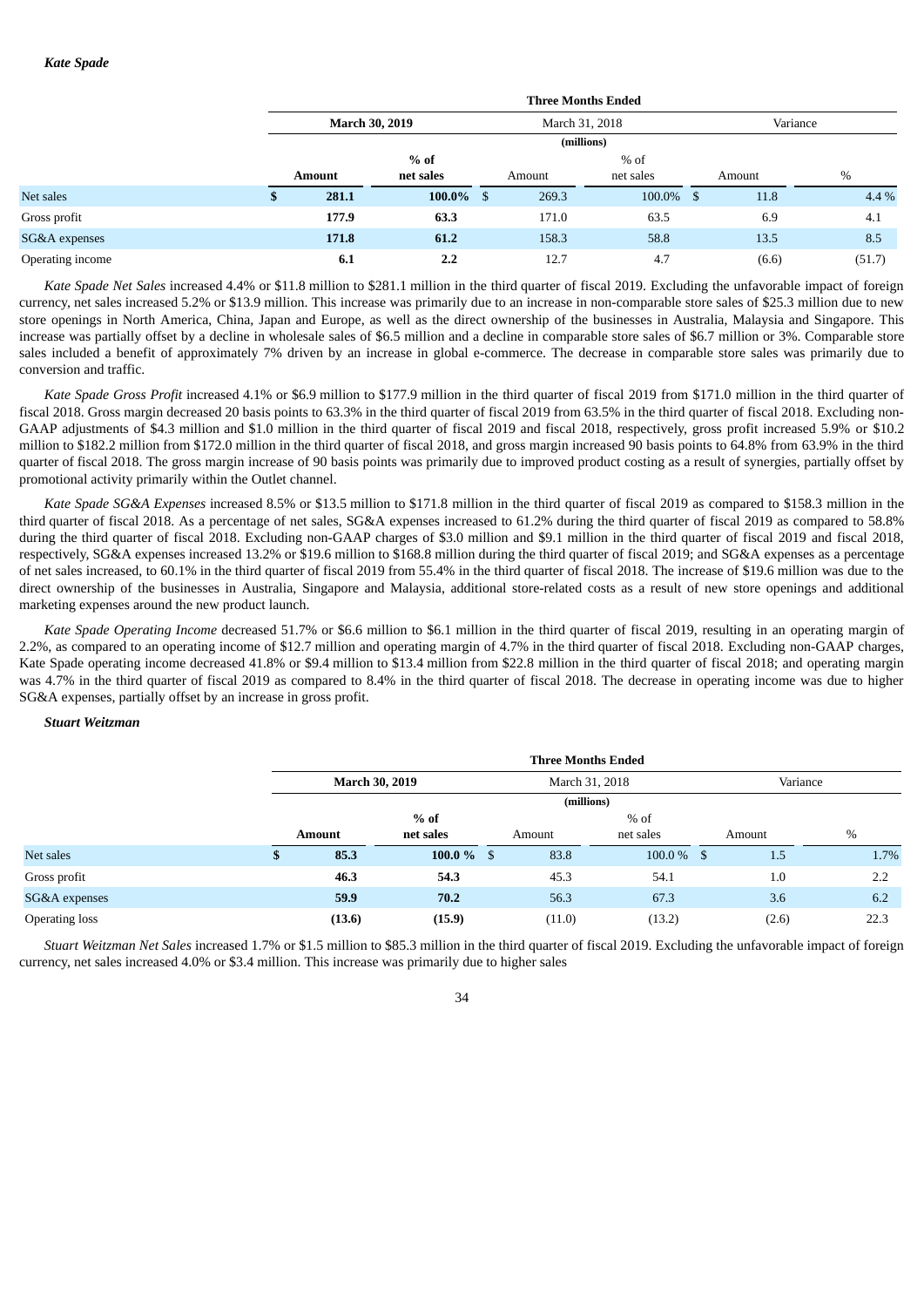***Kate Spade***

| | Three Months Ended | | | | | |
|---|---|---|---|---|---|---|
| | **March 30, 2019** | | March 31, 2018 | | Variance | |
| | (millions) | | | | | |
| | **Amount** | **% of net sales** | Amount | % of net sales | Amount | % |
| Net sales | **$ 281.1** | **100.0%** | $ 269.3 | 100.0% | $ 11.8 | 4.4 % |
| Gross profit | **177.9** | **63.3** | 171.0 | 63.5 | 6.9 | 4.1 |
| SG&A expenses | **171.8** | **61.2** | 158.3 | 58.8 | 13.5 | 8.5 |
| Operating income | **6.1** | **2.2** | 12.7 | 4.7 | (6.6) | (51.7) |

*Kate Spade Net Sales* increased 4.4% or $11.8 million to $281.1 million in the third quarter of fiscal 2019. Excluding the unfavorable impact of foreign currency, net sales increased 5.2% or $13.9 million. This increase was primarily due to an increase in non-comparable store sales of $25.3 million due to new store openings in North America, China, Japan and Europe, as well as the direct ownership of the businesses in Australia, Malaysia and Singapore. This increase was partially offset by a decline in wholesale sales of $6.5 million and a decline in comparable store sales of $6.7 million or 3%. Comparable store sales included a benefit of approximately 7% driven by an increase in global e-commerce. The decrease in comparable store sales was primarily due to conversion and traffic.

*Kate Spade Gross Profit* increased 4.1% or $6.9 million to $177.9 million in the third quarter of fiscal 2019 from $171.0 million in the third quarter of fiscal 2018. Gross margin decreased 20 basis points to 63.3% in the third quarter of fiscal 2019 from 63.5% in the third quarter of fiscal 2018. Excluding non-GAAP adjustments of $4.3 million and $1.0 million in the third quarter of fiscal 2019 and fiscal 2018, respectively, gross profit increased 5.9% or $10.2 million to $182.2 million from $172.0 million in the third quarter of fiscal 2018, and gross margin increased 90 basis points to 64.8% from 63.9% in the third quarter of fiscal 2018. The gross margin increase of 90 basis points was primarily due to improved product costing as a result of synergies, partially offset by promotional activity primarily within the Outlet channel.

*Kate Spade SG&A Expenses* increased 8.5% or $13.5 million to $171.8 million in the third quarter of fiscal 2019 as compared to $158.3 million in the third quarter of fiscal 2018. As a percentage of net sales, SG&A expenses increased to 61.2% during the third quarter of fiscal 2019 as compared to 58.8% during the third quarter of fiscal 2018. Excluding non-GAAP charges of $3.0 million and $9.1 million in the third quarter of fiscal 2019 and fiscal 2018, respectively, SG&A expenses increased 13.2% or $19.6 million to $168.8 million during the third quarter of fiscal 2019; and SG&A expenses as a percentage of net sales increased, to 60.1% in the third quarter of fiscal 2019 from 55.4% in the third quarter of fiscal 2018. The increase of $19.6 million was due to the direct ownership of the businesses in Australia, Singapore and Malaysia, additional store-related costs as a result of new store openings and additional marketing expenses around the new product launch.

*Kate Spade Operating Income* decreased 51.7% or $6.6 million to $6.1 million in the third quarter of fiscal 2019, resulting in an operating margin of 2.2%, as compared to an operating income of $12.7 million and operating margin of 4.7% in the third quarter of fiscal 2018. Excluding non-GAAP charges, Kate Spade operating income decreased 41.8% or $9.4 million to $13.4 million from $22.8 million in the third quarter of fiscal 2018; and operating margin was 4.7% in the third quarter of fiscal 2019 as compared to 8.4% in the third quarter of fiscal 2018. The decrease in operating income was due to higher SG&A expenses, partially offset by an increase in gross profit.

***Stuart Weitzman***

| | Three Months Ended | | | | | |
|---|---|---|---|---|---|---|
| | **March 30, 2019** | | March 31, 2018 | | Variance | |
| | (millions) | | | | | |
| | **Amount** | **% of net sales** | Amount | % of net sales | Amount | % |
| Net sales | **$ 85.3** | **100.0 %** | $ 83.8 | 100.0 % | $ 1.5 | 1.7% |
| Gross profit | **46.3** | **54.3** | 45.3 | 54.1 | 1.0 | 2.2 |
| SG&A expenses | **59.9** | **70.2** | 56.3 | 67.3 | 3.6 | 6.2 |
| Operating loss | **(13.6)** | **(15.9)** | (11.0) | (13.2) | (2.6) | 22.3 |

*Stuart Weitzman Net Sales* increased 1.7% or $1.5 million to $85.3 million in the third quarter of fiscal 2019. Excluding the unfavorable impact of foreign currency, net sales increased 4.0% or $3.4 million. This increase was primarily due to higher sales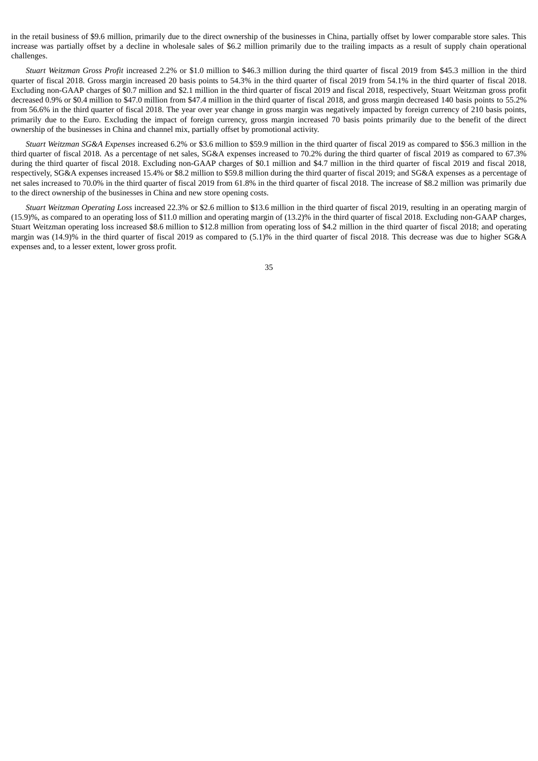in the retail business of $9.6 million, primarily due to the direct ownership of the businesses in China, partially offset by lower comparable store sales. This increase was partially offset by a decline in wholesale sales of $6.2 million primarily due to the trailing impacts as a result of supply chain operational challenges.

*Stuart Weitzman Gross Profit* increased 2.2% or $1.0 million to $46.3 million during the third quarter of fiscal 2019 from $45.3 million in the third quarter of fiscal 2018. Gross margin increased 20 basis points to 54.3% in the third quarter of fiscal 2019 from 54.1% in the third quarter of fiscal 2018. Excluding non-GAAP charges of $0.7 million and $2.1 million in the third quarter of fiscal 2019 and fiscal 2018, respectively, Stuart Weitzman gross profit decreased 0.9% or $0.4 million to $47.0 million from $47.4 million in the third quarter of fiscal 2018, and gross margin decreased 140 basis points to 55.2% from 56.6% in the third quarter of fiscal 2018. The year over year change in gross margin was negatively impacted by foreign currency of 210 basis points, primarily due to the Euro. Excluding the impact of foreign currency, gross margin increased 70 basis points primarily due to the benefit of the direct ownership of the businesses in China and channel mix, partially offset by promotional activity.

*Stuart Weitzman SG&A Expenses* increased 6.2% or $3.6 million to $59.9 million in the third quarter of fiscal 2019 as compared to $56.3 million in the third quarter of fiscal 2018. As a percentage of net sales, SG&A expenses increased to 70.2% during the third quarter of fiscal 2019 as compared to 67.3% during the third quarter of fiscal 2018. Excluding non-GAAP charges of $0.1 million and $4.7 million in the third quarter of fiscal 2019 and fiscal 2018, respectively, SG&A expenses increased 15.4% or $8.2 million to $59.8 million during the third quarter of fiscal 2019; and SG&A expenses as a percentage of net sales increased to 70.0% in the third quarter of fiscal 2019 from 61.8% in the third quarter of fiscal 2018. The increase of $8.2 million was primarily due to the direct ownership of the businesses in China and new store opening costs.

*Stuart Weitzman Operating Loss* increased 22.3% or $2.6 million to $13.6 million in the third quarter of fiscal 2019, resulting in an operating margin of (15.9)%, as compared to an operating loss of $11.0 million and operating margin of (13.2)% in the third quarter of fiscal 2018. Excluding non-GAAP charges, Stuart Weitzman operating loss increased $8.6 million to $12.8 million from operating loss of $4.2 million in the third quarter of fiscal 2018; and operating margin was (14.9)% in the third quarter of fiscal 2019 as compared to (5.1)% in the third quarter of fiscal 2018. This decrease was due to higher SG&A expenses and, to a lesser extent, lower gross profit.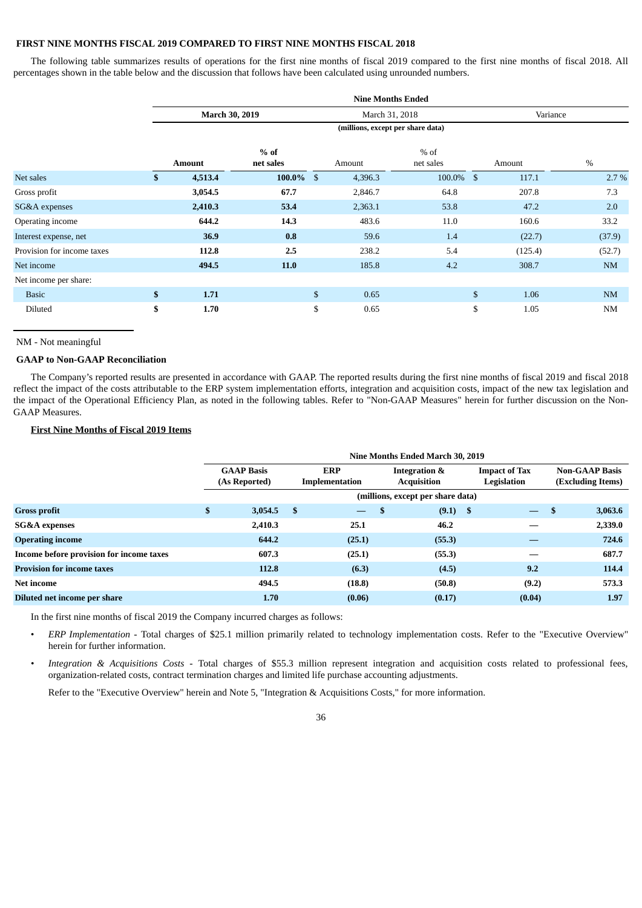**FIRST NINE MONTHS FISCAL 2019 COMPARED TO FIRST NINE MONTHS FISCAL 2018**

The following table summarizes results of operations for the first nine months of fiscal 2019 compared to the first nine months of fiscal 2018. All percentages shown in the table below and the discussion that follows have been calculated using unrounded numbers.

| | Nine Months Ended | | | | | |
|---|---|---|---|---|---|---|
| | **March 30, 2019** | | March 31, 2018 | | Variance | |
| | (millions, except per share data) | | | | | |
| | **Amount** | **% of net sales** | Amount | % of net sales | Amount | % |
| Net sales | **$ 4,513.4** | **100.0%** | $ 4,396.3 | 100.0% | $ 117.1 | 2.7 % |
| Gross profit | **3,054.5** | **67.7** | 2,846.7 | 64.8 | 207.8 | 7.3 |
| SG&A expenses | **2,410.3** | **53.4** | 2,363.1 | 53.8 | 47.2 | 2.0 |
| Operating income | **644.2** | **14.3** | 483.6 | 11.0 | 160.6 | 33.2 |
| Interest expense, net | **36.9** | **0.8** | 59.6 | 1.4 | (22.7) | (37.9) |
| Provision for income taxes | **112.8** | **2.5** | 238.2 | 5.4 | (125.4) | (52.7) |
| Net income | **494.5** | **11.0** | 185.8 | 4.2 | 308.7 | NM |
| Net income per share: | | | | | | |
| Basic | **$ 1.71** | | $ 0.65 | | $ 1.06 | NM |
| Diluted | **$ 1.70** | | $ 0.65 | | $ 1.05 | NM |

NM - Not meaningful

**GAAP to Non-GAAP Reconciliation**

The Company's reported results are presented in accordance with GAAP. The reported results during the first nine months of fiscal 2019 and fiscal 2018 reflect the impact of the costs attributable to the ERP system implementation efforts, integration and acquisition costs, impact of the new tax legislation and the impact of the Operational Efficiency Plan, as noted in the following tables. Refer to "Non-GAAP Measures" herein for further discussion on the Non-GAAP Measures.

**First Nine Months of Fiscal 2019 Items**

| | Nine Months Ended March 30, 2019 | | | | |
|---|---|---|---|---|---|
| | **GAAP Basis (As Reported)** | **ERP Implementation** | **Integration & Acquisition** | **Impact of Tax Legislation** | **Non-GAAP Basis (Excluding Items)** |
| | (millions, except per share data) | | | | |
| **Gross profit** | $ 3,054.5 | $ — | $ (9.1) | $ — | $ 3,063.6 |
| **SG&A expenses** | 2,410.3 | 25.1 | 46.2 | — | 2,339.0 |
| **Operating income** | 644.2 | (25.1) | (55.3) | — | 724.6 |
| **Income before provision for income taxes** | 607.3 | (25.1) | (55.3) | — | 687.7 |
| **Provision for income taxes** | 112.8 | (6.3) | (4.5) | 9.2 | 114.4 |
| **Net income** | 494.5 | (18.8) | (50.8) | (9.2) | 573.3 |
| **Diluted net income per share** | 1.70 | (0.06) | (0.17) | (0.04) | 1.97 |

In the first nine months of fiscal 2019 the Company incurred charges as follows:

- *ERP Implementation* - Total charges of $25.1 million primarily related to technology implementation costs. Refer to the "Executive Overview" herein for further information.
- *Integration & Acquisitions Costs* - Total charges of $55.3 million represent integration and acquisition costs related to professional fees, organization-related costs, contract termination charges and limited life purchase accounting adjustments.

  Refer to the "Executive Overview" herein and Note 5, "Integration & Acquisitions Costs," for more information.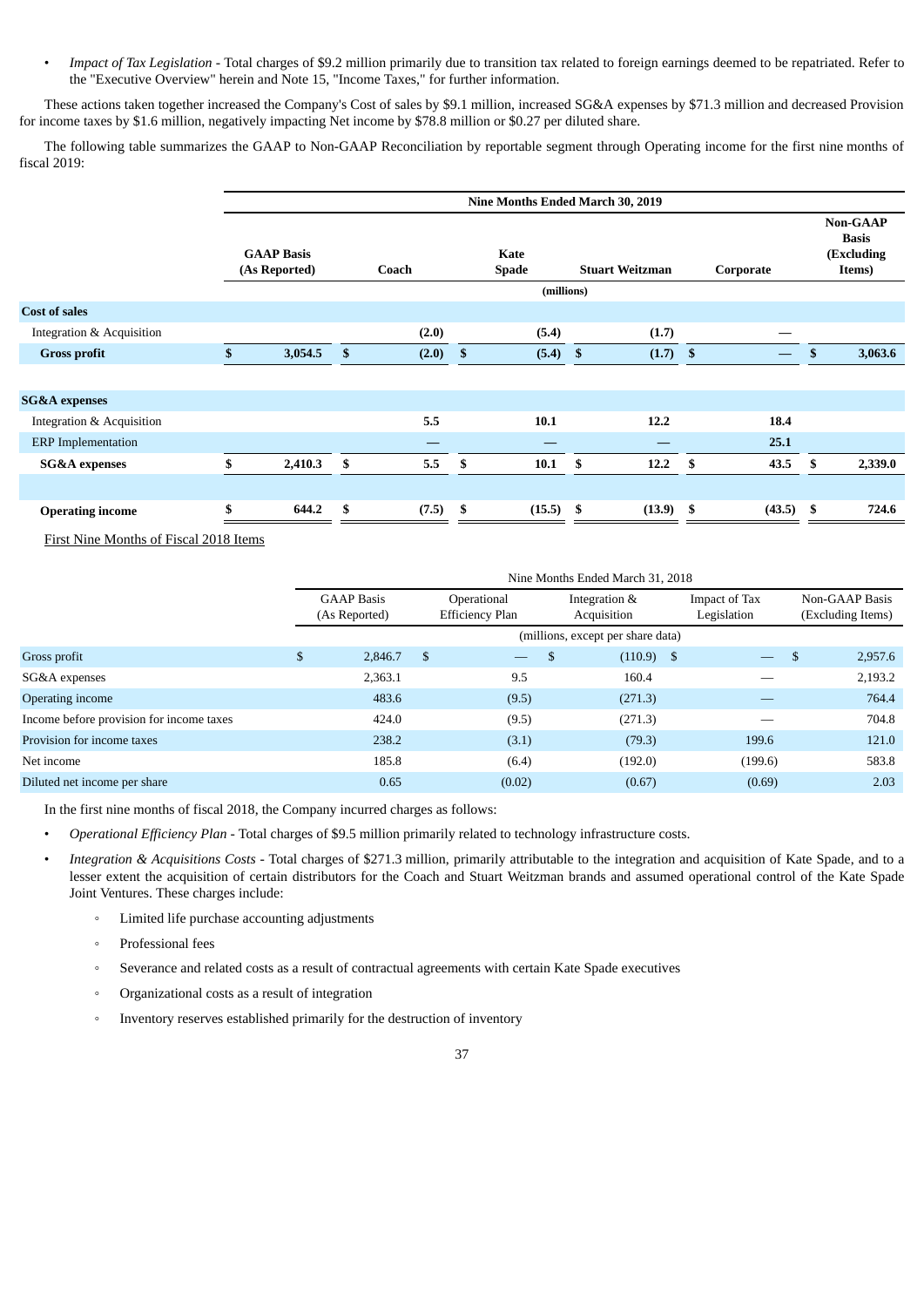- *Impact of Tax Legislation* - Total charges of $9.2 million primarily due to transition tax related to foreign earnings deemed to be repatriated. Refer to the "Executive Overview" herein and Note 15, "Income Taxes," for further information.

These actions taken together increased the Company's Cost of sales by $9.1 million, increased SG&A expenses by $71.3 million and decreased Provision for income taxes by $1.6 million, negatively impacting Net income by $78.8 million or $0.27 per diluted share.

The following table summarizes the GAAP to Non-GAAP Reconciliation by reportable segment through Operating income for the first nine months of fiscal 2019:

| | Nine Months Ended March 30, 2019 | | | | | |
|---|---|---|---|---|---|---|
| | **GAAP Basis (As Reported)** | **Coach** | **Kate Spade** | **Stuart Weitzman** | **Corporate** | **Non-GAAP Basis (Excluding Items)** |
| | (millions) | | | | | |
| **Cost of sales** | | | | | | |
| Integration & Acquisition | | (2.0) | (5.4) | (1.7) | — | |
| **Gross profit** | $ 3,054.5 | $ (2.0) | $ (5.4) | $ (1.7) | $ — | $ 3,063.6 |
| | | | | | | |
| **SG&A expenses** | | | | | | |
| Integration & Acquisition | | 5.5 | 10.1 | 12.2 | 18.4 | |
| ERP Implementation | | — | — | — | 25.1 | |
| **SG&A expenses** | $ 2,410.3 | $ 5.5 | $ 10.1 | $ 12.2 | $ 43.5 | $ 2,339.0 |
| | | | | | | |
| **Operating income** | $ 644.2 | $ (7.5) | $ (15.5) | $ (13.9) | $ (43.5) | $ 724.6 |

First Nine Months of Fiscal 2018 Items

| | Nine Months Ended March 31, 2018 | | | | |
|---|---|---|---|---|---|
| | GAAP Basis (As Reported) | Operational Efficiency Plan | Integration & Acquisition | Impact of Tax Legislation | Non-GAAP Basis (Excluding Items) |
| | (millions, except per share data) | | | | |
| Gross profit | $ 2,846.7 | $ — | $ (110.9) | $ — | $ 2,957.6 |
| SG&A expenses | 2,363.1 | 9.5 | 160.4 | — | 2,193.2 |
| Operating income | 483.6 | (9.5) | (271.3) | — | 764.4 |
| Income before provision for income taxes | 424.0 | (9.5) | (271.3) | — | 704.8 |
| Provision for income taxes | 238.2 | (3.1) | (79.3) | 199.6 | 121.0 |
| Net income | 185.8 | (6.4) | (192.0) | (199.6) | 583.8 |
| Diluted net income per share | 0.65 | (0.02) | (0.67) | (0.69) | 2.03 |

In the first nine months of fiscal 2018, the Company incurred charges as follows:

- *Operational Efficiency Plan* - Total charges of $9.5 million primarily related to technology infrastructure costs.
- *Integration & Acquisitions Costs* - Total charges of $271.3 million, primarily attributable to the integration and acquisition of Kate Spade, and to a lesser extent the acquisition of certain distributors for the Coach and Stuart Weitzman brands and assumed operational control of the Kate Spade Joint Ventures. These charges include:
  - Limited life purchase accounting adjustments
  - Professional fees
  - Severance and related costs as a result of contractual agreements with certain Kate Spade executives
  - Organizational costs as a result of integration
  - Inventory reserves established primarily for the destruction of inventory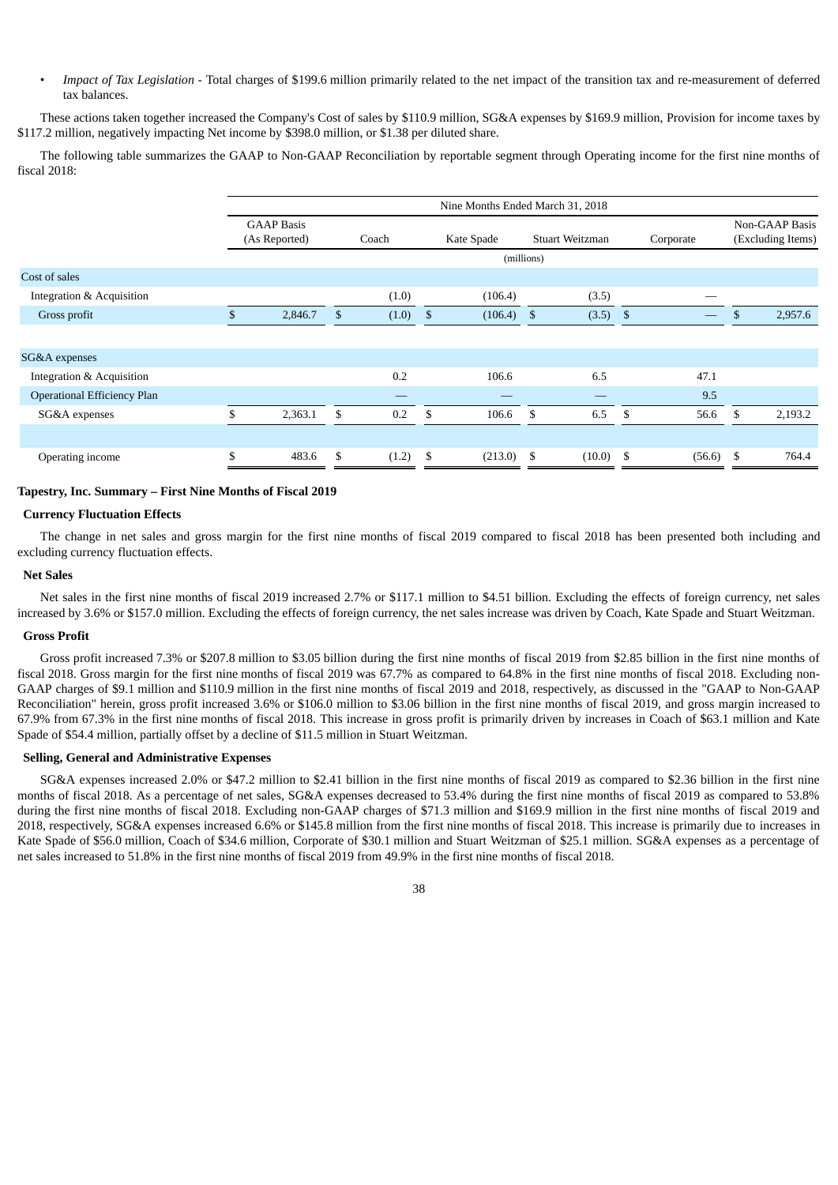- *Impact of Tax Legislation* - Total charges of $199.6 million primarily related to the net impact of the transition tax and re-measurement of deferred tax balances.

These actions taken together increased the Company's Cost of sales by $110.9 million, SG&A expenses by $169.9 million, Provision for income taxes by $117.2 million, negatively impacting Net income by $398.0 million, or $1.38 per diluted share.

The following table summarizes the GAAP to Non-GAAP Reconciliation by reportable segment through Operating income for the first nine months of fiscal 2018:

| | Nine Months Ended March 31, 2018 | | | | | |
|---|---|---|---|---|---|---|
| | GAAP Basis (As Reported) | Coach | Kate Spade | Stuart Weitzman | Corporate | Non-GAAP Basis (Excluding Items) |
| | (millions) | | | | | |
| **Cost of sales** | | | | | | |
| Integration & Acquisition | | (1.0) | (106.4) | (3.5) | — | |
| Gross profit | $ 2,846.7 | $ (1.0) | $ (106.4) | $ (3.5) | $ — | $ 2,957.6 |
| **SG&A expenses** | | | | | | |
| Integration & Acquisition | | 0.2 | 106.6 | 6.5 | 47.1 | |
| Operational Efficiency Plan | | — | — | — | 9.5 | |
| SG&A expenses | $ 2,363.1 | $ 0.2 | $ 106.6 | $ 6.5 | $ 56.6 | $ 2,193.2 |
| Operating income | $ 483.6 | $ (1.2) | $ (213.0) | $ (10.0) | $ (56.6) | $ 764.4 |

### Tapestry, Inc. Summary – First Nine Months of Fiscal 2019

#### Currency Fluctuation Effects

The change in net sales and gross margin for the first nine months of fiscal 2019 compared to fiscal 2018 has been presented both including and excluding currency fluctuation effects.

#### Net Sales

Net sales in the first nine months of fiscal 2019 increased 2.7% or $117.1 million to $4.51 billion. Excluding the effects of foreign currency, net sales increased by 3.6% or $157.0 million. Excluding the effects of foreign currency, the net sales increase was driven by Coach, Kate Spade and Stuart Weitzman.

#### Gross Profit

Gross profit increased 7.3% or $207.8 million to $3.05 billion during the first nine months of fiscal 2019 from $2.85 billion in the first nine months of fiscal 2018. Gross margin for the first nine months of fiscal 2019 was 67.7% as compared to 64.8% in the first nine months of fiscal 2018. Excluding non-GAAP charges of $9.1 million and $110.9 million in the first nine months of fiscal 2019 and 2018, respectively, as discussed in the "GAAP to Non-GAAP Reconciliation" herein, gross profit increased 3.6% or $106.0 million to $3.06 billion in the first nine months of fiscal 2019, and gross margin increased to 67.9% from 67.3% in the first nine months of fiscal 2018. This increase in gross profit is primarily driven by increases in Coach of $63.1 million and Kate Spade of $54.4 million, partially offset by a decline of $11.5 million in Stuart Weitzman.

#### Selling, General and Administrative Expenses

SG&A expenses increased 2.0% or $47.2 million to $2.41 billion in the first nine months of fiscal 2019 as compared to $2.36 billion in the first nine months of fiscal 2018. As a percentage of net sales, SG&A expenses decreased to 53.4% during the first nine months of fiscal 2019 as compared to 53.8% during the first nine months of fiscal 2018. Excluding non-GAAP charges of $71.3 million and $169.9 million in the first nine months of fiscal 2019 and 2018, respectively, SG&A expenses increased 6.6% or $145.8 million from the first nine months of fiscal 2018. This increase is primarily due to increases in Kate Spade of $56.0 million, Coach of $34.6 million, Corporate of $30.1 million and Stuart Weitzman of $25.1 million. SG&A expenses as a percentage of net sales increased to 51.8% in the first nine months of fiscal 2019 from 49.9% in the first nine months of fiscal 2018.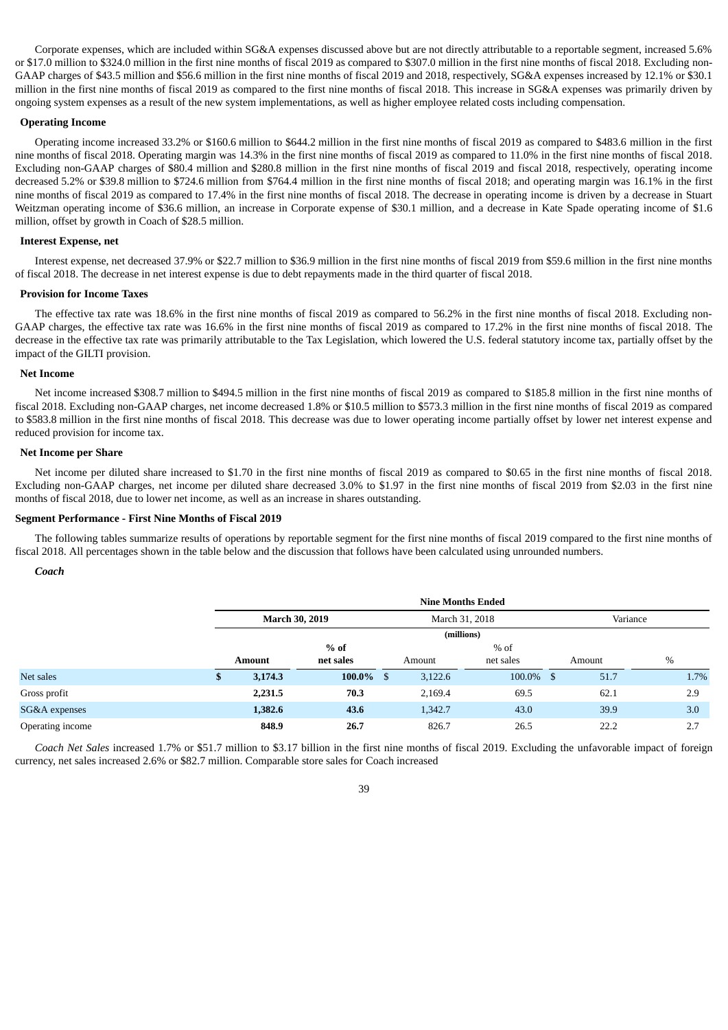Corporate expenses, which are included within SG&A expenses discussed above but are not directly attributable to a reportable segment, increased 5.6% or $17.0 million to $324.0 million in the first nine months of fiscal 2019 as compared to $307.0 million in the first nine months of fiscal 2018. Excluding non-GAAP charges of $43.5 million and $56.6 million in the first nine months of fiscal 2019 and 2018, respectively, SG&A expenses increased by 12.1% or $30.1 million in the first nine months of fiscal 2019 as compared to the first nine months of fiscal 2018. This increase in SG&A expenses was primarily driven by ongoing system expenses as a result of the new system implementations, as well as higher employee related costs including compensation.

**Operating Income**

Operating income increased 33.2% or $160.6 million to $644.2 million in the first nine months of fiscal 2019 as compared to $483.6 million in the first nine months of fiscal 2018. Operating margin was 14.3% in the first nine months of fiscal 2019 as compared to 11.0% in the first nine months of fiscal 2018. Excluding non-GAAP charges of $80.4 million and $280.8 million in the first nine months of fiscal 2019 and fiscal 2018, respectively, operating income decreased 5.2% or $39.8 million to $724.6 million from $764.4 million in the first nine months of fiscal 2018; and operating margin was 16.1% in the first nine months of fiscal 2019 as compared to 17.4% in the first nine months of fiscal 2018. The decrease in operating income is driven by a decrease in Stuart Weitzman operating income of $36.6 million, an increase in Corporate expense of $30.1 million, and a decrease in Kate Spade operating income of $1.6 million, offset by growth in Coach of $28.5 million.

**Interest Expense, net**

Interest expense, net decreased 37.9% or $22.7 million to $36.9 million in the first nine months of fiscal 2019 from $59.6 million in the first nine months of fiscal 2018. The decrease in net interest expense is due to debt repayments made in the third quarter of fiscal 2018.

**Provision for Income Taxes**

The effective tax rate was 18.6% in the first nine months of fiscal 2019 as compared to 56.2% in the first nine months of fiscal 2018. Excluding non-GAAP charges, the effective tax rate was 16.6% in the first nine months of fiscal 2019 as compared to 17.2% in the first nine months of fiscal 2018. The decrease in the effective tax rate was primarily attributable to the Tax Legislation, which lowered the U.S. federal statutory income tax, partially offset by the impact of the GILTI provision.

**Net Income**

Net income increased $308.7 million to $494.5 million in the first nine months of fiscal 2019 as compared to $185.8 million in the first nine months of fiscal 2018. Excluding non-GAAP charges, net income decreased 1.8% or $10.5 million to $573.3 million in the first nine months of fiscal 2019 as compared to $583.8 million in the first nine months of fiscal 2018. This decrease was due to lower operating income partially offset by lower net interest expense and reduced provision for income tax.

**Net Income per Share**

Net income per diluted share increased to $1.70 in the first nine months of fiscal 2019 as compared to $0.65 in the first nine months of fiscal 2018. Excluding non-GAAP charges, net income per diluted share decreased 3.0% to $1.97 in the first nine months of fiscal 2019 from $2.03 in the first nine months of fiscal 2018, due to lower net income, as well as an increase in shares outstanding.

**Segment Performance - First Nine Months of Fiscal 2019**

The following tables summarize results of operations by reportable segment for the first nine months of fiscal 2019 compared to the first nine months of fiscal 2018. All percentages shown in the table below and the discussion that follows have been calculated using unrounded numbers.

***Coach***

| | Nine Months Ended | | | | | |
|---|---|---|---|---|---|---|
| | **March 30, 2019** | | March 31, 2018 | | Variance | |
| | (millions) | | | | | |
| | **Amount** | **% of net sales** | Amount | % of net sales | Amount | % |
| Net sales | **$ 3,174.3** | **100.0%** | $ 3,122.6 | 100.0% | $ 51.7 | 1.7% |
| Gross profit | **2,231.5** | **70.3** | 2,169.4 | 69.5 | 62.1 | 2.9 |
| SG&A expenses | **1,382.6** | **43.6** | 1,342.7 | 43.0 | 39.9 | 3.0 |
| Operating income | **848.9** | **26.7** | 826.7 | 26.5 | 22.2 | 2.7 |

*Coach Net Sales* increased 1.7% or $51.7 million to $3.17 billion in the first nine months of fiscal 2019. Excluding the unfavorable impact of foreign currency, net sales increased 2.6% or $82.7 million. Comparable store sales for Coach increased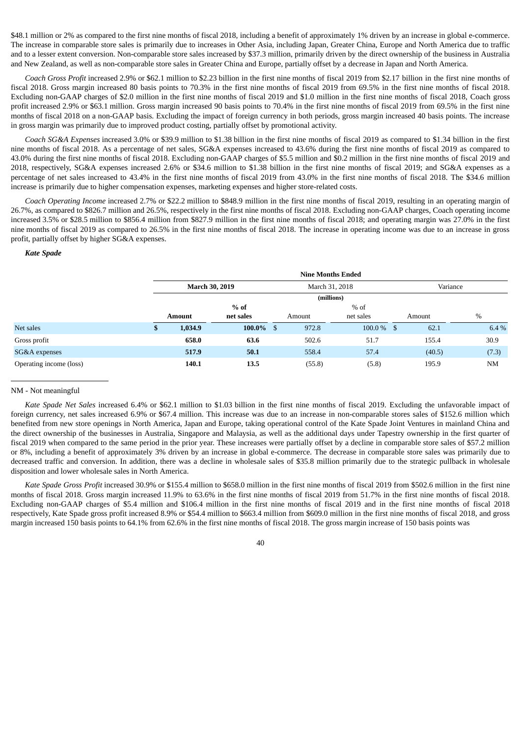$48.1 million or 2% as compared to the first nine months of fiscal 2018, including a benefit of approximately 1% driven by an increase in global e-commerce. The increase in comparable store sales is primarily due to increases in Other Asia, including Japan, Greater China, Europe and North America due to traffic and to a lesser extent conversion. Non-comparable store sales increased by $37.3 million, primarily driven by the direct ownership of the business in Australia and New Zealand, as well as non-comparable store sales in Greater China and Europe, partially offset by a decrease in Japan and North America.

*Coach Gross Profit* increased 2.9% or $62.1 million to $2.23 billion in the first nine months of fiscal 2019 from $2.17 billion in the first nine months of fiscal 2018. Gross margin increased 80 basis points to 70.3% in the first nine months of fiscal 2019 from 69.5% in the first nine months of fiscal 2018. Excluding non-GAAP charges of $2.0 million in the first nine months of fiscal 2019 and $1.0 million in the first nine months of fiscal 2018, Coach gross profit increased 2.9% or $63.1 million. Gross margin increased 90 basis points to 70.4% in the first nine months of fiscal 2019 from 69.5% in the first nine months of fiscal 2018 on a non-GAAP basis. Excluding the impact of foreign currency in both periods, gross margin increased 40 basis points. The increase in gross margin was primarily due to improved product costing, partially offset by promotional activity.

*Coach SG&A Expenses* increased 3.0% or $39.9 million to $1.38 billion in the first nine months of fiscal 2019 as compared to $1.34 billion in the first nine months of fiscal 2018. As a percentage of net sales, SG&A expenses increased to 43.6% during the first nine months of fiscal 2019 as compared to 43.0% during the first nine months of fiscal 2018. Excluding non-GAAP charges of $5.5 million and $0.2 million in the first nine months of fiscal 2019 and 2018, respectively, SG&A expenses increased 2.6% or $34.6 million to $1.38 billion in the first nine months of fiscal 2019; and SG&A expenses as a percentage of net sales increased to 43.4% in the first nine months of fiscal 2019 from 43.0% in the first nine months of fiscal 2018. The $34.6 million increase is primarily due to higher compensation expenses, marketing expenses and higher store-related costs.

*Coach Operating Income* increased 2.7% or $22.2 million to $848.9 million in the first nine months of fiscal 2019, resulting in an operating margin of 26.7%, as compared to $826.7 million and 26.5%, respectively in the first nine months of fiscal 2018. Excluding non-GAAP charges, Coach operating income increased 3.5% or $28.5 million to $856.4 million from $827.9 million in the first nine months of fiscal 2018; and operating margin was 27.0% in the first nine months of fiscal 2019 as compared to 26.5% in the first nine months of fiscal 2018. The increase in operating income was due to an increase in gross profit, partially offset by higher SG&A expenses.

***Kate Spade***

| | Nine Months Ended | | | | | |
|---|---|---|---|---|---|---|
| | **March 30, 2019** | | March 31, 2018 | | Variance | |
| | (millions) | | | | | |
| | **Amount** | **% of net sales** | Amount | % of net sales | Amount | % |
| Net sales | **$ 1,034.9** | **100.0%** | $ 972.8 | 100.0 % | $ 62.1 | 6.4 % |
| Gross profit | **658.0** | **63.6** | 502.6 | 51.7 | 155.4 | 30.9 |
| SG&A expenses | **517.9** | **50.1** | 558.4 | 57.4 | (40.5) | (7.3) |
| Operating income (loss) | **140.1** | **13.5** | (55.8) | (5.8) | 195.9 | NM |

NM - Not meaningful

*Kate Spade Net Sales* increased 6.4% or $62.1 million to $1.03 billion in the first nine months of fiscal 2019. Excluding the unfavorable impact of foreign currency, net sales increased 6.9% or $67.4 million. This increase was due to an increase in non-comparable stores sales of $152.6 million which benefited from new store openings in North America, Japan and Europe, taking operational control of the Kate Spade Joint Ventures in mainland China and the direct ownership of the businesses in Australia, Singapore and Malaysia, as well as the additional days under Tapestry ownership in the first quarter of fiscal 2019 when compared to the same period in the prior year. These increases were partially offset by a decline in comparable store sales of $57.2 million or 8%, including a benefit of approximately 3% driven by an increase in global e-commerce. The decrease in comparable store sales was primarily due to decreased traffic and conversion. In addition, there was a decline in wholesale sales of $35.8 million primarily due to the strategic pullback in wholesale disposition and lower wholesale sales in North America.

*Kate Spade Gross Profit* increased 30.9% or $155.4 million to $658.0 million in the first nine months of fiscal 2019 from $502.6 million in the first nine months of fiscal 2018. Gross margin increased 11.9% to 63.6% in the first nine months of fiscal 2019 from 51.7% in the first nine months of fiscal 2018. Excluding non-GAAP charges of $5.4 million and $106.4 million in the first nine months of fiscal 2019 and in the first nine months of fiscal 2018 respectively, Kate Spade gross profit increased 8.9% or $54.4 million to $663.4 million from $609.0 million in the first nine months of fiscal 2018, and gross margin increased 150 basis points to 64.1% from 62.6% in the first nine months of fiscal 2018. The gross margin increase of 150 basis points was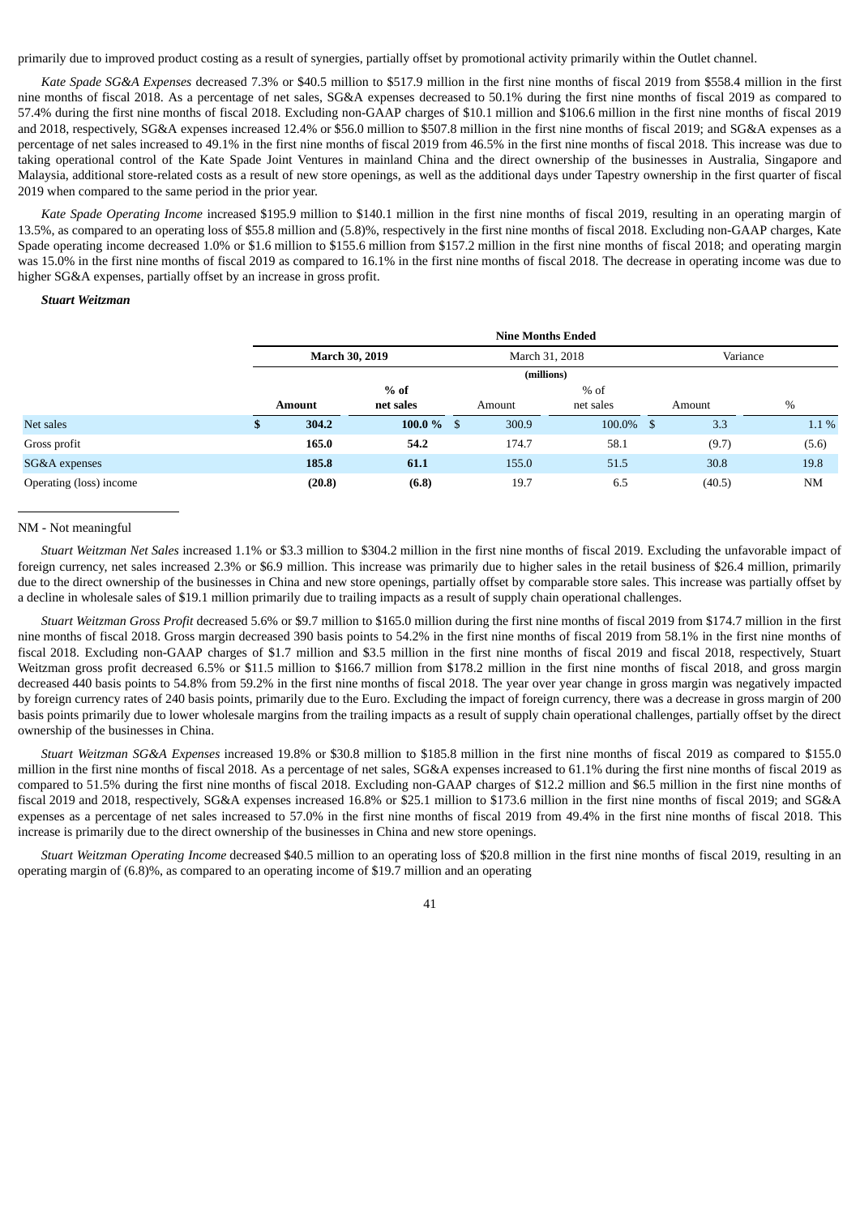primarily due to improved product costing as a result of synergies, partially offset by promotional activity primarily within the Outlet channel.

*Kate Spade SG&A Expenses* decreased 7.3% or $40.5 million to $517.9 million in the first nine months of fiscal 2019 from $558.4 million in the first nine months of fiscal 2018. As a percentage of net sales, SG&A expenses decreased to 50.1% during the first nine months of fiscal 2019 as compared to 57.4% during the first nine months of fiscal 2018. Excluding non-GAAP charges of $10.1 million and $106.6 million in the first nine months of fiscal 2019 and 2018, respectively, SG&A expenses increased 12.4% or $56.0 million to $507.8 million in the first nine months of fiscal 2019; and SG&A expenses as a percentage of net sales increased to 49.1% in the first nine months of fiscal 2019 from 46.5% in the first nine months of fiscal 2018. This increase was due to taking operational control of the Kate Spade Joint Ventures in mainland China and the direct ownership of the businesses in Australia, Singapore and Malaysia, additional store-related costs as a result of new store openings, as well as the additional days under Tapestry ownership in the first quarter of fiscal 2019 when compared to the same period in the prior year.

*Kate Spade Operating Income* increased $195.9 million to $140.1 million in the first nine months of fiscal 2019, resulting in an operating margin of 13.5%, as compared to an operating loss of $55.8 million and (5.8)%, respectively in the first nine months of fiscal 2018. Excluding non-GAAP charges, Kate Spade operating income decreased 1.0% or $1.6 million to $155.6 million from $157.2 million in the first nine months of fiscal 2018; and operating margin was 15.0% in the first nine months of fiscal 2019 as compared to 16.1% in the first nine months of fiscal 2018. The decrease in operating income was due to higher SG&A expenses, partially offset by an increase in gross profit.

***Stuart Weitzman***

| | Nine Months Ended | | | | | |
|---|---|---|---|---|---|---|
| | **March 30, 2019** | | March 31, 2018 | | Variance | |
| | (millions) | | | | | |
| | **Amount** | **% of net sales** | Amount | % of net sales | Amount | % |
| Net sales | **$ 304.2** | **100.0 %** | $ 300.9 | 100.0% | $ 3.3 | 1.1 % |
| Gross profit | **165.0** | **54.2** | 174.7 | 58.1 | (9.7) | (5.6) |
| SG&A expenses | **185.8** | **61.1** | 155.0 | 51.5 | 30.8 | 19.8 |
| Operating (loss) income | **(20.8)** | **(6.8)** | 19.7 | 6.5 | (40.5) | NM |

NM - Not meaningful

*Stuart Weitzman Net Sales* increased 1.1% or $3.3 million to $304.2 million in the first nine months of fiscal 2019. Excluding the unfavorable impact of foreign currency, net sales increased 2.3% or $6.9 million. This increase was primarily due to higher sales in the retail business of $26.4 million, primarily due to the direct ownership of the businesses in China and new store openings, partially offset by comparable store sales. This increase was partially offset by a decline in wholesale sales of $19.1 million primarily due to trailing impacts as a result of supply chain operational challenges.

*Stuart Weitzman Gross Profit* decreased 5.6% or $9.7 million to $165.0 million during the first nine months of fiscal 2019 from $174.7 million in the first nine months of fiscal 2018. Gross margin decreased 390 basis points to 54.2% in the first nine months of fiscal 2019 from 58.1% in the first nine months of fiscal 2018. Excluding non-GAAP charges of $1.7 million and $3.5 million in the first nine months of fiscal 2019 and fiscal 2018, respectively, Stuart Weitzman gross profit decreased 6.5% or $11.5 million to $166.7 million from $178.2 million in the first nine months of fiscal 2018, and gross margin decreased 440 basis points to 54.8% from 59.2% in the first nine months of fiscal 2018. The year over year change in gross margin was negatively impacted by foreign currency rates of 240 basis points, primarily due to the Euro. Excluding the impact of foreign currency, there was a decrease in gross margin of 200 basis points primarily due to lower wholesale margins from the trailing impacts as a result of supply chain operational challenges, partially offset by the direct ownership of the businesses in China.

*Stuart Weitzman SG&A Expenses* increased 19.8% or $30.8 million to $185.8 million in the first nine months of fiscal 2019 as compared to $155.0 million in the first nine months of fiscal 2018. As a percentage of net sales, SG&A expenses increased to 61.1% during the first nine months of fiscal 2019 as compared to 51.5% during the first nine months of fiscal 2018. Excluding non-GAAP charges of $12.2 million and $6.5 million in the first nine months of fiscal 2019 and 2018, respectively, SG&A expenses increased 16.8% or $25.1 million to $173.6 million in the first nine months of fiscal 2019; and SG&A expenses as a percentage of net sales increased to 57.0% in the first nine months of fiscal 2019 from 49.4% in the first nine months of fiscal 2018. This increase is primarily due to the direct ownership of the businesses in China and new store openings.

*Stuart Weitzman Operating Income* decreased $40.5 million to an operating loss of $20.8 million in the first nine months of fiscal 2019, resulting in an operating margin of (6.8)%, as compared to an operating income of $19.7 million and an operating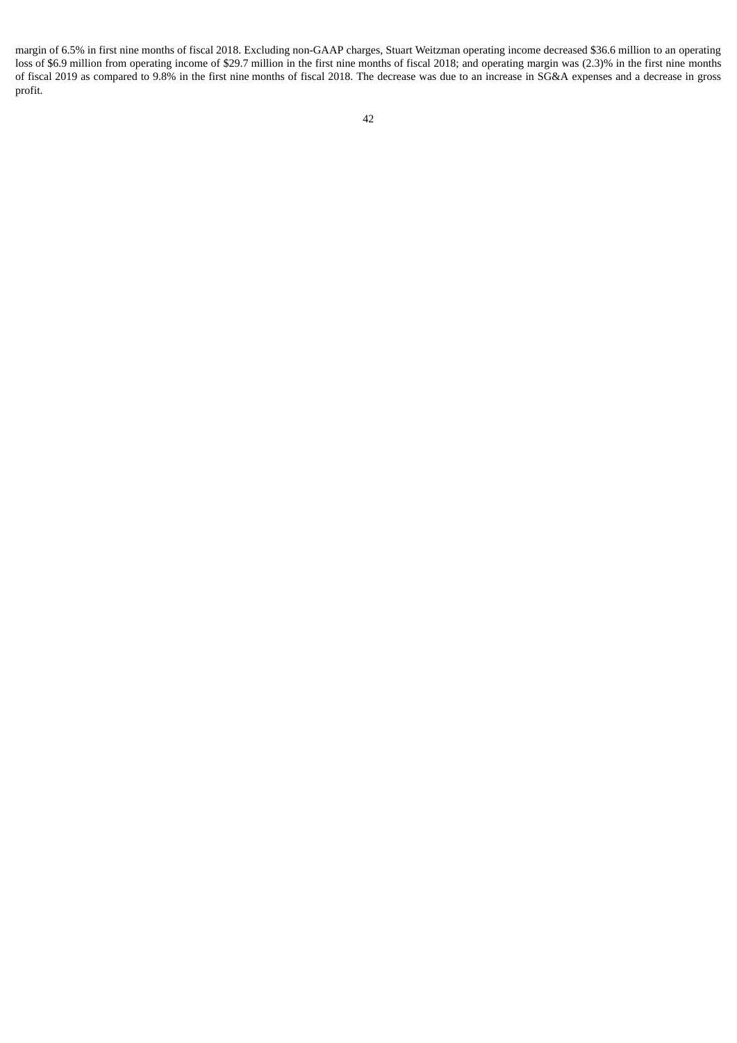margin of 6.5% in first nine months of fiscal 2018. Excluding non-GAAP charges, Stuart Weitzman operating income decreased $36.6 million to an operating loss of $6.9 million from operating income of $29.7 million in the first nine months of fiscal 2018; and operating margin was (2.3)% in the first nine months of fiscal 2019 as compared to 9.8% in the first nine months of fiscal 2018. The decrease was due to an increase in SG&A expenses and a decrease in gross profit.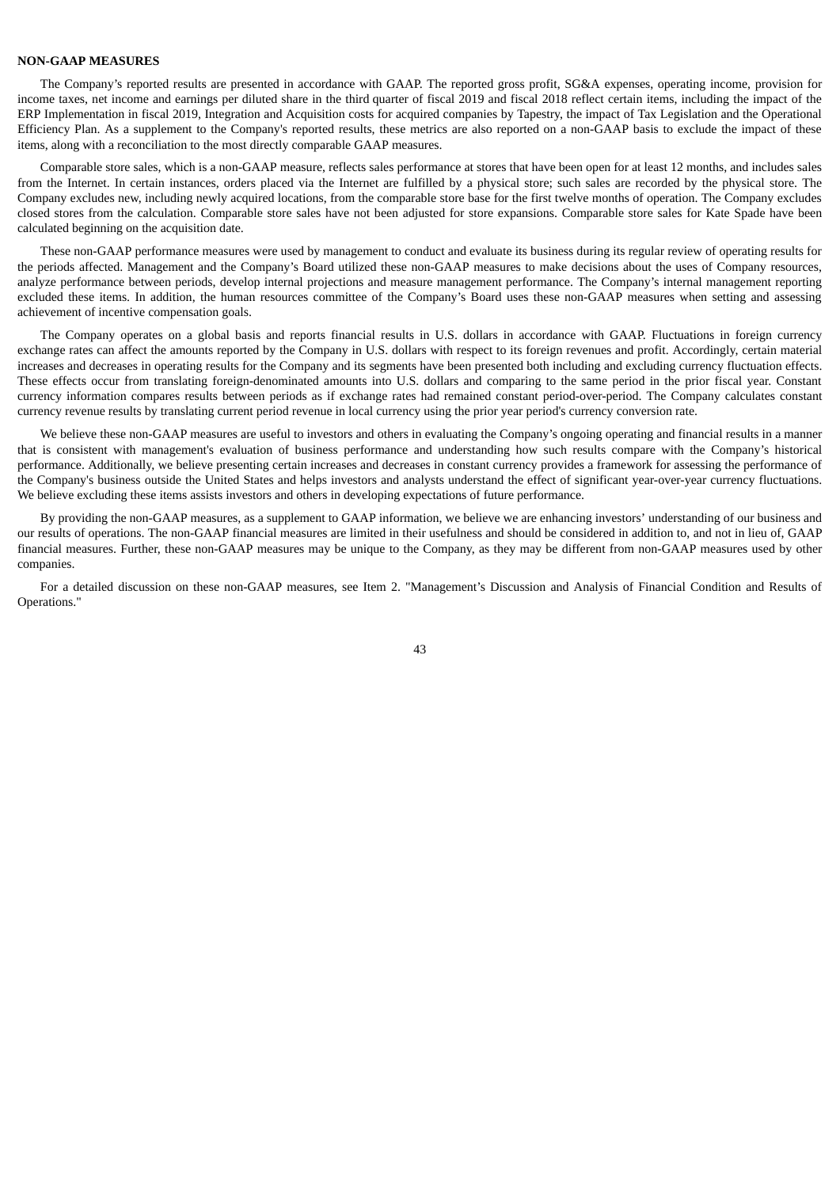**NON-GAAP MEASURES**

The Company's reported results are presented in accordance with GAAP. The reported gross profit, SG&A expenses, operating income, provision for income taxes, net income and earnings per diluted share in the third quarter of fiscal 2019 and fiscal 2018 reflect certain items, including the impact of the ERP Implementation in fiscal 2019, Integration and Acquisition costs for acquired companies by Tapestry, the impact of Tax Legislation and the Operational Efficiency Plan. As a supplement to the Company's reported results, these metrics are also reported on a non-GAAP basis to exclude the impact of these items, along with a reconciliation to the most directly comparable GAAP measures.

Comparable store sales, which is a non-GAAP measure, reflects sales performance at stores that have been open for at least 12 months, and includes sales from the Internet. In certain instances, orders placed via the Internet are fulfilled by a physical store; such sales are recorded by the physical store. The Company excludes new, including newly acquired locations, from the comparable store base for the first twelve months of operation. The Company excludes closed stores from the calculation. Comparable store sales have not been adjusted for store expansions. Comparable store sales for Kate Spade have been calculated beginning on the acquisition date.

These non-GAAP performance measures were used by management to conduct and evaluate its business during its regular review of operating results for the periods affected. Management and the Company's Board utilized these non-GAAP measures to make decisions about the uses of Company resources, analyze performance between periods, develop internal projections and measure management performance. The Company's internal management reporting excluded these items. In addition, the human resources committee of the Company's Board uses these non-GAAP measures when setting and assessing achievement of incentive compensation goals.

The Company operates on a global basis and reports financial results in U.S. dollars in accordance with GAAP. Fluctuations in foreign currency exchange rates can affect the amounts reported by the Company in U.S. dollars with respect to its foreign revenues and profit. Accordingly, certain material increases and decreases in operating results for the Company and its segments have been presented both including and excluding currency fluctuation effects. These effects occur from translating foreign-denominated amounts into U.S. dollars and comparing to the same period in the prior fiscal year. Constant currency information compares results between periods as if exchange rates had remained constant period-over-period. The Company calculates constant currency revenue results by translating current period revenue in local currency using the prior year period's currency conversion rate.

We believe these non-GAAP measures are useful to investors and others in evaluating the Company's ongoing operating and financial results in a manner that is consistent with management's evaluation of business performance and understanding how such results compare with the Company's historical performance. Additionally, we believe presenting certain increases and decreases in constant currency provides a framework for assessing the performance of the Company's business outside the United States and helps investors and analysts understand the effect of significant year-over-year currency fluctuations. We believe excluding these items assists investors and others in developing expectations of future performance.

By providing the non-GAAP measures, as a supplement to GAAP information, we believe we are enhancing investors' understanding of our business and our results of operations. The non-GAAP financial measures are limited in their usefulness and should be considered in addition to, and not in lieu of, GAAP financial measures. Further, these non-GAAP measures may be unique to the Company, as they may be different from non-GAAP measures used by other companies.

For a detailed discussion on these non-GAAP measures, see Item 2. "Management's Discussion and Analysis of Financial Condition and Results of Operations."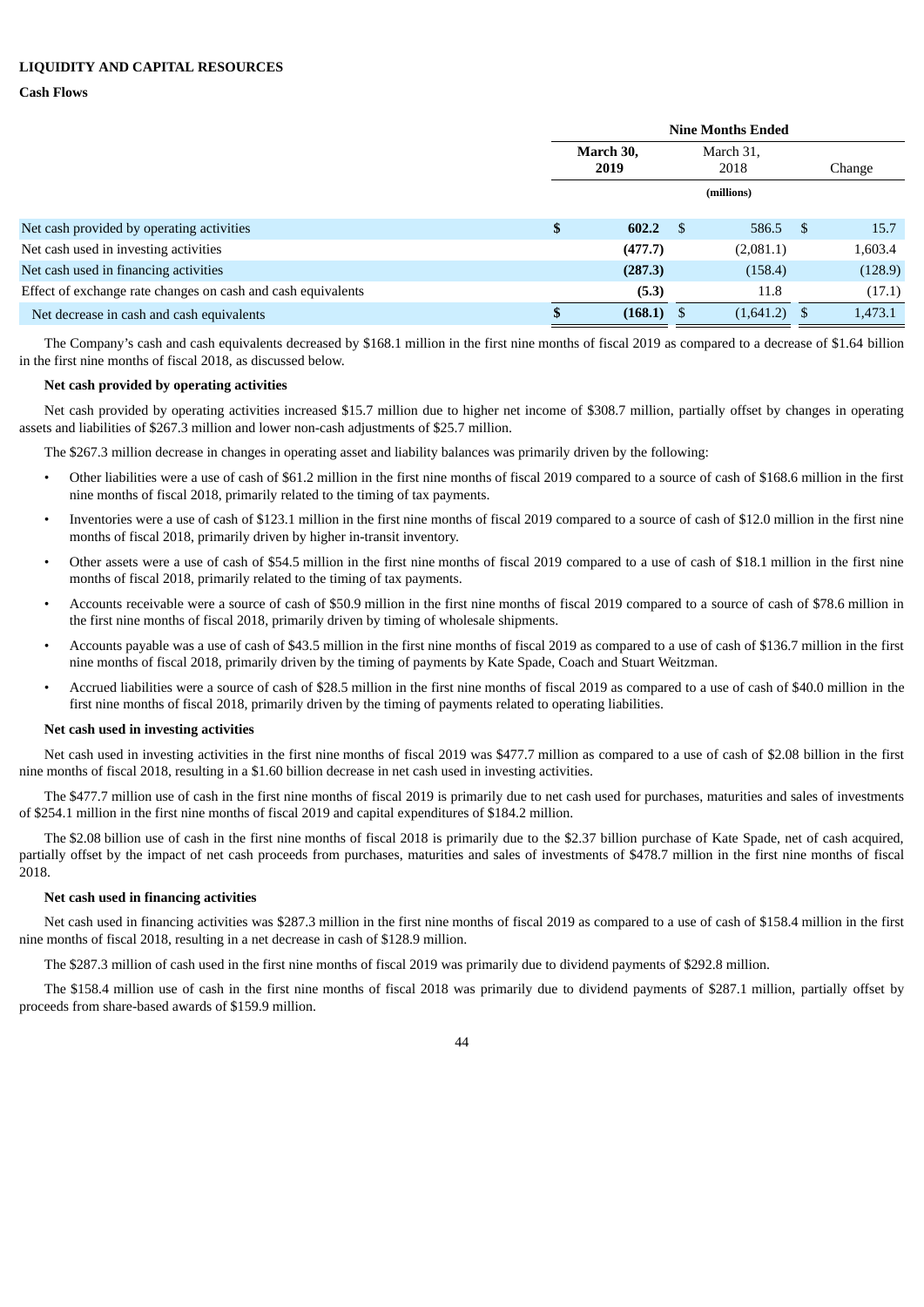## LIQUIDITY AND CAPITAL RESOURCES

### Cash Flows

| | Nine Months Ended | | |
|---|---|---|---|
| | **March 30, 2019** | March 31, 2018 | Change |
| | | (millions) | |
| Net cash provided by operating activities | **$ 602.2** | $ 586.5 | $ 15.7 |
| Net cash used in investing activities | **(477.7)** | (2,081.1) | 1,603.4 |
| Net cash used in financing activities | **(287.3)** | (158.4) | (128.9) |
| Effect of exchange rate changes on cash and cash equivalents | **(5.3)** | 11.8 | (17.1) |
| Net decrease in cash and cash equivalents | **$ (168.1)** | $ (1,641.2) | $ 1,473.1 |

The Company's cash and cash equivalents decreased by $168.1 million in the first nine months of fiscal 2019 as compared to a decrease of $1.64 billion in the first nine months of fiscal 2018, as discussed below.

**Net cash provided by operating activities**

Net cash provided by operating activities increased $15.7 million due to higher net income of $308.7 million, partially offset by changes in operating assets and liabilities of $267.3 million and lower non-cash adjustments of $25.7 million.

The $267.3 million decrease in changes in operating asset and liability balances was primarily driven by the following:

- Other liabilities were a use of cash of $61.2 million in the first nine months of fiscal 2019 compared to a source of cash of $168.6 million in the first nine months of fiscal 2018, primarily related to the timing of tax payments.
- Inventories were a use of cash of $123.1 million in the first nine months of fiscal 2019 compared to a source of cash of $12.0 million in the first nine months of fiscal 2018, primarily driven by higher in-transit inventory.
- Other assets were a use of cash of $54.5 million in the first nine months of fiscal 2019 compared to a use of cash of $18.1 million in the first nine months of fiscal 2018, primarily related to the timing of tax payments.
- Accounts receivable were a source of cash of $50.9 million in the first nine months of fiscal 2019 compared to a source of cash of $78.6 million in the first nine months of fiscal 2018, primarily driven by timing of wholesale shipments.
- Accounts payable was a use of cash of $43.5 million in the first nine months of fiscal 2019 as compared to a use of cash of $136.7 million in the first nine months of fiscal 2018, primarily driven by the timing of payments by Kate Spade, Coach and Stuart Weitzman.
- Accrued liabilities were a source of cash of $28.5 million in the first nine months of fiscal 2019 as compared to a use of cash of $40.0 million in the first nine months of fiscal 2018, primarily driven by the timing of payments related to operating liabilities.

**Net cash used in investing activities**

Net cash used in investing activities in the first nine months of fiscal 2019 was $477.7 million as compared to a use of cash of $2.08 billion in the first nine months of fiscal 2018, resulting in a $1.60 billion decrease in net cash used in investing activities.

The $477.7 million use of cash in the first nine months of fiscal 2019 is primarily due to net cash used for purchases, maturities and sales of investments of $254.1 million in the first nine months of fiscal 2019 and capital expenditures of $184.2 million.

The $2.08 billion use of cash in the first nine months of fiscal 2018 is primarily due to the $2.37 billion purchase of Kate Spade, net of cash acquired, partially offset by the impact of net cash proceeds from purchases, maturities and sales of investments of $478.7 million in the first nine months of fiscal 2018.

**Net cash used in financing activities**

Net cash used in financing activities was $287.3 million in the first nine months of fiscal 2019 as compared to a use of cash of $158.4 million in the first nine months of fiscal 2018, resulting in a net decrease in cash of $128.9 million.

The $287.3 million of cash used in the first nine months of fiscal 2019 was primarily due to dividend payments of $292.8 million.

The $158.4 million use of cash in the first nine months of fiscal 2018 was primarily due to dividend payments of $287.1 million, partially offset by proceeds from share-based awards of $159.9 million.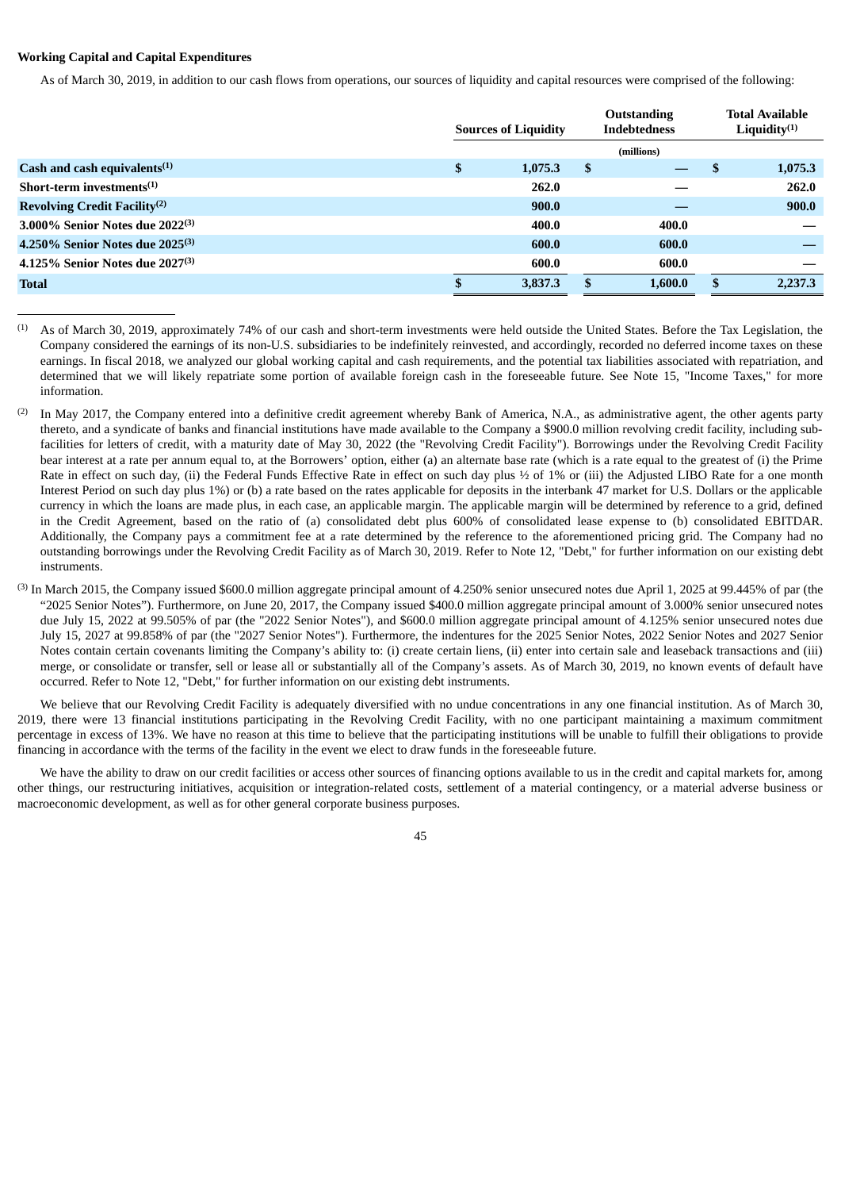**Working Capital and Capital Expenditures**

As of March 30, 2019, in addition to our cash flows from operations, our sources of liquidity and capital resources were comprised of the following:

| | Sources of Liquidity | Outstanding Indebtedness | Total Available Liquidity[(1)] |
|---|---|---|---|
| | | (millions) | |
| **Cash and cash equivalents[(1)]** | $ 1,075.3 | $ — | $ 1,075.3 |
| **Short-term investments[(1)]** | 262.0 | — | 262.0 |
| **Revolving Credit Facility[(2)]** | 900.0 | — | 900.0 |
| **3.000% Senior Notes due 2022[(3)]** | 400.0 | 400.0 | — |
| **4.250% Senior Notes due 2025[(3)]** | 600.0 | 600.0 | — |
| **4.125% Senior Notes due 2027[(3)]** | 600.0 | 600.0 | — |
| **Total** | $ 3,837.3 | $ 1,600.0 | $ 2,237.3 |

(1) As of March 30, 2019, approximately 74% of our cash and short-term investments were held outside the United States. Before the Tax Legislation, the Company considered the earnings of its non-U.S. subsidiaries to be indefinitely reinvested, and accordingly, recorded no deferred income taxes on these earnings. In fiscal 2018, we analyzed our global working capital and cash requirements, and the potential tax liabilities associated with repatriation, and determined that we will likely repatriate some portion of available foreign cash in the foreseeable future. See Note 15, "Income Taxes," for more information.

(2) In May 2017, the Company entered into a definitive credit agreement whereby Bank of America, N.A., as administrative agent, the other agents party thereto, and a syndicate of banks and financial institutions have made available to the Company a $900.0 million revolving credit facility, including sub-facilities for letters of credit, with a maturity date of May 30, 2022 (the "Revolving Credit Facility"). Borrowings under the Revolving Credit Facility bear interest at a rate per annum equal to, at the Borrowers' option, either (a) an alternate base rate (which is a rate equal to the greatest of (i) the Prime Rate in effect on such day, (ii) the Federal Funds Effective Rate in effect on such day plus ½ of 1% or (iii) the Adjusted LIBO Rate for a one month Interest Period on such day plus 1%) or (b) a rate based on the rates applicable for deposits in the interbank 47 market for U.S. Dollars or the applicable currency in which the loans are made plus, in each case, an applicable margin. The applicable margin will be determined by reference to a grid, defined in the Credit Agreement, based on the ratio of (a) consolidated debt plus 600% of consolidated lease expense to (b) consolidated EBITDAR. Additionally, the Company pays a commitment fee at a rate determined by the reference to the aforementioned pricing grid. The Company had no outstanding borrowings under the Revolving Credit Facility as of March 30, 2019. Refer to Note 12, "Debt," for further information on our existing debt instruments.

(3) In March 2015, the Company issued $600.0 million aggregate principal amount of 4.250% senior unsecured notes due April 1, 2025 at 99.445% of par (the "2025 Senior Notes"). Furthermore, on June 20, 2017, the Company issued $400.0 million aggregate principal amount of 3.000% senior unsecured notes due July 15, 2022 at 99.505% of par (the "2022 Senior Notes"), and $600.0 million aggregate principal amount of 4.125% senior unsecured notes due July 15, 2027 at 99.858% of par (the "2027 Senior Notes"). Furthermore, the indentures for the 2025 Senior Notes, 2022 Senior Notes and 2027 Senior Notes contain certain covenants limiting the Company's ability to: (i) create certain liens, (ii) enter into certain sale and leaseback transactions and (iii) merge, or consolidate or transfer, sell or lease all or substantially all of the Company's assets. As of March 30, 2019, no known events of default have occurred. Refer to Note 12, "Debt," for further information on our existing debt instruments.

We believe that our Revolving Credit Facility is adequately diversified with no undue concentrations in any one financial institution. As of March 30, 2019, there were 13 financial institutions participating in the Revolving Credit Facility, with no one participant maintaining a maximum commitment percentage in excess of 13%. We have no reason at this time to believe that the participating institutions will be unable to fulfill their obligations to provide financing in accordance with the terms of the facility in the event we elect to draw funds in the foreseeable future.

We have the ability to draw on our credit facilities or access other sources of financing options available to us in the credit and capital markets for, among other things, our restructuring initiatives, acquisition or integration-related costs, settlement of a material contingency, or a material adverse business or macroeconomic development, as well as for other general corporate business purposes.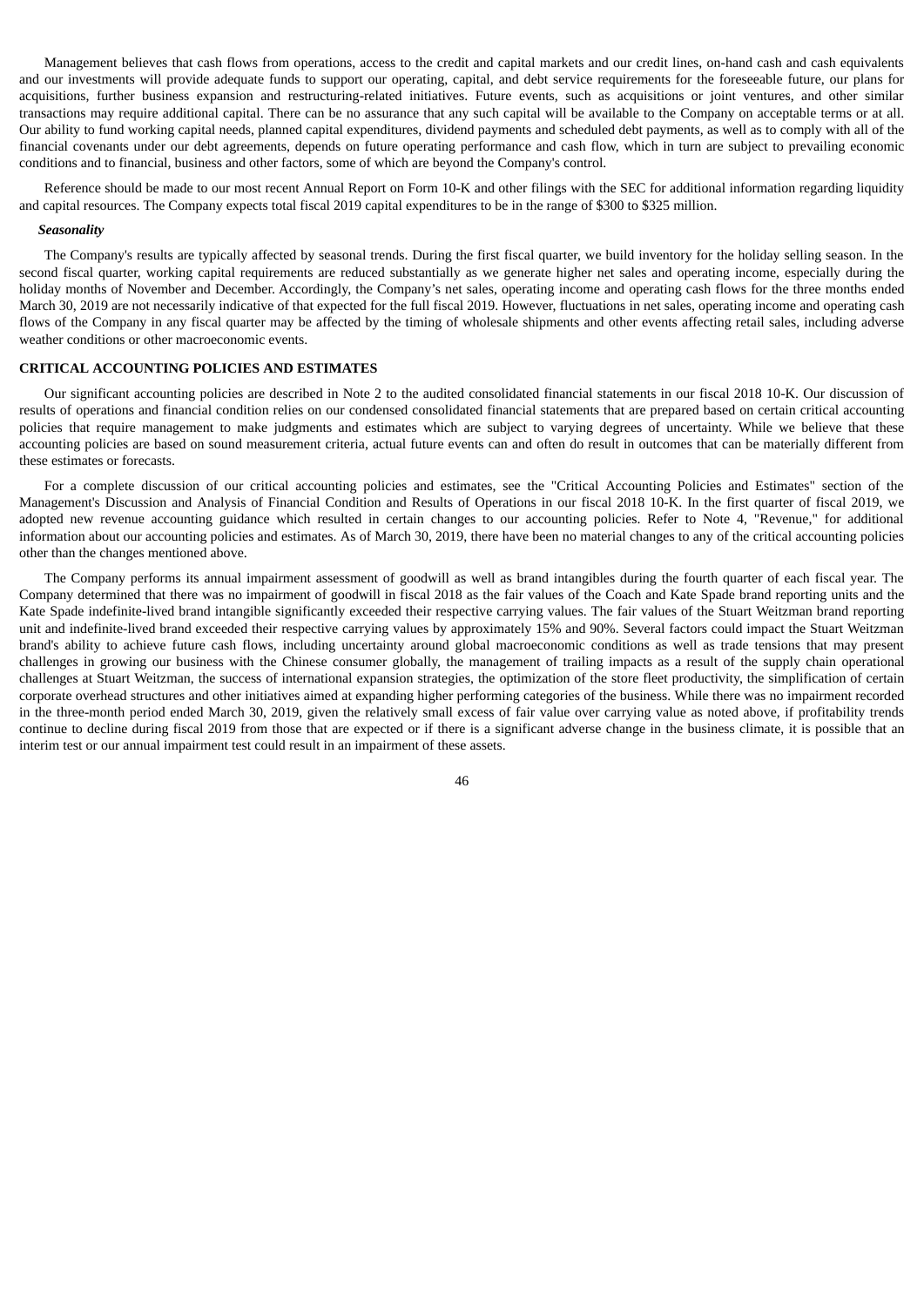Management believes that cash flows from operations, access to the credit and capital markets and our credit lines, on-hand cash and cash equivalents and our investments will provide adequate funds to support our operating, capital, and debt service requirements for the foreseeable future, our plans for acquisitions, further business expansion and restructuring-related initiatives. Future events, such as acquisitions or joint ventures, and other similar transactions may require additional capital. There can be no assurance that any such capital will be available to the Company on acceptable terms or at all. Our ability to fund working capital needs, planned capital expenditures, dividend payments and scheduled debt payments, as well as to comply with all of the financial covenants under our debt agreements, depends on future operating performance and cash flow, which in turn are subject to prevailing economic conditions and to financial, business and other factors, some of which are beyond the Company's control.

Reference should be made to our most recent Annual Report on Form 10-K and other filings with the SEC for additional information regarding liquidity and capital resources. The Company expects total fiscal 2019 capital expenditures to be in the range of $300 to $325 million.

***Seasonality***

The Company's results are typically affected by seasonal trends. During the first fiscal quarter, we build inventory for the holiday selling season. In the second fiscal quarter, working capital requirements are reduced substantially as we generate higher net sales and operating income, especially during the holiday months of November and December. Accordingly, the Company's net sales, operating income and operating cash flows for the three months ended March 30, 2019 are not necessarily indicative of that expected for the full fiscal 2019. However, fluctuations in net sales, operating income and operating cash flows of the Company in any fiscal quarter may be affected by the timing of wholesale shipments and other events affecting retail sales, including adverse weather conditions or other macroeconomic events.

**CRITICAL ACCOUNTING POLICIES AND ESTIMATES**

Our significant accounting policies are described in Note 2 to the audited consolidated financial statements in our fiscal 2018 10-K. Our discussion of results of operations and financial condition relies on our condensed consolidated financial statements that are prepared based on certain critical accounting policies that require management to make judgments and estimates which are subject to varying degrees of uncertainty. While we believe that these accounting policies are based on sound measurement criteria, actual future events can and often do result in outcomes that can be materially different from these estimates or forecasts.

For a complete discussion of our critical accounting policies and estimates, see the "Critical Accounting Policies and Estimates" section of the Management's Discussion and Analysis of Financial Condition and Results of Operations in our fiscal 2018 10-K. In the first quarter of fiscal 2019, we adopted new revenue accounting guidance which resulted in certain changes to our accounting policies. Refer to Note 4, "Revenue," for additional information about our accounting policies and estimates. As of March 30, 2019, there have been no material changes to any of the critical accounting policies other than the changes mentioned above.

The Company performs its annual impairment assessment of goodwill as well as brand intangibles during the fourth quarter of each fiscal year. The Company determined that there was no impairment of goodwill in fiscal 2018 as the fair values of the Coach and Kate Spade brand reporting units and the Kate Spade indefinite-lived brand intangible significantly exceeded their respective carrying values. The fair values of the Stuart Weitzman brand reporting unit and indefinite-lived brand exceeded their respective carrying values by approximately 15% and 90%. Several factors could impact the Stuart Weitzman brand's ability to achieve future cash flows, including uncertainty around global macroeconomic conditions as well as trade tensions that may present challenges in growing our business with the Chinese consumer globally, the management of trailing impacts as a result of the supply chain operational challenges at Stuart Weitzman, the success of international expansion strategies, the optimization of the store fleet productivity, the simplification of certain corporate overhead structures and other initiatives aimed at expanding higher performing categories of the business. While there was no impairment recorded in the three-month period ended March 30, 2019, given the relatively small excess of fair value over carrying value as noted above, if profitability trends continue to decline during fiscal 2019 from those that are expected or if there is a significant adverse change in the business climate, it is possible that an interim test or our annual impairment test could result in an impairment of these assets.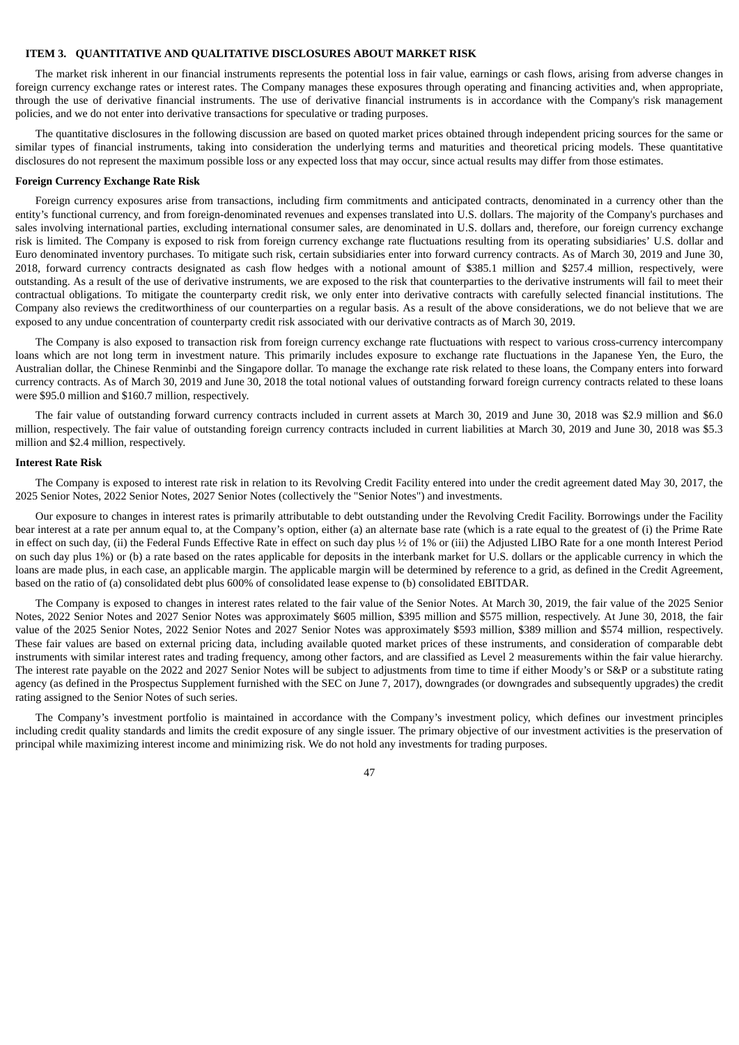### ITEM 3. QUANTITATIVE AND QUALITATIVE DISCLOSURES ABOUT MARKET RISK

The market risk inherent in our financial instruments represents the potential loss in fair value, earnings or cash flows, arising from adverse changes in foreign currency exchange rates or interest rates. The Company manages these exposures through operating and financing activities and, when appropriate, through the use of derivative financial instruments. The use of derivative financial instruments is in accordance with the Company's risk management policies, and we do not enter into derivative transactions for speculative or trading purposes.

The quantitative disclosures in the following discussion are based on quoted market prices obtained through independent pricing sources for the same or similar types of financial instruments, taking into consideration the underlying terms and maturities and theoretical pricing models. These quantitative disclosures do not represent the maximum possible loss or any expected loss that may occur, since actual results may differ from those estimates.

**Foreign Currency Exchange Rate Risk**

Foreign currency exposures arise from transactions, including firm commitments and anticipated contracts, denominated in a currency other than the entity's functional currency, and from foreign-denominated revenues and expenses translated into U.S. dollars. The majority of the Company's purchases and sales involving international parties, excluding international consumer sales, are denominated in U.S. dollars and, therefore, our foreign currency exchange risk is limited. The Company is exposed to risk from foreign currency exchange rate fluctuations resulting from its operating subsidiaries' U.S. dollar and Euro denominated inventory purchases. To mitigate such risk, certain subsidiaries enter into forward currency contracts. As of March 30, 2019 and June 30, 2018, forward currency contracts designated as cash flow hedges with a notional amount of $385.1 million and $257.4 million, respectively, were outstanding. As a result of the use of derivative instruments, we are exposed to the risk that counterparties to the derivative instruments will fail to meet their contractual obligations. To mitigate the counterparty credit risk, we only enter into derivative contracts with carefully selected financial institutions. The Company also reviews the creditworthiness of our counterparties on a regular basis. As a result of the above considerations, we do not believe that we are exposed to any undue concentration of counterparty credit risk associated with our derivative contracts as of March 30, 2019.

The Company is also exposed to transaction risk from foreign currency exchange rate fluctuations with respect to various cross-currency intercompany loans which are not long term in investment nature. This primarily includes exposure to exchange rate fluctuations in the Japanese Yen, the Euro, the Australian dollar, the Chinese Renminbi and the Singapore dollar. To manage the exchange rate risk related to these loans, the Company enters into forward currency contracts. As of March 30, 2019 and June 30, 2018 the total notional values of outstanding forward foreign currency contracts related to these loans were $95.0 million and $160.7 million, respectively.

The fair value of outstanding forward currency contracts included in current assets at March 30, 2019 and June 30, 2018 was $2.9 million and $6.0 million, respectively. The fair value of outstanding foreign currency contracts included in current liabilities at March 30, 2019 and June 30, 2018 was $5.3 million and $2.4 million, respectively.

**Interest Rate Risk**

The Company is exposed to interest rate risk in relation to its Revolving Credit Facility entered into under the credit agreement dated May 30, 2017, the 2025 Senior Notes, 2022 Senior Notes, 2027 Senior Notes (collectively the "Senior Notes") and investments.

Our exposure to changes in interest rates is primarily attributable to debt outstanding under the Revolving Credit Facility. Borrowings under the Facility bear interest at a rate per annum equal to, at the Company's option, either (a) an alternate base rate (which is a rate equal to the greatest of (i) the Prime Rate in effect on such day, (ii) the Federal Funds Effective Rate in effect on such day plus ½ of 1% or (iii) the Adjusted LIBO Rate for a one month Interest Period on such day plus 1%) or (b) a rate based on the rates applicable for deposits in the interbank market for U.S. dollars or the applicable currency in which the loans are made plus, in each case, an applicable margin. The applicable margin will be determined by reference to a grid, as defined in the Credit Agreement, based on the ratio of (a) consolidated debt plus 600% of consolidated lease expense to (b) consolidated EBITDAR.

The Company is exposed to changes in interest rates related to the fair value of the Senior Notes. At March 30, 2019, the fair value of the 2025 Senior Notes, 2022 Senior Notes and 2027 Senior Notes was approximately $605 million, $395 million and $575 million, respectively. At June 30, 2018, the fair value of the 2025 Senior Notes, 2022 Senior Notes and 2027 Senior Notes was approximately $593 million, $389 million and $574 million, respectively. These fair values are based on external pricing data, including available quoted market prices of these instruments, and consideration of comparable debt instruments with similar interest rates and trading frequency, among other factors, and are classified as Level 2 measurements within the fair value hierarchy. The interest rate payable on the 2022 and 2027 Senior Notes will be subject to adjustments from time to time if either Moody's or S&P or a substitute rating agency (as defined in the Prospectus Supplement furnished with the SEC on June 7, 2017), downgrades (or downgrades and subsequently upgrades) the credit rating assigned to the Senior Notes of such series.

The Company's investment portfolio is maintained in accordance with the Company's investment policy, which defines our investment principles including credit quality standards and limits the credit exposure of any single issuer. The primary objective of our investment activities is the preservation of principal while maximizing interest income and minimizing risk. We do not hold any investments for trading purposes.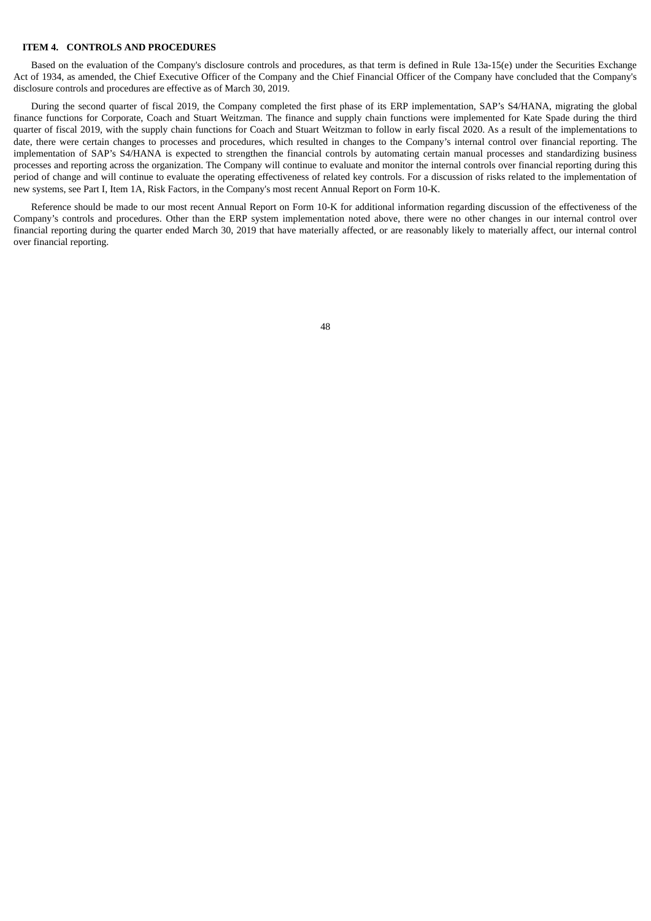## ITEM 4. CONTROLS AND PROCEDURES

Based on the evaluation of the Company's disclosure controls and procedures, as that term is defined in Rule 13a-15(e) under the Securities Exchange Act of 1934, as amended, the Chief Executive Officer of the Company and the Chief Financial Officer of the Company have concluded that the Company's disclosure controls and procedures are effective as of March 30, 2019.

During the second quarter of fiscal 2019, the Company completed the first phase of its ERP implementation, SAP's S4/HANA, migrating the global finance functions for Corporate, Coach and Stuart Weitzman. The finance and supply chain functions were implemented for Kate Spade during the third quarter of fiscal 2019, with the supply chain functions for Coach and Stuart Weitzman to follow in early fiscal 2020. As a result of the implementations to date, there were certain changes to processes and procedures, which resulted in changes to the Company's internal control over financial reporting. The implementation of SAP's S4/HANA is expected to strengthen the financial controls by automating certain manual processes and standardizing business processes and reporting across the organization. The Company will continue to evaluate and monitor the internal controls over financial reporting during this period of change and will continue to evaluate the operating effectiveness of related key controls. For a discussion of risks related to the implementation of new systems, see Part I, Item 1A, Risk Factors, in the Company's most recent Annual Report on Form 10-K.

Reference should be made to our most recent Annual Report on Form 10-K for additional information regarding discussion of the effectiveness of the Company's controls and procedures. Other than the ERP system implementation noted above, there were no other changes in our internal control over financial reporting during the quarter ended March 30, 2019 that have materially affected, or are reasonably likely to materially affect, our internal control over financial reporting.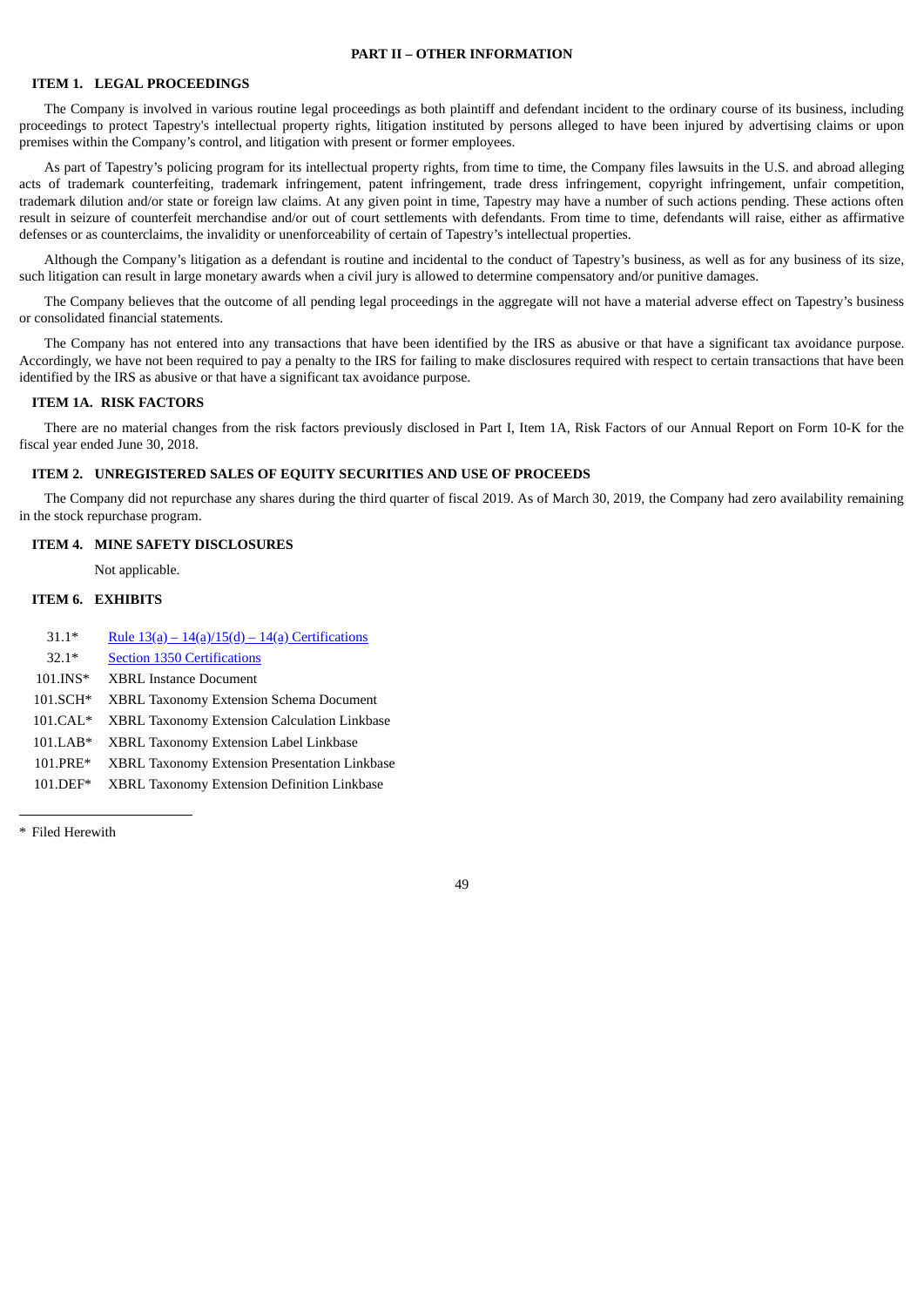# PART II – OTHER INFORMATION

## ITEM 1. LEGAL PROCEEDINGS

The Company is involved in various routine legal proceedings as both plaintiff and defendant incident to the ordinary course of its business, including proceedings to protect Tapestry's intellectual property rights, litigation instituted by persons alleged to have been injured by advertising claims or upon premises within the Company's control, and litigation with present or former employees.

As part of Tapestry's policing program for its intellectual property rights, from time to time, the Company files lawsuits in the U.S. and abroad alleging acts of trademark counterfeiting, trademark infringement, patent infringement, trade dress infringement, copyright infringement, unfair competition, trademark dilution and/or state or foreign law claims. At any given point in time, Tapestry may have a number of such actions pending. These actions often result in seizure of counterfeit merchandise and/or out of court settlements with defendants. From time to time, defendants will raise, either as affirmative defenses or as counterclaims, the invalidity or unenforceability of certain of Tapestry's intellectual properties.

Although the Company's litigation as a defendant is routine and incidental to the conduct of Tapestry's business, as well as for any business of its size, such litigation can result in large monetary awards when a civil jury is allowed to determine compensatory and/or punitive damages.

The Company believes that the outcome of all pending legal proceedings in the aggregate will not have a material adverse effect on Tapestry's business or consolidated financial statements.

The Company has not entered into any transactions that have been identified by the IRS as abusive or that have a significant tax avoidance purpose. Accordingly, we have not been required to pay a penalty to the IRS for failing to make disclosures required with respect to certain transactions that have been identified by the IRS as abusive or that have a significant tax avoidance purpose.

## ITEM 1A. RISK FACTORS

There are no material changes from the risk factors previously disclosed in Part I, Item 1A, Risk Factors of our Annual Report on Form 10-K for the fiscal year ended June 30, 2018.

## ITEM 2. UNREGISTERED SALES OF EQUITY SECURITIES AND USE OF PROCEEDS

The Company did not repurchase any shares during the third quarter of fiscal 2019. As of March 30, 2019, the Company had zero availability remaining in the stock repurchase program.

## ITEM 4. MINE SAFETY DISCLOSURES

Not applicable.

## ITEM 6. EXHIBITS

| | |
|---|---|
| 31.1* | Rule 13(a) – 14(a)/15(d) – 14(a) Certifications |
| 32.1* | Section 1350 Certifications |
| 101.INS* | XBRL Instance Document |
| 101.SCH* | XBRL Taxonomy Extension Schema Document |
| 101.CAL* | XBRL Taxonomy Extension Calculation Linkbase |
| 101.LAB* | XBRL Taxonomy Extension Label Linkbase |
| 101.PRE* | XBRL Taxonomy Extension Presentation Linkbase |
| 101.DEF* | XBRL Taxonomy Extension Definition Linkbase |

* Filed Herewith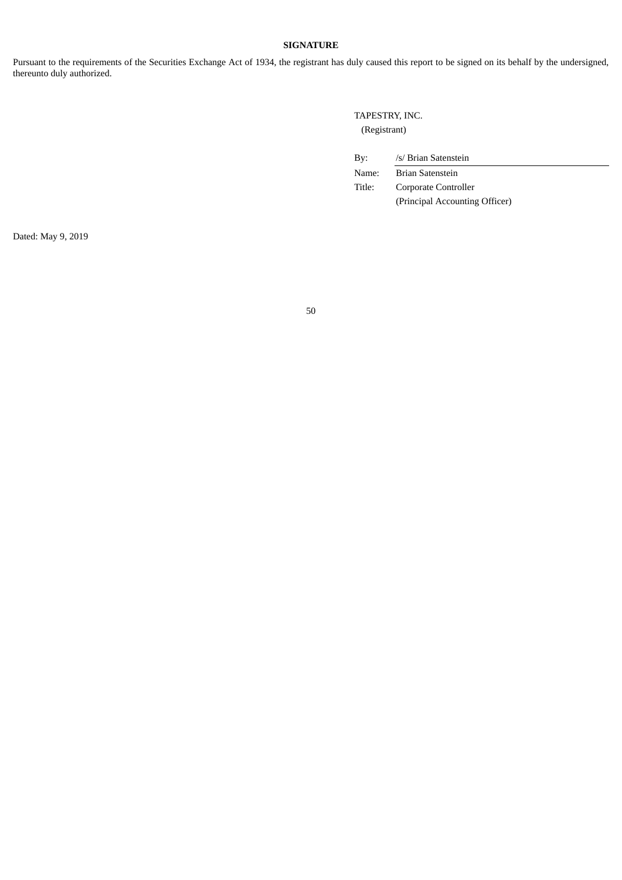## SIGNATURE

Pursuant to the requirements of the Securities Exchange Act of 1934, the registrant has duly caused this report to be signed on its behalf by the undersigned, thereunto duly authorized.

TAPESTRY, INC.
(Registrant)

| | |
|---|---|
| By: | /s/ Brian Satenstein |
| Name: | Brian Satenstein |
| Title: | Corporate Controller<br>(Principal Accounting Officer) |

Dated: May 9, 2019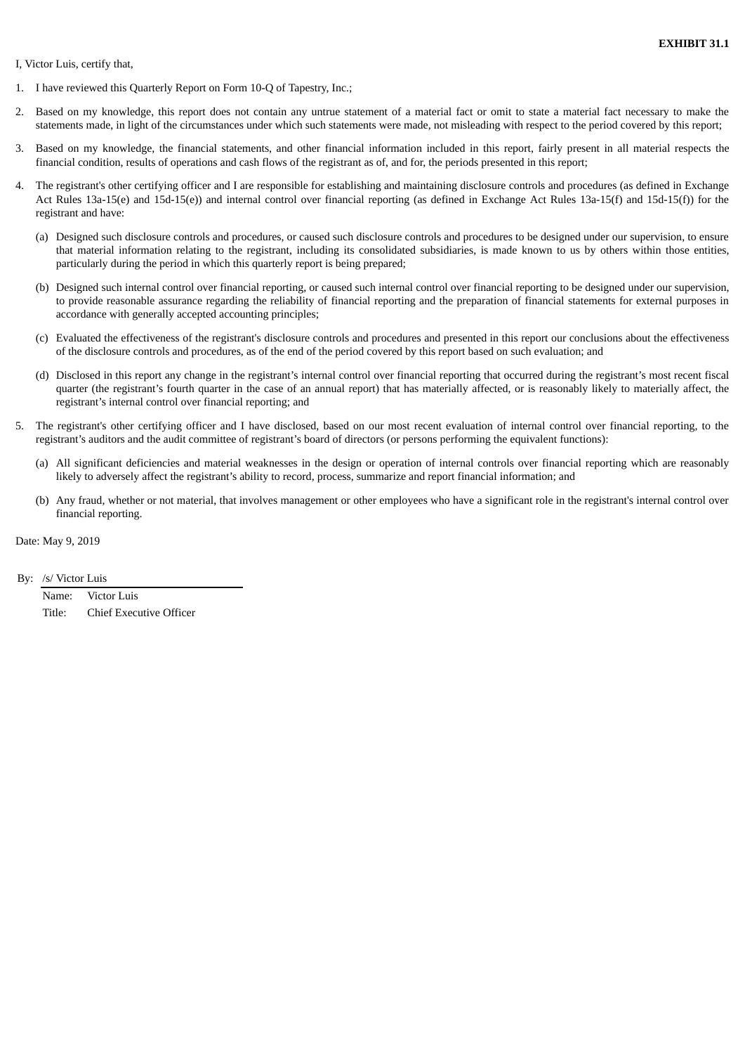**EXHIBIT 31.1**

I, Victor Luis, certify that,

1. I have reviewed this Quarterly Report on Form 10-Q of Tapestry, Inc.;

2. Based on my knowledge, this report does not contain any untrue statement of a material fact or omit to state a material fact necessary to make the statements made, in light of the circumstances under which such statements were made, not misleading with respect to the period covered by this report;

3. Based on my knowledge, the financial statements, and other financial information included in this report, fairly present in all material respects the financial condition, results of operations and cash flows of the registrant as of, and for, the periods presented in this report;

4. The registrant's other certifying officer and I are responsible for establishing and maintaining disclosure controls and procedures (as defined in Exchange Act Rules 13a-15(e) and 15d-15(e)) and internal control over financial reporting (as defined in Exchange Act Rules 13a-15(f) and 15d-15(f)) for the registrant and have:

   (a) Designed such disclosure controls and procedures, or caused such disclosure controls and procedures to be designed under our supervision, to ensure that material information relating to the registrant, including its consolidated subsidiaries, is made known to us by others within those entities, particularly during the period in which this quarterly report is being prepared;

   (b) Designed such internal control over financial reporting, or caused such internal control over financial reporting to be designed under our supervision, to provide reasonable assurance regarding the reliability of financial reporting and the preparation of financial statements for external purposes in accordance with generally accepted accounting principles;

   (c) Evaluated the effectiveness of the registrant's disclosure controls and procedures and presented in this report our conclusions about the effectiveness of the disclosure controls and procedures, as of the end of the period covered by this report based on such evaluation; and

   (d) Disclosed in this report any change in the registrant's internal control over financial reporting that occurred during the registrant's most recent fiscal quarter (the registrant's fourth quarter in the case of an annual report) that has materially affected, or is reasonably likely to materially affect, the registrant's internal control over financial reporting; and

5. The registrant's other certifying officer and I have disclosed, based on our most recent evaluation of internal control over financial reporting, to the registrant's auditors and the audit committee of registrant's board of directors (or persons performing the equivalent functions):

   (a) All significant deficiencies and material weaknesses in the design or operation of internal controls over financial reporting which are reasonably likely to adversely affect the registrant's ability to record, process, summarize and report financial information; and

   (b) Any fraud, whether or not material, that involves management or other employees who have a significant role in the registrant's internal control over financial reporting.

Date: May 9, 2019

By: /s/ Victor Luis

Name: Victor Luis

Title: Chief Executive Officer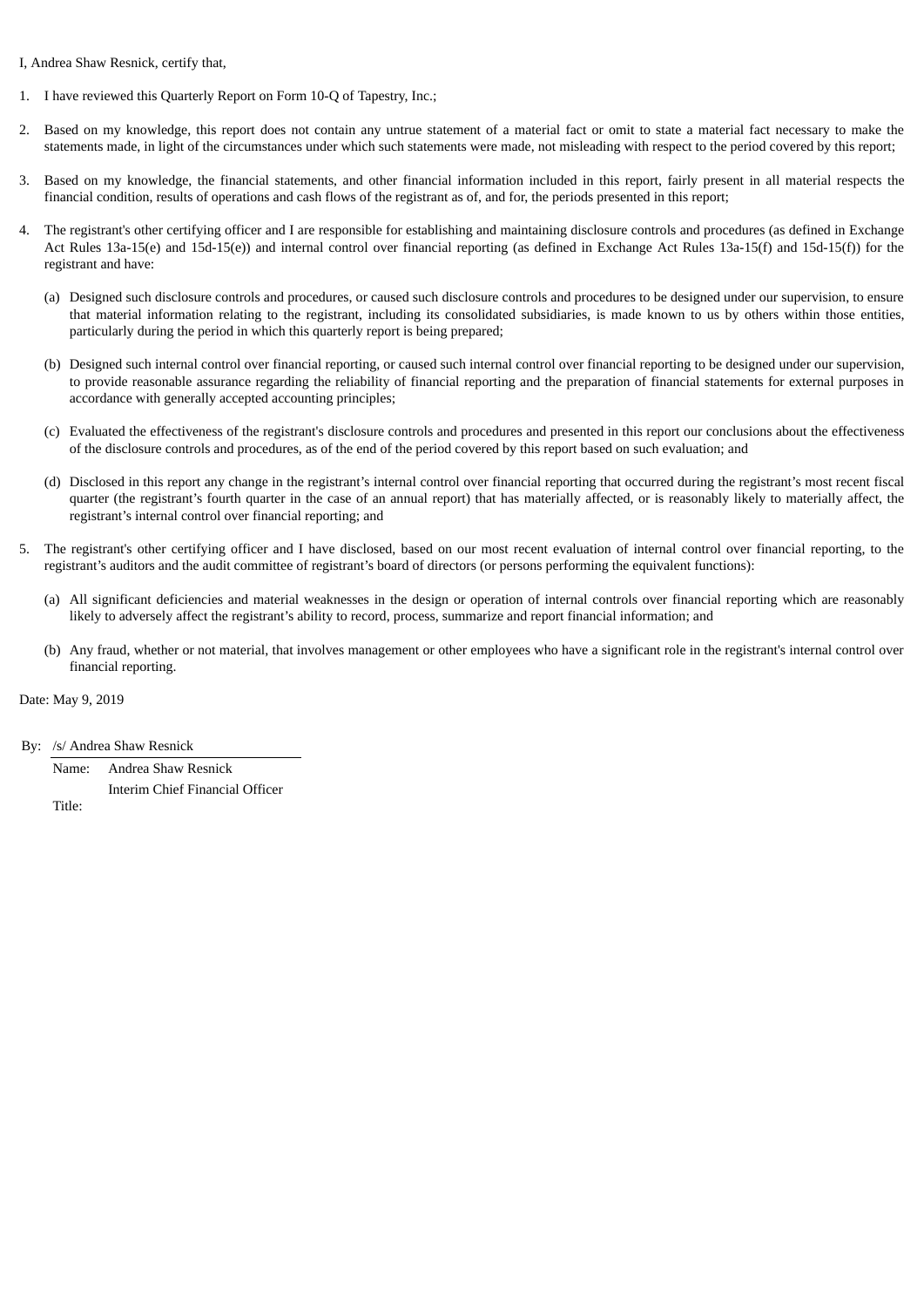I, Andrea Shaw Resnick, certify that,

1. I have reviewed this Quarterly Report on Form 10-Q of Tapestry, Inc.;

2. Based on my knowledge, this report does not contain any untrue statement of a material fact or omit to state a material fact necessary to make the statements made, in light of the circumstances under which such statements were made, not misleading with respect to the period covered by this report;

3. Based on my knowledge, the financial statements, and other financial information included in this report, fairly present in all material respects the financial condition, results of operations and cash flows of the registrant as of, and for, the periods presented in this report;

4. The registrant's other certifying officer and I are responsible for establishing and maintaining disclosure controls and procedures (as defined in Exchange Act Rules 13a-15(e) and 15d-15(e)) and internal control over financial reporting (as defined in Exchange Act Rules 13a-15(f) and 15d-15(f)) for the registrant and have:

   (a) Designed such disclosure controls and procedures, or caused such disclosure controls and procedures to be designed under our supervision, to ensure that material information relating to the registrant, including its consolidated subsidiaries, is made known to us by others within those entities, particularly during the period in which this quarterly report is being prepared;

   (b) Designed such internal control over financial reporting, or caused such internal control over financial reporting to be designed under our supervision, to provide reasonable assurance regarding the reliability of financial reporting and the preparation of financial statements for external purposes in accordance with generally accepted accounting principles;

   (c) Evaluated the effectiveness of the registrant's disclosure controls and procedures and presented in this report our conclusions about the effectiveness of the disclosure controls and procedures, as of the end of the period covered by this report based on such evaluation; and

   (d) Disclosed in this report any change in the registrant's internal control over financial reporting that occurred during the registrant's most recent fiscal quarter (the registrant's fourth quarter in the case of an annual report) that has materially affected, or is reasonably likely to materially affect, the registrant's internal control over financial reporting; and

5. The registrant's other certifying officer and I have disclosed, based on our most recent evaluation of internal control over financial reporting, to the registrant's auditors and the audit committee of registrant's board of directors (or persons performing the equivalent functions):

   (a) All significant deficiencies and material weaknesses in the design or operation of internal controls over financial reporting which are reasonably likely to adversely affect the registrant's ability to record, process, summarize and report financial information; and

   (b) Any fraud, whether or not material, that involves management or other employees who have a significant role in the registrant's internal control over financial reporting.

Date: May 9, 2019

By: /s/ Andrea Shaw Resnick

Name: Andrea Shaw Resnick

Title: Interim Chief Financial Officer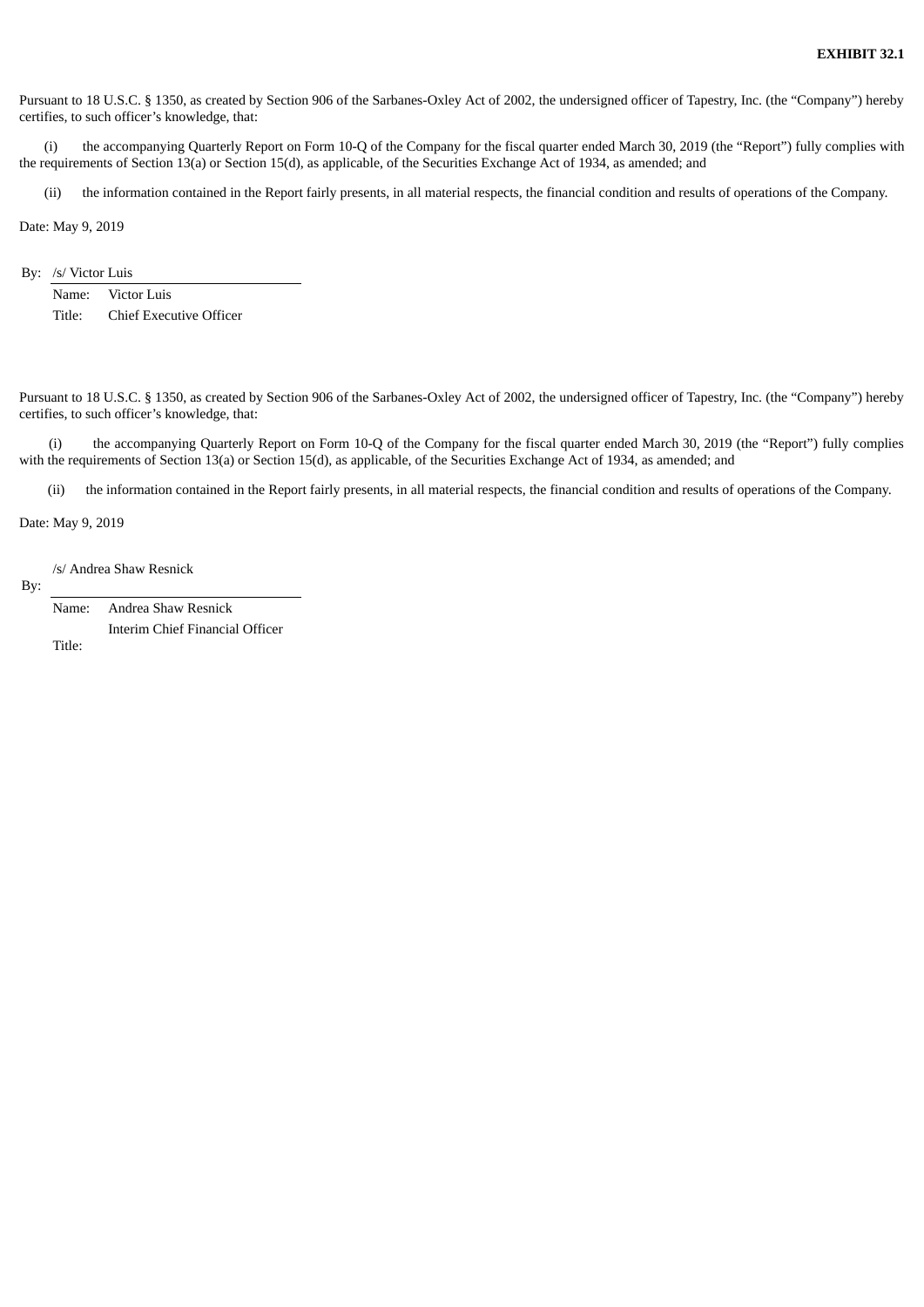**EXHIBIT 32.1**

Pursuant to 18 U.S.C. § 1350, as created by Section 906 of the Sarbanes-Oxley Act of 2002, the undersigned officer of Tapestry, Inc. (the "Company") hereby certifies, to such officer's knowledge, that:

(i) the accompanying Quarterly Report on Form 10-Q of the Company for the fiscal quarter ended March 30, 2019 (the "Report") fully complies with the requirements of Section 13(a) or Section 15(d), as applicable, of the Securities Exchange Act of 1934, as amended; and

(ii) the information contained in the Report fairly presents, in all material respects, the financial condition and results of operations of the Company.

Date: May 9, 2019

By: /s/ Victor Luis

Name: Victor Luis

Title: Chief Executive Officer

Pursuant to 18 U.S.C. § 1350, as created by Section 906 of the Sarbanes-Oxley Act of 2002, the undersigned officer of Tapestry, Inc. (the "Company") hereby certifies, to such officer's knowledge, that:

(i) the accompanying Quarterly Report on Form 10-Q of the Company for the fiscal quarter ended March 30, 2019 (the "Report") fully complies with the requirements of Section 13(a) or Section 15(d), as applicable, of the Securities Exchange Act of 1934, as amended; and

(ii) the information contained in the Report fairly presents, in all material respects, the financial condition and results of operations of the Company.

Date: May 9, 2019

By: /s/ Andrea Shaw Resnick

Name: Andrea Shaw Resnick

Title: Interim Chief Financial Officer